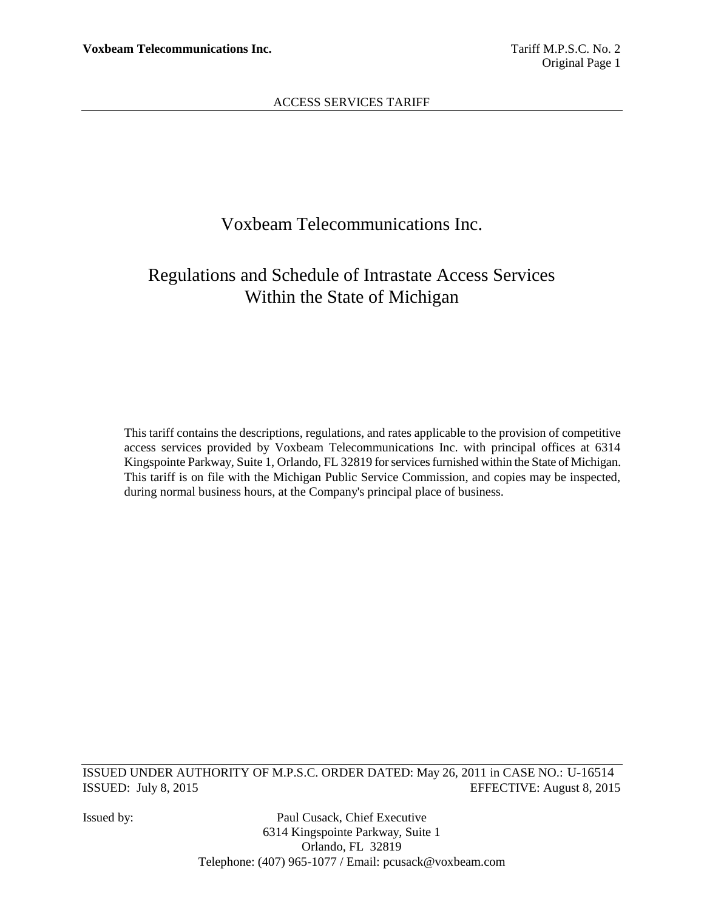# Voxbeam Telecommunications Inc.

## Regulations and Schedule of Intrastate Access Services Within the State of Michigan

This tariff contains the descriptions, regulations, and rates applicable to the provision of competitive access services provided by Voxbeam Telecommunications Inc. with principal offices at 6314 Kingspointe Parkway, Suite 1, Orlando, FL 32819 for services furnished within the State of Michigan. This tariff is on file with the Michigan Public Service Commission, and copies may be inspected, during normal business hours, at the Company's principal place of business.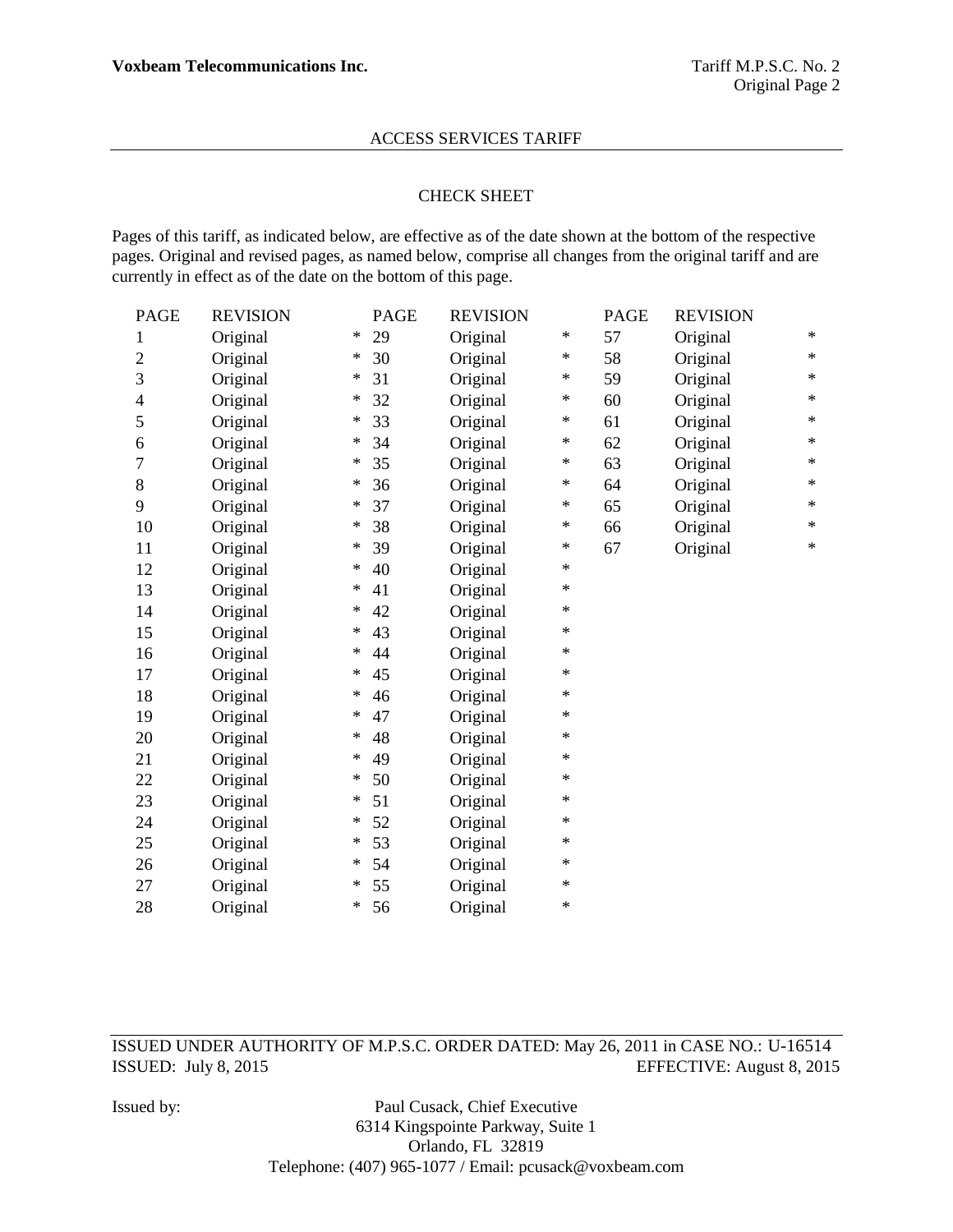ACCESS SERVICES TARIFF

## CHECK SHEET

Pages of this tariff, as indicated below, are effective as of the date shown at the bottom of the respective pages. Original and revised pages, as named below, comprise all changes from the original tariff and are currently in effect as of the date on the bottom of this page.

| PAGE | REVISION | | PAGE | REVISION | | PAGE | REVISION | |
|---|---|---|---|---|---|---|---|---|
| 1 | Original | * | 29 | Original | * | 57 | Original | * |
| 2 | Original | * | 30 | Original | * | 58 | Original | * |
| 3 | Original | * | 31 | Original | * | 59 | Original | * |
| 4 | Original | * | 32 | Original | * | 60 | Original | * |
| 5 | Original | * | 33 | Original | * | 61 | Original | * |
| 6 | Original | * | 34 | Original | * | 62 | Original | * |
| 7 | Original | * | 35 | Original | * | 63 | Original | * |
| 8 | Original | * | 36 | Original | * | 64 | Original | * |
| 9 | Original | * | 37 | Original | * | 65 | Original | * |
| 10 | Original | * | 38 | Original | * | 66 | Original | * |
| 11 | Original | * | 39 | Original | * | 67 | Original | * |
| 12 | Original | * | 40 | Original | * | | | |
| 13 | Original | * | 41 | Original | * | | | |
| 14 | Original | * | 42 | Original | * | | | |
| 15 | Original | * | 43 | Original | * | | | |
| 16 | Original | * | 44 | Original | * | | | |
| 17 | Original | * | 45 | Original | * | | | |
| 18 | Original | * | 46 | Original | * | | | |
| 19 | Original | * | 47 | Original | * | | | |
| 20 | Original | * | 48 | Original | * | | | |
| 21 | Original | * | 49 | Original | * | | | |
| 22 | Original | * | 50 | Original | * | | | |
| 23 | Original | * | 51 | Original | * | | | |
| 24 | Original | * | 52 | Original | * | | | |
| 25 | Original | * | 53 | Original | * | | | |
| 26 | Original | * | 54 | Original | * | | | |
| 27 | Original | * | 55 | Original | * | | | |
| 28 | Original | * | 56 | Original | * | | | |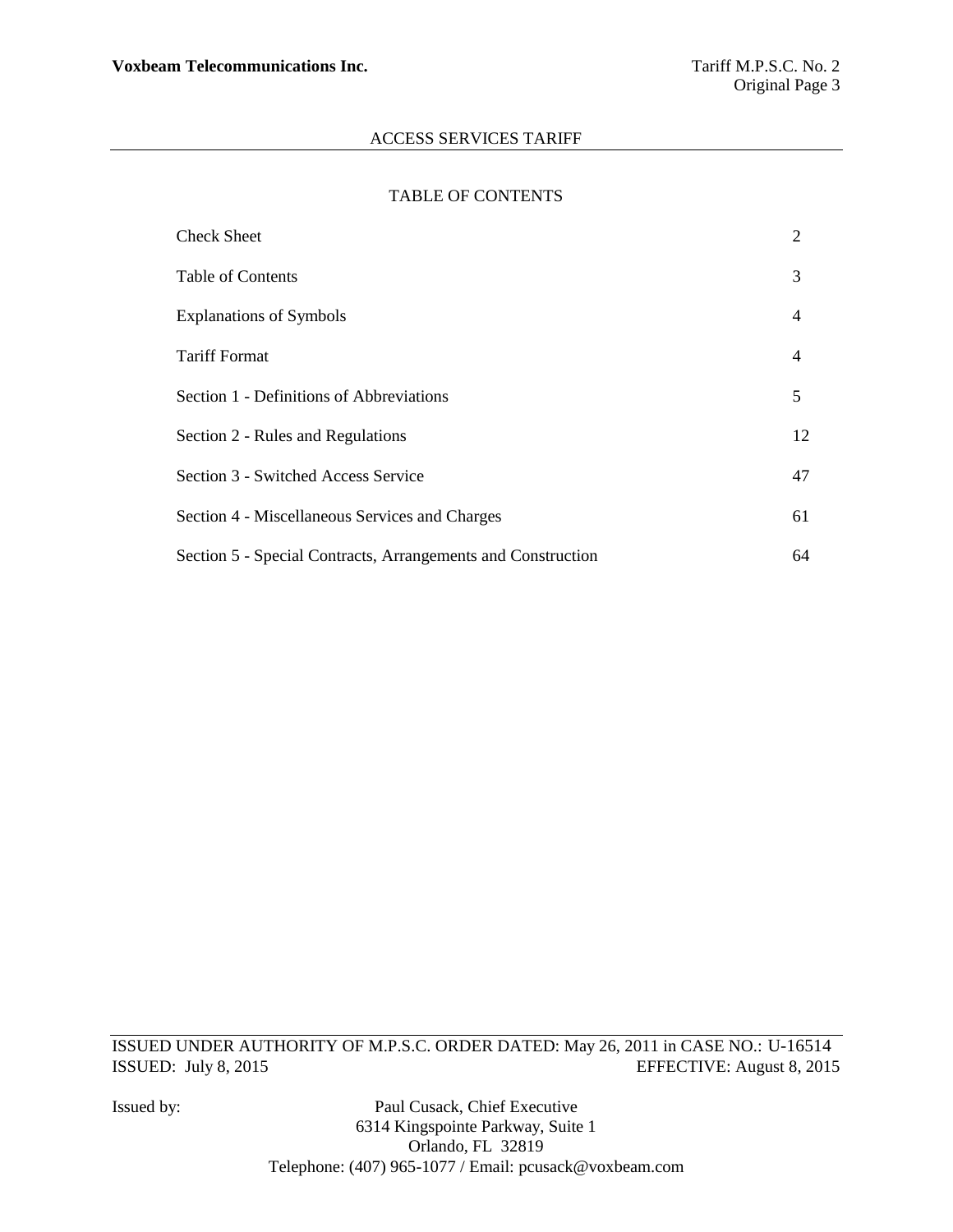# ACCESS SERVICES TARIFF

## TABLE OF CONTENTS

| | |
|---|---|
| Check Sheet | 2 |
| Table of Contents | 3 |
| Explanations of Symbols | 4 |
| Tariff Format | 4 |
| Section 1 - Definitions of Abbreviations | 5 |
| Section 2 - Rules and Regulations | 12 |
| Section 3 - Switched Access Service | 47 |
| Section 4 - Miscellaneous Services and Charges | 61 |
| Section 5 - Special Contracts, Arrangements and Construction | 64 |

ISSUED UNDER AUTHORITY OF M.P.S.C. ORDER DATED: May 26, 2011 in CASE NO.: U-16514
ISSUED: July 8, 2015 EFFECTIVE: August 8, 2015

Issued by: Paul Cusack, Chief Executive
6314 Kingspointe Parkway, Suite 1
Orlando, FL 32819
Telephone: (407) 965-1077 / Email: pcusack@voxbeam.com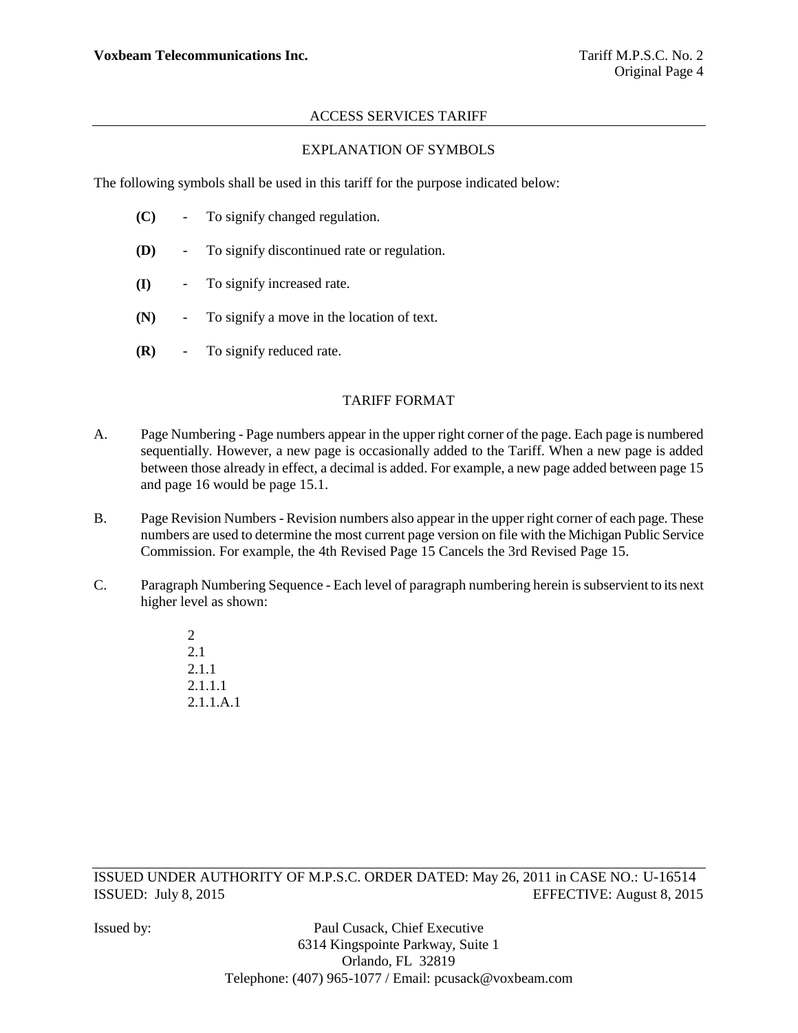# ACCESS SERVICES TARIFF

## EXPLANATION OF SYMBOLS

The following symbols shall be used in this tariff for the purpose indicated below:

- **(C)** - To signify changed regulation.
- **(D)** - To signify discontinued rate or regulation.
- **(I)** - To signify increased rate.
- **(N)** - To signify a move in the location of text.
- **(R)** - To signify reduced rate.

## TARIFF FORMAT

A. Page Numbering - Page numbers appear in the upper right corner of the page. Each page is numbered sequentially. However, a new page is occasionally added to the Tariff. When a new page is added between those already in effect, a decimal is added. For example, a new page added between page 15 and page 16 would be page 15.1.

B. Page Revision Numbers - Revision numbers also appear in the upper right corner of each page. These numbers are used to determine the most current page version on file with the Michigan Public Service Commission. For example, the 4th Revised Page 15 Cancels the 3rd Revised Page 15.

C. Paragraph Numbering Sequence - Each level of paragraph numbering herein is subservient to its next higher level as shown:

2
2.1
2.1.1
2.1.1.1
2.1.1.A.1

ISSUED UNDER AUTHORITY OF M.P.S.C. ORDER DATED: May 26, 2011 in CASE NO.: U-16514
ISSUED: July 8, 2015 EFFECTIVE: August 8, 2015

Issued by: Paul Cusack, Chief Executive
6314 Kingspointe Parkway, Suite 1
Orlando, FL 32819
Telephone: (407) 965-1077 / Email: pcusack@voxbeam.com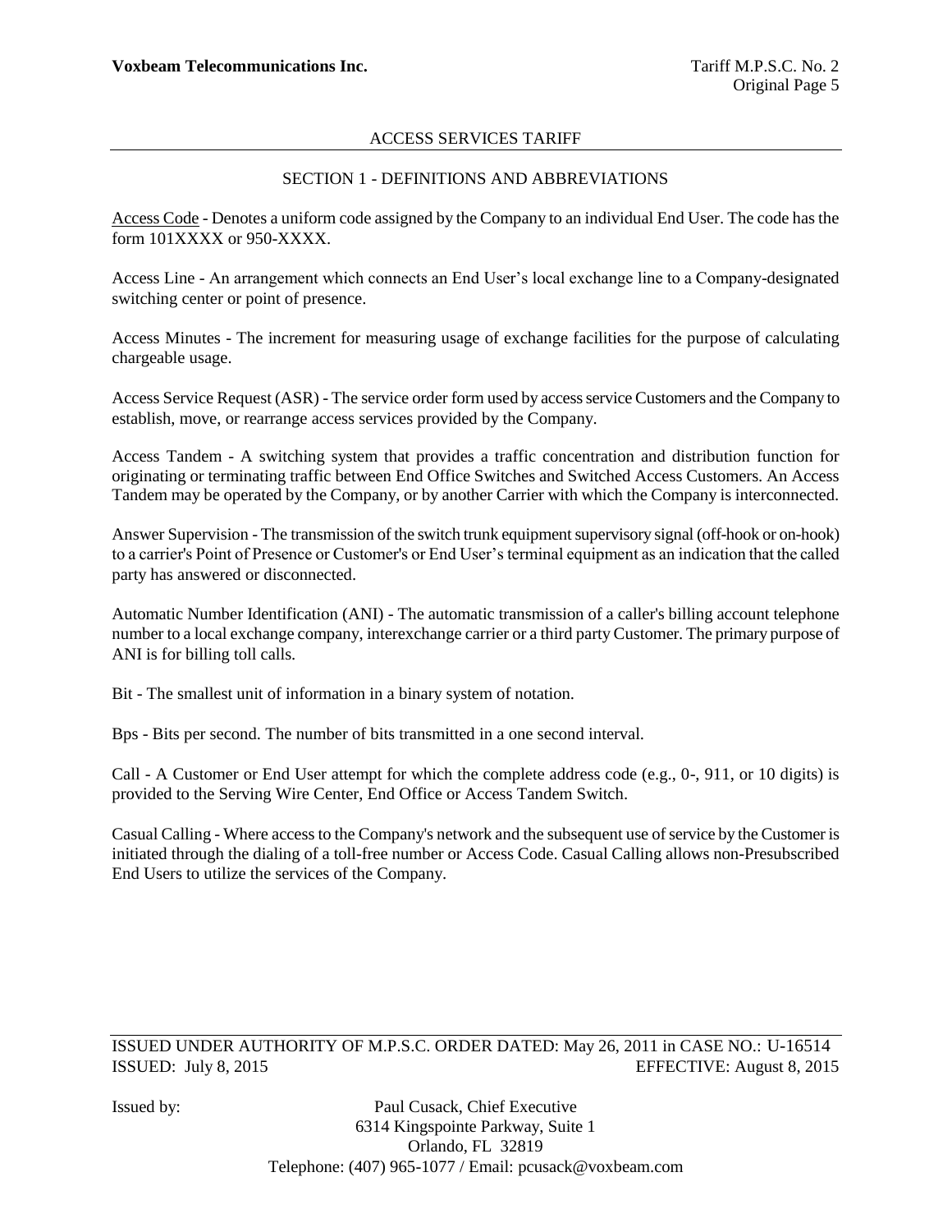## ACCESS SERVICES TARIFF

### SECTION 1 - DEFINITIONS AND ABBREVIATIONS

Access Code - Denotes a uniform code assigned by the Company to an individual End User. The code has the form 101XXXX or 950-XXXX.

Access Line - An arrangement which connects an End User's local exchange line to a Company-designated switching center or point of presence.

Access Minutes - The increment for measuring usage of exchange facilities for the purpose of calculating chargeable usage.

Access Service Request (ASR) - The service order form used by access service Customers and the Company to establish, move, or rearrange access services provided by the Company.

Access Tandem - A switching system that provides a traffic concentration and distribution function for originating or terminating traffic between End Office Switches and Switched Access Customers. An Access Tandem may be operated by the Company, or by another Carrier with which the Company is interconnected.

Answer Supervision - The transmission of the switch trunk equipment supervisory signal (off-hook or on-hook) to a carrier's Point of Presence or Customer's or End User's terminal equipment as an indication that the called party has answered or disconnected.

Automatic Number Identification (ANI) - The automatic transmission of a caller's billing account telephone number to a local exchange company, interexchange carrier or a third party Customer. The primary purpose of ANI is for billing toll calls.

Bit - The smallest unit of information in a binary system of notation.

Bps - Bits per second. The number of bits transmitted in a one second interval.

Call - A Customer or End User attempt for which the complete address code (e.g., 0-, 911, or 10 digits) is provided to the Serving Wire Center, End Office or Access Tandem Switch.

Casual Calling - Where access to the Company's network and the subsequent use of service by the Customer is initiated through the dialing of a toll-free number or Access Code. Casual Calling allows non-Presubscribed End Users to utilize the services of the Company.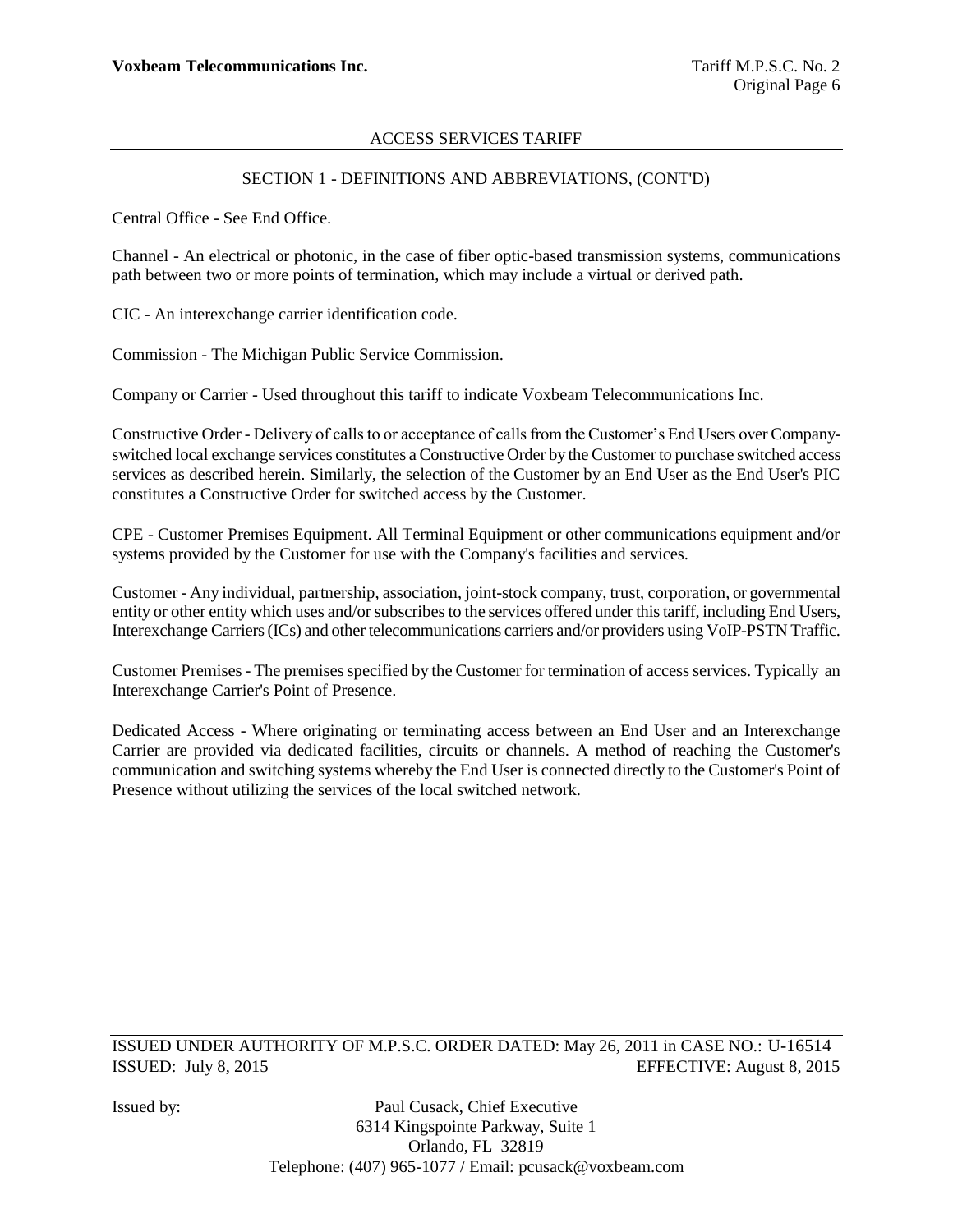ACCESS SERVICES TARIFF

SECTION 1 - DEFINITIONS AND ABBREVIATIONS, (CONT'D)

Central Office - See End Office.

Channel - An electrical or photonic, in the case of fiber optic-based transmission systems, communications path between two or more points of termination, which may include a virtual or derived path.

CIC - An interexchange carrier identification code.

Commission - The Michigan Public Service Commission.

Company or Carrier - Used throughout this tariff to indicate Voxbeam Telecommunications Inc.

Constructive Order - Delivery of calls to or acceptance of calls from the Customer's End Users over Company-switched local exchange services constitutes a Constructive Order by the Customer to purchase switched access services as described herein. Similarly, the selection of the Customer by an End User as the End User's PIC constitutes a Constructive Order for switched access by the Customer.

CPE - Customer Premises Equipment. All Terminal Equipment or other communications equipment and/or systems provided by the Customer for use with the Company's facilities and services.

Customer - Any individual, partnership, association, joint-stock company, trust, corporation, or governmental entity or other entity which uses and/or subscribes to the services offered under this tariff, including End Users, Interexchange Carriers (ICs) and other telecommunications carriers and/or providers using VoIP-PSTN Traffic.

Customer Premises - The premises specified by the Customer for termination of access services. Typically an Interexchange Carrier's Point of Presence.

Dedicated Access - Where originating or terminating access between an End User and an Interexchange Carrier are provided via dedicated facilities, circuits or channels. A method of reaching the Customer's communication and switching systems whereby the End User is connected directly to the Customer's Point of Presence without utilizing the services of the local switched network.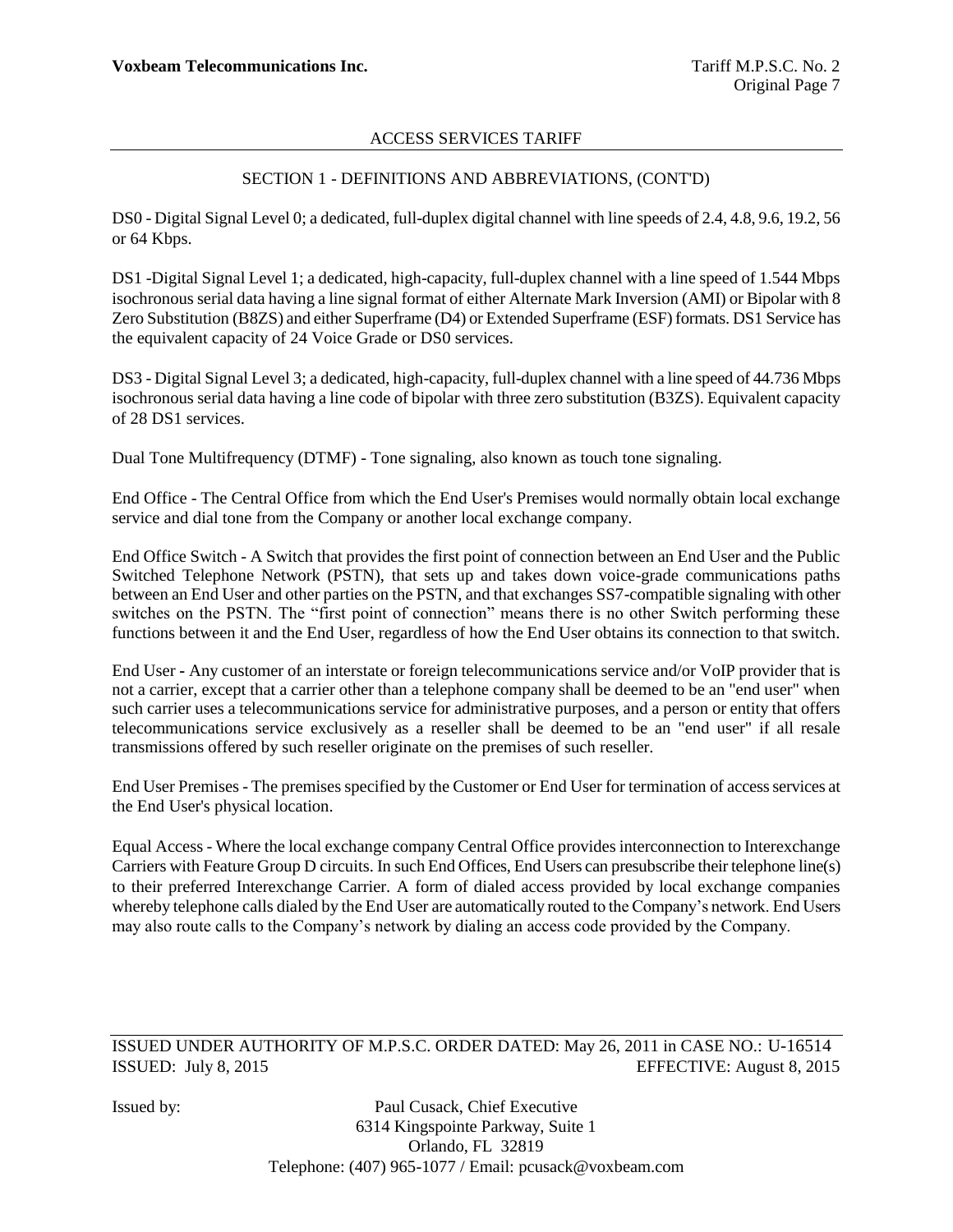## ACCESS SERVICES TARIFF

### SECTION 1 - DEFINITIONS AND ABBREVIATIONS, (CONT'D)

DS0 - Digital Signal Level 0; a dedicated, full-duplex digital channel with line speeds of 2.4, 4.8, 9.6, 19.2, 56 or 64 Kbps.

DS1 -Digital Signal Level 1; a dedicated, high-capacity, full-duplex channel with a line speed of 1.544 Mbps isochronous serial data having a line signal format of either Alternate Mark Inversion (AMI) or Bipolar with 8 Zero Substitution (B8ZS) and either Superframe (D4) or Extended Superframe (ESF) formats. DS1 Service has the equivalent capacity of 24 Voice Grade or DS0 services.

DS3 - Digital Signal Level 3; a dedicated, high-capacity, full-duplex channel with a line speed of 44.736 Mbps isochronous serial data having a line code of bipolar with three zero substitution (B3ZS). Equivalent capacity of 28 DS1 services.

Dual Tone Multifrequency (DTMF) - Tone signaling, also known as touch tone signaling.

End Office - The Central Office from which the End User's Premises would normally obtain local exchange service and dial tone from the Company or another local exchange company.

End Office Switch - A Switch that provides the first point of connection between an End User and the Public Switched Telephone Network (PSTN), that sets up and takes down voice-grade communications paths between an End User and other parties on the PSTN, and that exchanges SS7-compatible signaling with other switches on the PSTN. The "first point of connection" means there is no other Switch performing these functions between it and the End User, regardless of how the End User obtains its connection to that switch.

End User - Any customer of an interstate or foreign telecommunications service and/or VoIP provider that is not a carrier, except that a carrier other than a telephone company shall be deemed to be an "end user" when such carrier uses a telecommunications service for administrative purposes, and a person or entity that offers telecommunications service exclusively as a reseller shall be deemed to be an "end user" if all resale transmissions offered by such reseller originate on the premises of such reseller.

End User Premises - The premises specified by the Customer or End User for termination of access services at the End User's physical location.

Equal Access - Where the local exchange company Central Office provides interconnection to Interexchange Carriers with Feature Group D circuits. In such End Offices, End Users can presubscribe their telephone line(s) to their preferred Interexchange Carrier. A form of dialed access provided by local exchange companies whereby telephone calls dialed by the End User are automatically routed to the Company's network. End Users may also route calls to the Company's network by dialing an access code provided by the Company.

ISSUED UNDER AUTHORITY OF M.P.S.C. ORDER DATED: May 26, 2011 in CASE NO.: U-16514
ISSUED: July 8, 2015 EFFECTIVE: August 8, 2015

Issued by: Paul Cusack, Chief Executive
6314 Kingspointe Parkway, Suite 1
Orlando, FL 32819
Telephone: (407) 965-1077 / Email: pcusack@voxbeam.com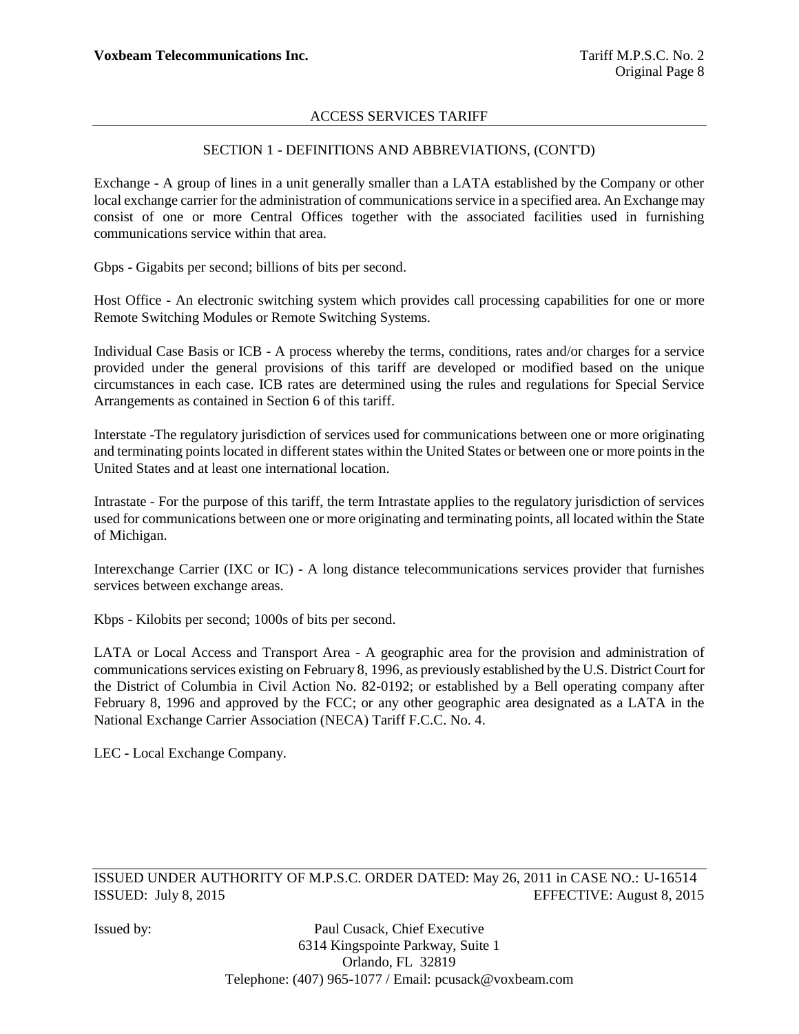## SECTION 1 - DEFINITIONS AND ABBREVIATIONS, (CONT'D)

Exchange - A group of lines in a unit generally smaller than a LATA established by the Company or other local exchange carrier for the administration of communications service in a specified area. An Exchange may consist of one or more Central Offices together with the associated facilities used in furnishing communications service within that area.

Gbps - Gigabits per second; billions of bits per second.

Host Office - An electronic switching system which provides call processing capabilities for one or more Remote Switching Modules or Remote Switching Systems.

Individual Case Basis or ICB - A process whereby the terms, conditions, rates and/or charges for a service provided under the general provisions of this tariff are developed or modified based on the unique circumstances in each case. ICB rates are determined using the rules and regulations for Special Service Arrangements as contained in Section 6 of this tariff.

Interstate -The regulatory jurisdiction of services used for communications between one or more originating and terminating points located in different states within the United States or between one or more points in the United States and at least one international location.

Intrastate - For the purpose of this tariff, the term Intrastate applies to the regulatory jurisdiction of services used for communications between one or more originating and terminating points, all located within the State of Michigan.

Interexchange Carrier (IXC or IC) - A long distance telecommunications services provider that furnishes services between exchange areas.

Kbps - Kilobits per second; 1000s of bits per second.

LATA or Local Access and Transport Area - A geographic area for the provision and administration of communications services existing on February 8, 1996, as previously established by the U.S. District Court for the District of Columbia in Civil Action No. 82-0192; or established by a Bell operating company after February 8, 1996 and approved by the FCC; or any other geographic area designated as a LATA in the National Exchange Carrier Association (NECA) Tariff F.C.C. No. 4.

LEC - Local Exchange Company.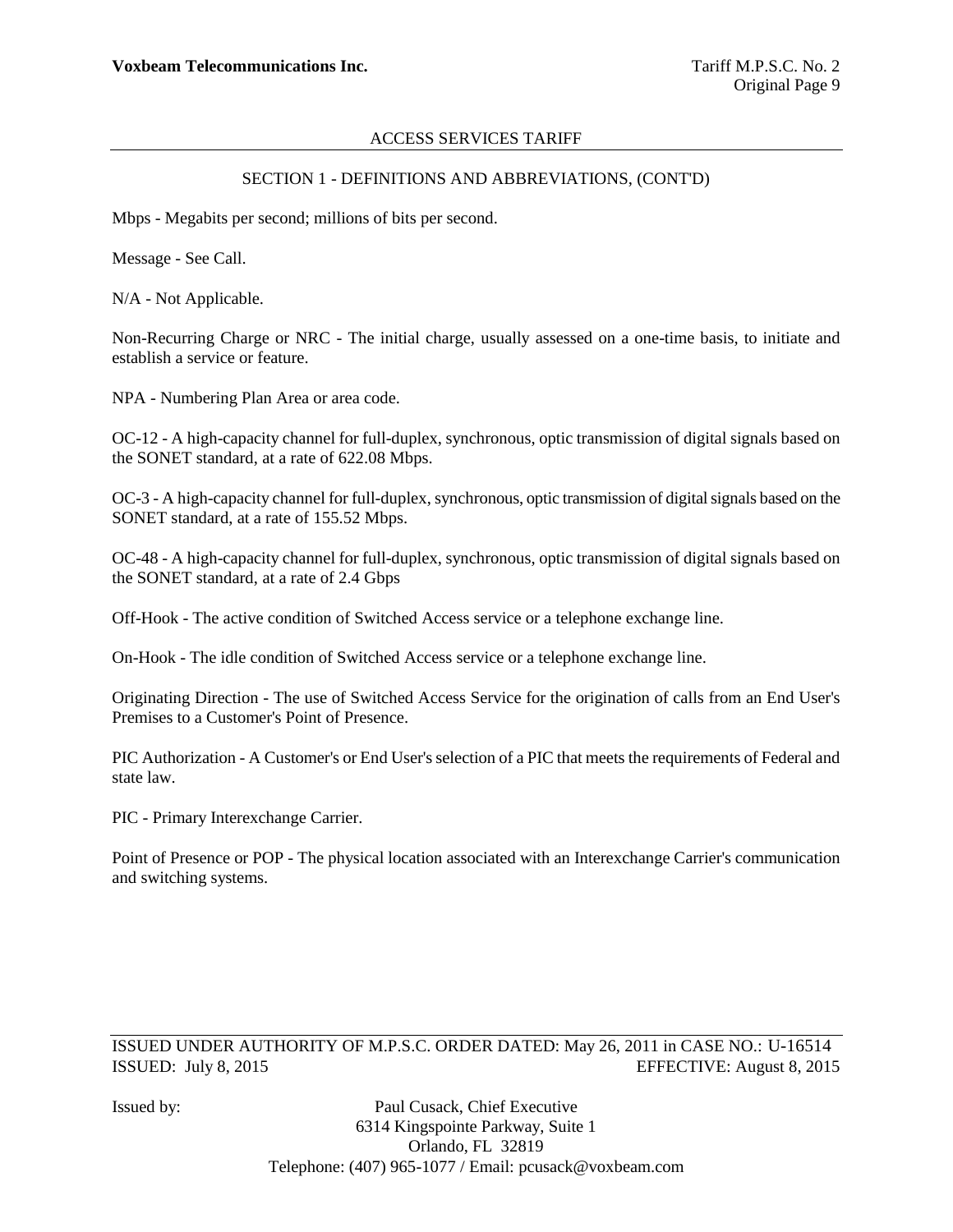ACCESS SERVICES TARIFF

SECTION 1 - DEFINITIONS AND ABBREVIATIONS, (CONT'D)

Mbps - Megabits per second; millions of bits per second.

Message - See Call.

N/A - Not Applicable.

Non-Recurring Charge or NRC - The initial charge, usually assessed on a one-time basis, to initiate and establish a service or feature.

NPA - Numbering Plan Area or area code.

OC-12 - A high-capacity channel for full-duplex, synchronous, optic transmission of digital signals based on the SONET standard, at a rate of 622.08 Mbps.

OC-3 - A high-capacity channel for full-duplex, synchronous, optic transmission of digital signals based on the SONET standard, at a rate of 155.52 Mbps.

OC-48 - A high-capacity channel for full-duplex, synchronous, optic transmission of digital signals based on the SONET standard, at a rate of 2.4 Gbps

Off-Hook - The active condition of Switched Access service or a telephone exchange line.

On-Hook - The idle condition of Switched Access service or a telephone exchange line.

Originating Direction - The use of Switched Access Service for the origination of calls from an End User's Premises to a Customer's Point of Presence.

PIC Authorization - A Customer's or End User's selection of a PIC that meets the requirements of Federal and state law.

PIC - Primary Interexchange Carrier.

Point of Presence or POP - The physical location associated with an Interexchange Carrier's communication and switching systems.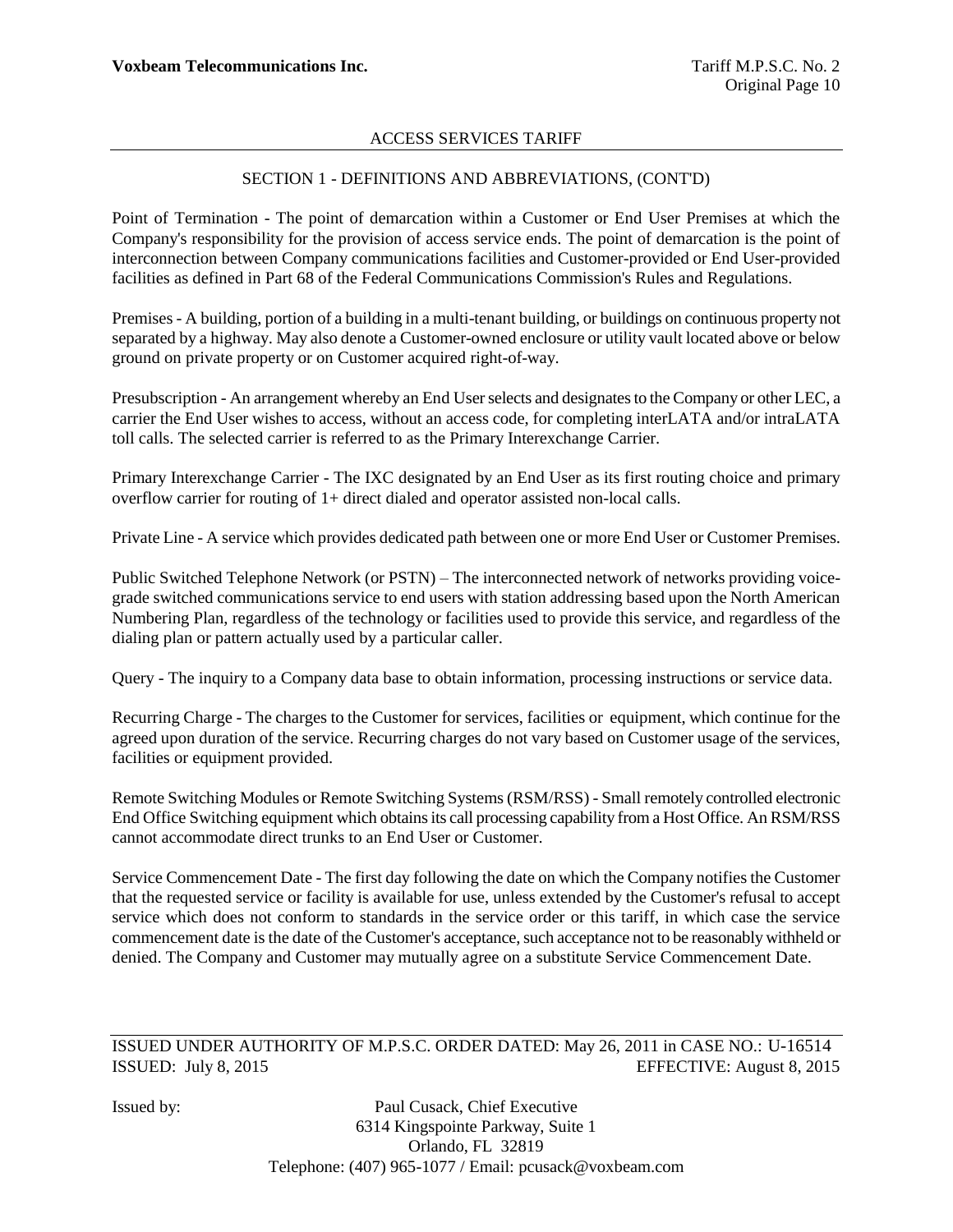ACCESS SERVICES TARIFF

SECTION 1 - DEFINITIONS AND ABBREVIATIONS, (CONT'D)

Point of Termination - The point of demarcation within a Customer or End User Premises at which the Company's responsibility for the provision of access service ends. The point of demarcation is the point of interconnection between Company communications facilities and Customer-provided or End User-provided facilities as defined in Part 68 of the Federal Communications Commission's Rules and Regulations.

Premises - A building, portion of a building in a multi-tenant building, or buildings on continuous property not separated by a highway. May also denote a Customer-owned enclosure or utility vault located above or below ground on private property or on Customer acquired right-of-way.

Presubscription - An arrangement whereby an End User selects and designates to the Company or other LEC, a carrier the End User wishes to access, without an access code, for completing interLATA and/or intraLATA toll calls. The selected carrier is referred to as the Primary Interexchange Carrier.

Primary Interexchange Carrier - The IXC designated by an End User as its first routing choice and primary overflow carrier for routing of 1+ direct dialed and operator assisted non-local calls.

Private Line - A service which provides dedicated path between one or more End User or Customer Premises.

Public Switched Telephone Network (or PSTN) – The interconnected network of networks providing voice-grade switched communications service to end users with station addressing based upon the North American Numbering Plan, regardless of the technology or facilities used to provide this service, and regardless of the dialing plan or pattern actually used by a particular caller.

Query - The inquiry to a Company data base to obtain information, processing instructions or service data.

Recurring Charge - The charges to the Customer for services, facilities or equipment, which continue for the agreed upon duration of the service. Recurring charges do not vary based on Customer usage of the services, facilities or equipment provided.

Remote Switching Modules or Remote Switching Systems (RSM/RSS) - Small remotely controlled electronic End Office Switching equipment which obtains its call processing capability from a Host Office. An RSM/RSS cannot accommodate direct trunks to an End User or Customer.

Service Commencement Date - The first day following the date on which the Company notifies the Customer that the requested service or facility is available for use, unless extended by the Customer's refusal to accept service which does not conform to standards in the service order or this tariff, in which case the service commencement date is the date of the Customer's acceptance, such acceptance not to be reasonably withheld or denied. The Company and Customer may mutually agree on a substitute Service Commencement Date.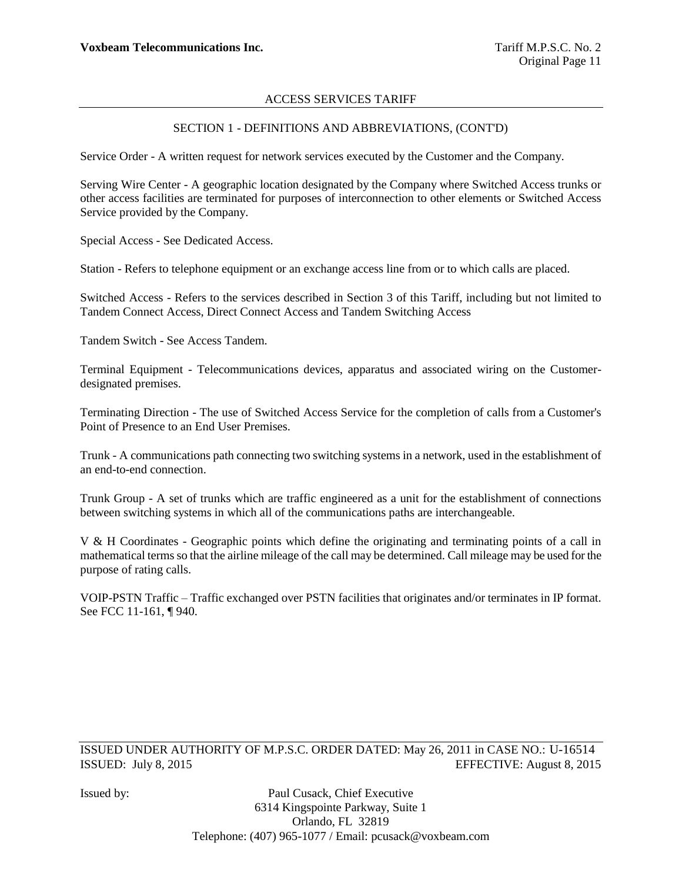## SECTION 1 - DEFINITIONS AND ABBREVIATIONS, (CONT'D)

Service Order - A written request for network services executed by the Customer and the Company.

Serving Wire Center - A geographic location designated by the Company where Switched Access trunks or other access facilities are terminated for purposes of interconnection to other elements or Switched Access Service provided by the Company.

Special Access - See Dedicated Access.

Station - Refers to telephone equipment or an exchange access line from or to which calls are placed.

Switched Access - Refers to the services described in Section 3 of this Tariff, including but not limited to Tandem Connect Access, Direct Connect Access and Tandem Switching Access

Tandem Switch - See Access Tandem.

Terminal Equipment - Telecommunications devices, apparatus and associated wiring on the Customer-designated premises.

Terminating Direction - The use of Switched Access Service for the completion of calls from a Customer's Point of Presence to an End User Premises.

Trunk - A communications path connecting two switching systems in a network, used in the establishment of an end-to-end connection.

Trunk Group - A set of trunks which are traffic engineered as a unit for the establishment of connections between switching systems in which all of the communications paths are interchangeable.

V & H Coordinates - Geographic points which define the originating and terminating points of a call in mathematical terms so that the airline mileage of the call may be determined. Call mileage may be used for the purpose of rating calls.

VOIP-PSTN Traffic – Traffic exchanged over PSTN facilities that originates and/or terminates in IP format. See FCC 11-161, ¶ 940.

ISSUED UNDER AUTHORITY OF M.P.S.C. ORDER DATED: May 26, 2011 in CASE NO.: U-16514
ISSUED: July 8, 2015 EFFECTIVE: August 8, 2015

Issued by: Paul Cusack, Chief Executive
6314 Kingspointe Parkway, Suite 1
Orlando, FL 32819
Telephone: (407) 965-1077 / Email: pcusack@voxbeam.com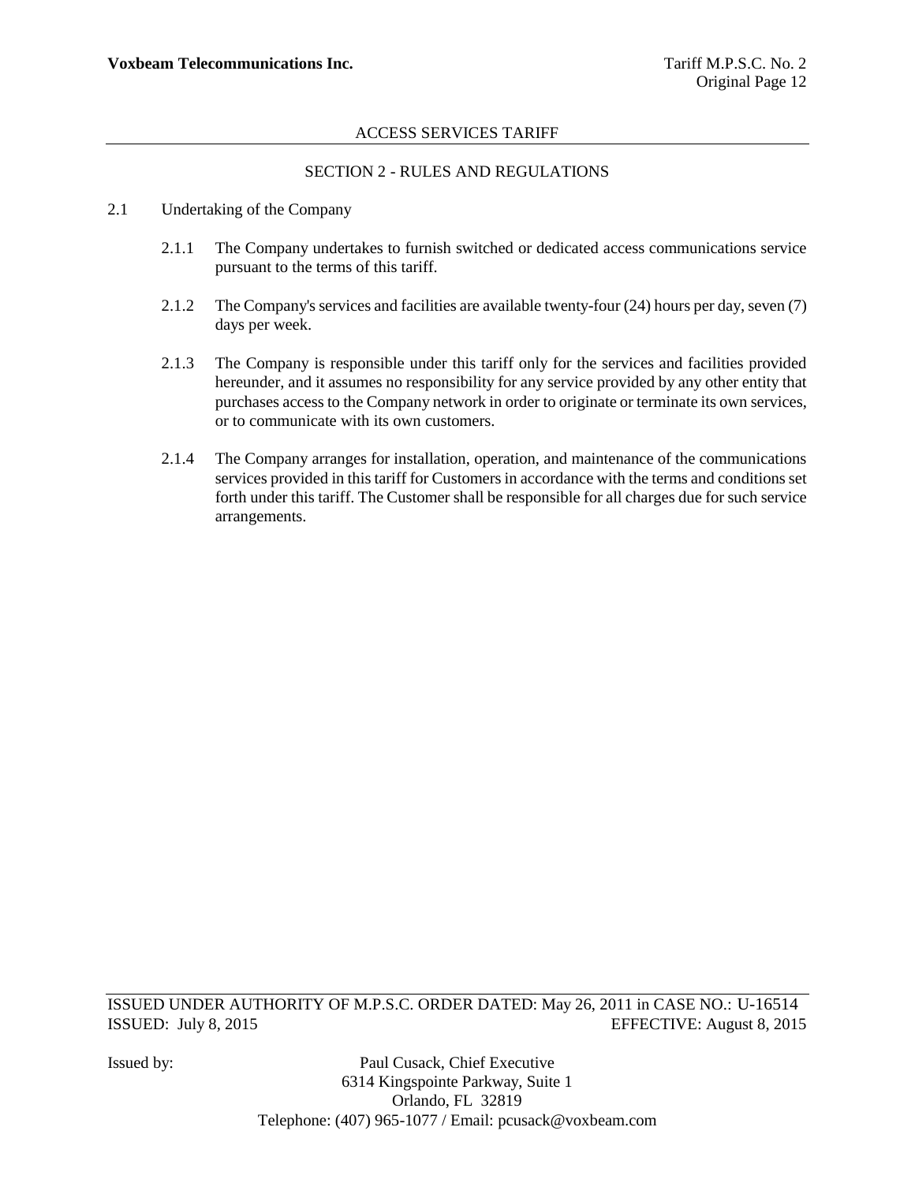## ACCESS SERVICES TARIFF

### SECTION 2 - RULES AND REGULATIONS

2.1 Undertaking of the Company

2.1.1 The Company undertakes to furnish switched or dedicated access communications service pursuant to the terms of this tariff.

2.1.2 The Company's services and facilities are available twenty-four (24) hours per day, seven (7) days per week.

2.1.3 The Company is responsible under this tariff only for the services and facilities provided hereunder, and it assumes no responsibility for any service provided by any other entity that purchases access to the Company network in order to originate or terminate its own services, or to communicate with its own customers.

2.1.4 The Company arranges for installation, operation, and maintenance of the communications services provided in this tariff for Customers in accordance with the terms and conditions set forth under this tariff. The Customer shall be responsible for all charges due for such service arrangements.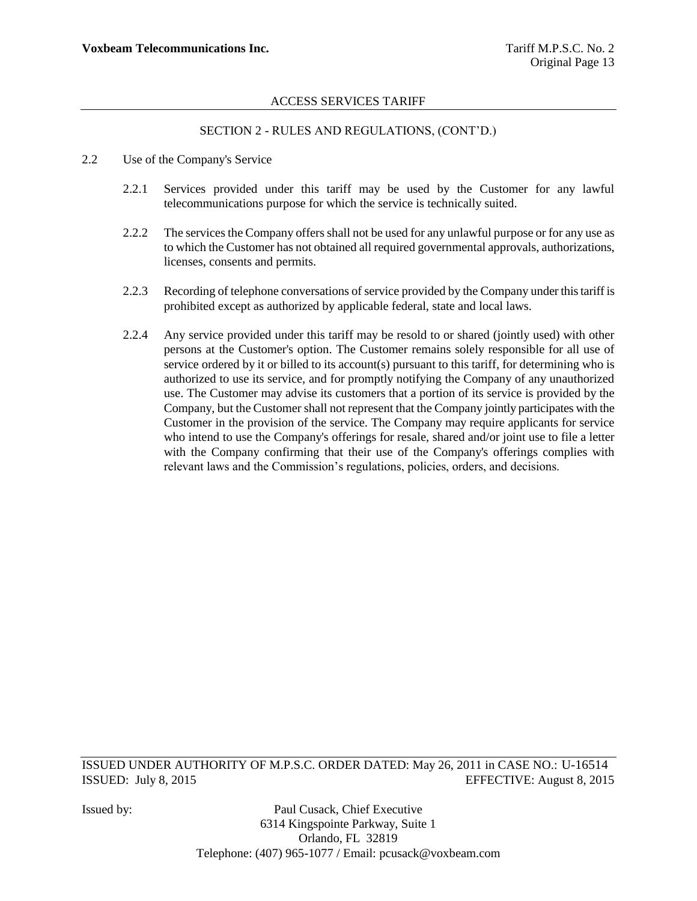## SECTION 2 - RULES AND REGULATIONS, (CONT'D.)

2.2 Use of the Company's Service

2.2.1 Services provided under this tariff may be used by the Customer for any lawful telecommunications purpose for which the service is technically suited.

2.2.2 The services the Company offers shall not be used for any unlawful purpose or for any use as to which the Customer has not obtained all required governmental approvals, authorizations, licenses, consents and permits.

2.2.3 Recording of telephone conversations of service provided by the Company under this tariff is prohibited except as authorized by applicable federal, state and local laws.

2.2.4 Any service provided under this tariff may be resold to or shared (jointly used) with other persons at the Customer's option. The Customer remains solely responsible for all use of service ordered by it or billed to its account(s) pursuant to this tariff, for determining who is authorized to use its service, and for promptly notifying the Company of any unauthorized use. The Customer may advise its customers that a portion of its service is provided by the Company, but the Customer shall not represent that the Company jointly participates with the Customer in the provision of the service. The Company may require applicants for service who intend to use the Company's offerings for resale, shared and/or joint use to file a letter with the Company confirming that their use of the Company's offerings complies with relevant laws and the Commission's regulations, policies, orders, and decisions.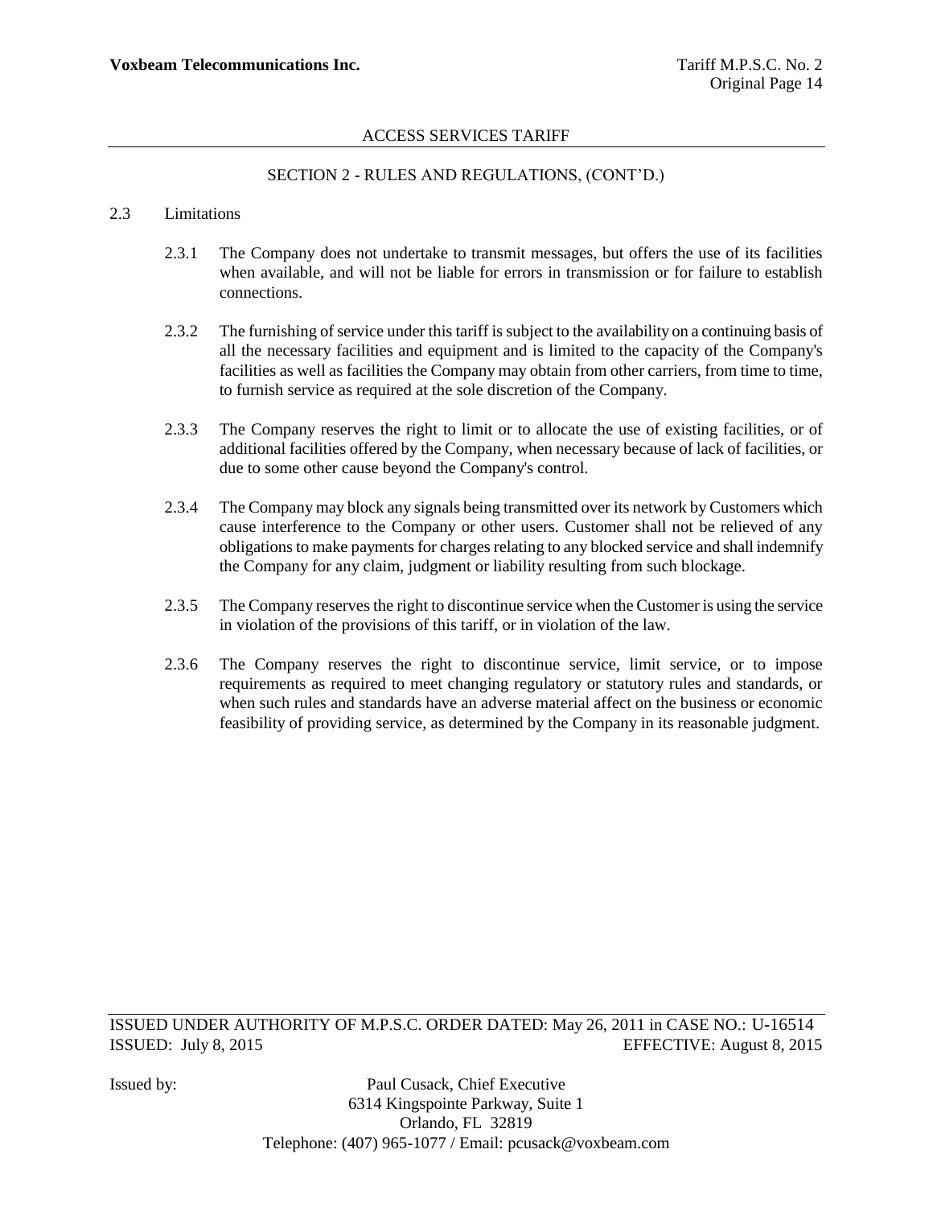## SECTION 2 - RULES AND REGULATIONS, (CONT'D.)

### 2.3 Limitations

2.3.1 The Company does not undertake to transmit messages, but offers the use of its facilities when available, and will not be liable for errors in transmission or for failure to establish connections.

2.3.2 The furnishing of service under this tariff is subject to the availability on a continuing basis of all the necessary facilities and equipment and is limited to the capacity of the Company's facilities as well as facilities the Company may obtain from other carriers, from time to time, to furnish service as required at the sole discretion of the Company.

2.3.3 The Company reserves the right to limit or to allocate the use of existing facilities, or of additional facilities offered by the Company, when necessary because of lack of facilities, or due to some other cause beyond the Company's control.

2.3.4 The Company may block any signals being transmitted over its network by Customers which cause interference to the Company or other users. Customer shall not be relieved of any obligations to make payments for charges relating to any blocked service and shall indemnify the Company for any claim, judgment or liability resulting from such blockage.

2.3.5 The Company reserves the right to discontinue service when the Customer is using the service in violation of the provisions of this tariff, or in violation of the law.

2.3.6 The Company reserves the right to discontinue service, limit service, or to impose requirements as required to meet changing regulatory or statutory rules and standards, or when such rules and standards have an adverse material affect on the business or economic feasibility of providing service, as determined by the Company in its reasonable judgment.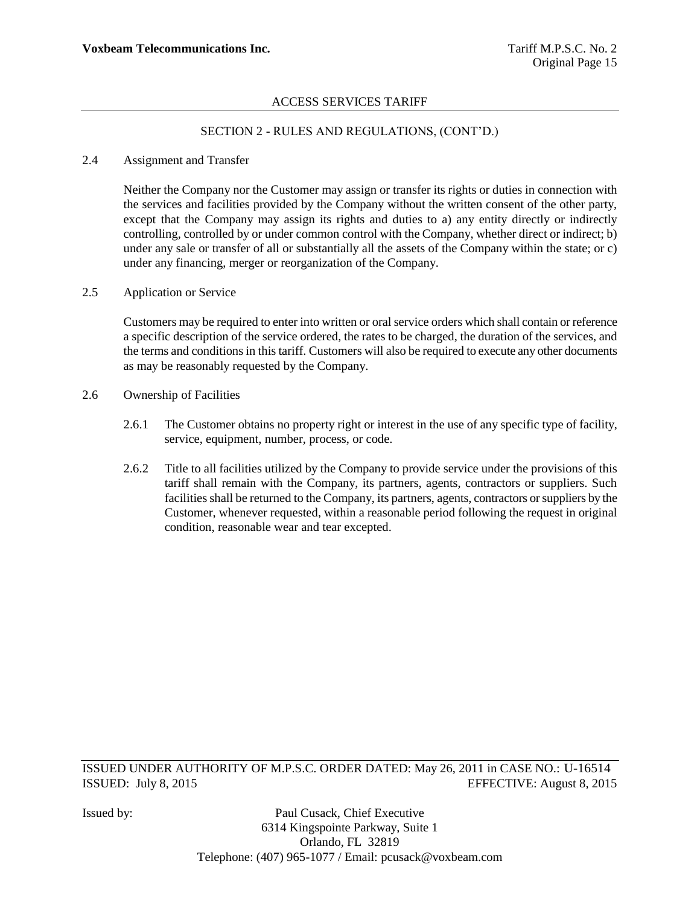ACCESS SERVICES TARIFF

SECTION 2 - RULES AND REGULATIONS, (CONT'D.)

2.4 Assignment and Transfer

Neither the Company nor the Customer may assign or transfer its rights or duties in connection with the services and facilities provided by the Company without the written consent of the other party, except that the Company may assign its rights and duties to a) any entity directly or indirectly controlling, controlled by or under common control with the Company, whether direct or indirect; b) under any sale or transfer of all or substantially all the assets of the Company within the state; or c) under any financing, merger or reorganization of the Company.

2.5 Application or Service

Customers may be required to enter into written or oral service orders which shall contain or reference a specific description of the service ordered, the rates to be charged, the duration of the services, and the terms and conditions in this tariff. Customers will also be required to execute any other documents as may be reasonably requested by the Company.

2.6 Ownership of Facilities

2.6.1 The Customer obtains no property right or interest in the use of any specific type of facility, service, equipment, number, process, or code.

2.6.2 Title to all facilities utilized by the Company to provide service under the provisions of this tariff shall remain with the Company, its partners, agents, contractors or suppliers. Such facilities shall be returned to the Company, its partners, agents, contractors or suppliers by the Customer, whenever requested, within a reasonable period following the request in original condition, reasonable wear and tear excepted.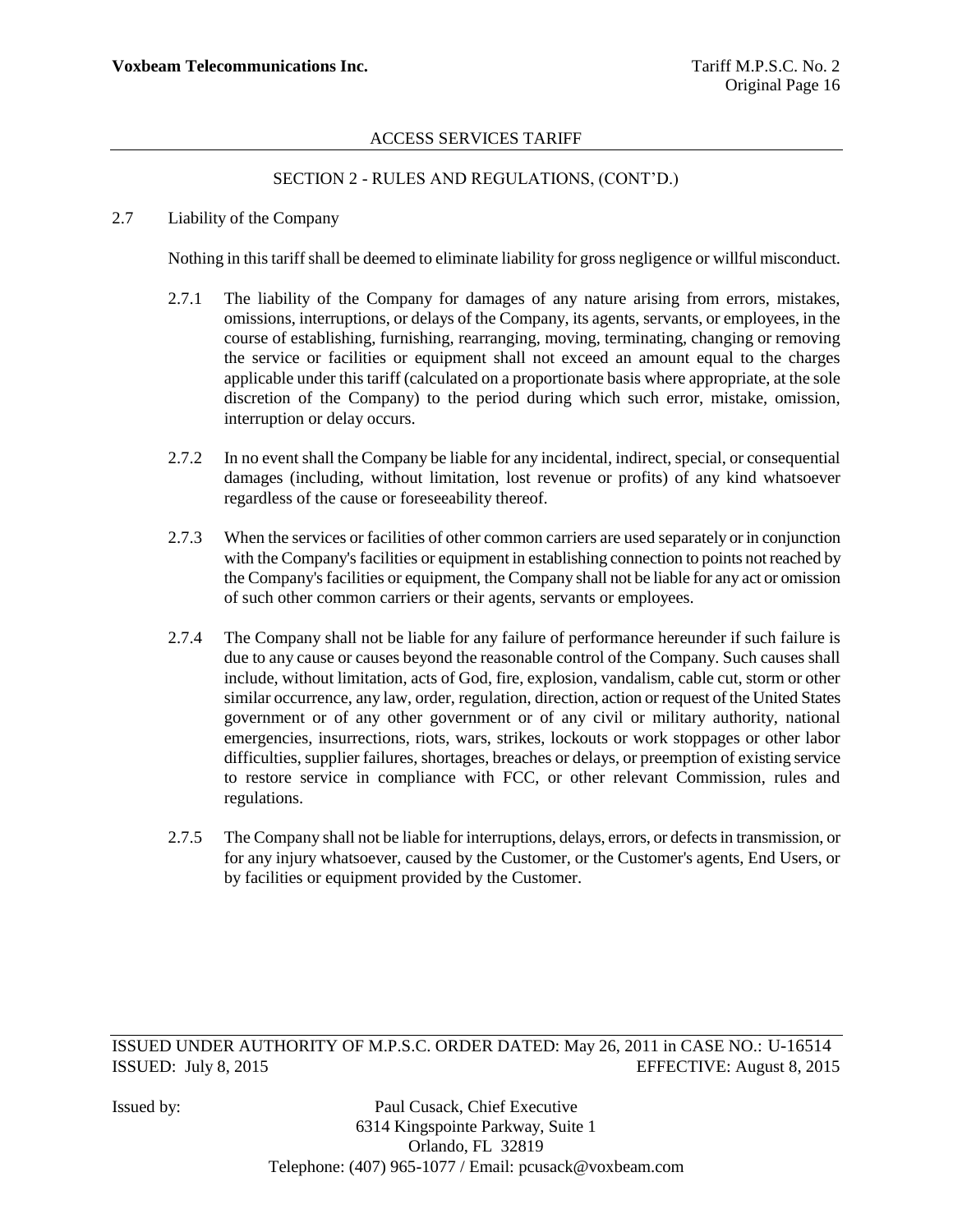## 2.7 Liability of the Company

Nothing in this tariff shall be deemed to eliminate liability for gross negligence or willful misconduct.

2.7.1 The liability of the Company for damages of any nature arising from errors, mistakes, omissions, interruptions, or delays of the Company, its agents, servants, or employees, in the course of establishing, furnishing, rearranging, moving, terminating, changing or removing the service or facilities or equipment shall not exceed an amount equal to the charges applicable under this tariff (calculated on a proportionate basis where appropriate, at the sole discretion of the Company) to the period during which such error, mistake, omission, interruption or delay occurs.

2.7.2 In no event shall the Company be liable for any incidental, indirect, special, or consequential damages (including, without limitation, lost revenue or profits) of any kind whatsoever regardless of the cause or foreseeability thereof.

2.7.3 When the services or facilities of other common carriers are used separately or in conjunction with the Company's facilities or equipment in establishing connection to points not reached by the Company's facilities or equipment, the Company shall not be liable for any act or omission of such other common carriers or their agents, servants or employees.

2.7.4 The Company shall not be liable for any failure of performance hereunder if such failure is due to any cause or causes beyond the reasonable control of the Company. Such causes shall include, without limitation, acts of God, fire, explosion, vandalism, cable cut, storm or other similar occurrence, any law, order, regulation, direction, action or request of the United States government or of any other government or of any civil or military authority, national emergencies, insurrections, riots, wars, strikes, lockouts or work stoppages or other labor difficulties, supplier failures, shortages, breaches or delays, or preemption of existing service to restore service in compliance with FCC, or other relevant Commission, rules and regulations.

2.7.5 The Company shall not be liable for interruptions, delays, errors, or defects in transmission, or for any injury whatsoever, caused by the Customer, or the Customer's agents, End Users, or by facilities or equipment provided by the Customer.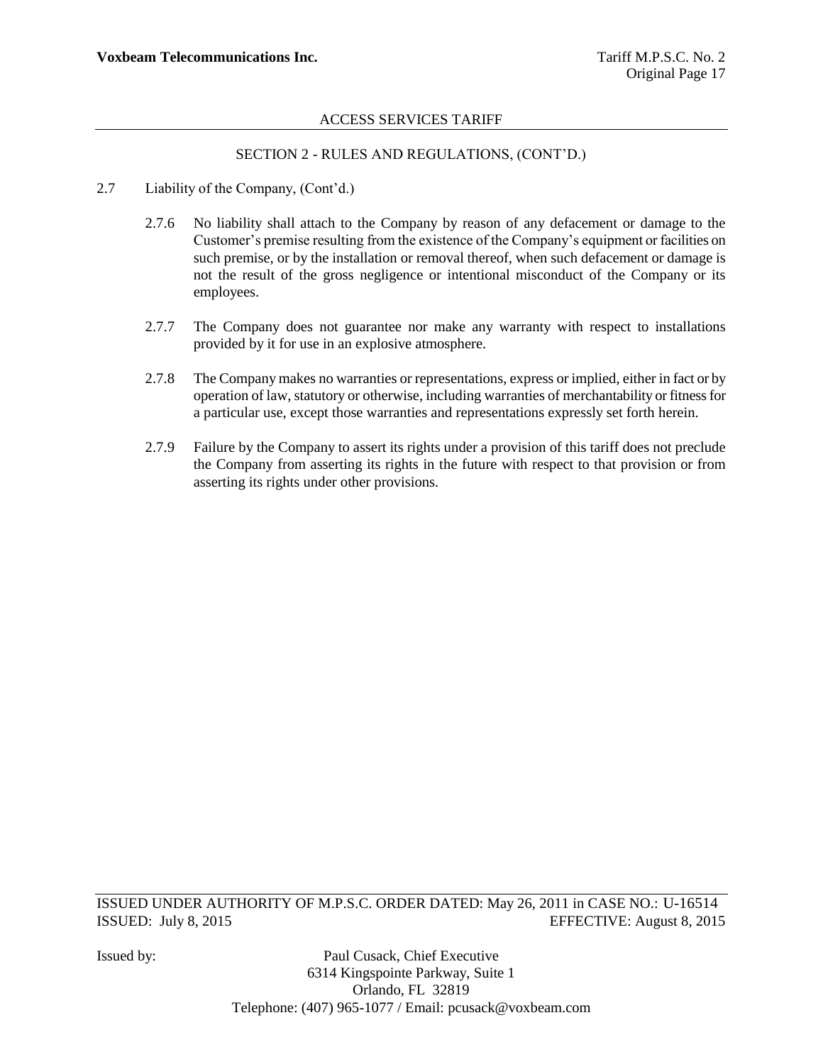## SECTION 2 - RULES AND REGULATIONS, (CONT'D.)

2.7 Liability of the Company, (Cont'd.)

2.7.6 No liability shall attach to the Company by reason of any defacement or damage to the Customer's premise resulting from the existence of the Company's equipment or facilities on such premise, or by the installation or removal thereof, when such defacement or damage is not the result of the gross negligence or intentional misconduct of the Company or its employees.

2.7.7 The Company does not guarantee nor make any warranty with respect to installations provided by it for use in an explosive atmosphere.

2.7.8 The Company makes no warranties or representations, express or implied, either in fact or by operation of law, statutory or otherwise, including warranties of merchantability or fitness for a particular use, except those warranties and representations expressly set forth herein.

2.7.9 Failure by the Company to assert its rights under a provision of this tariff does not preclude the Company from asserting its rights in the future with respect to that provision or from asserting its rights under other provisions.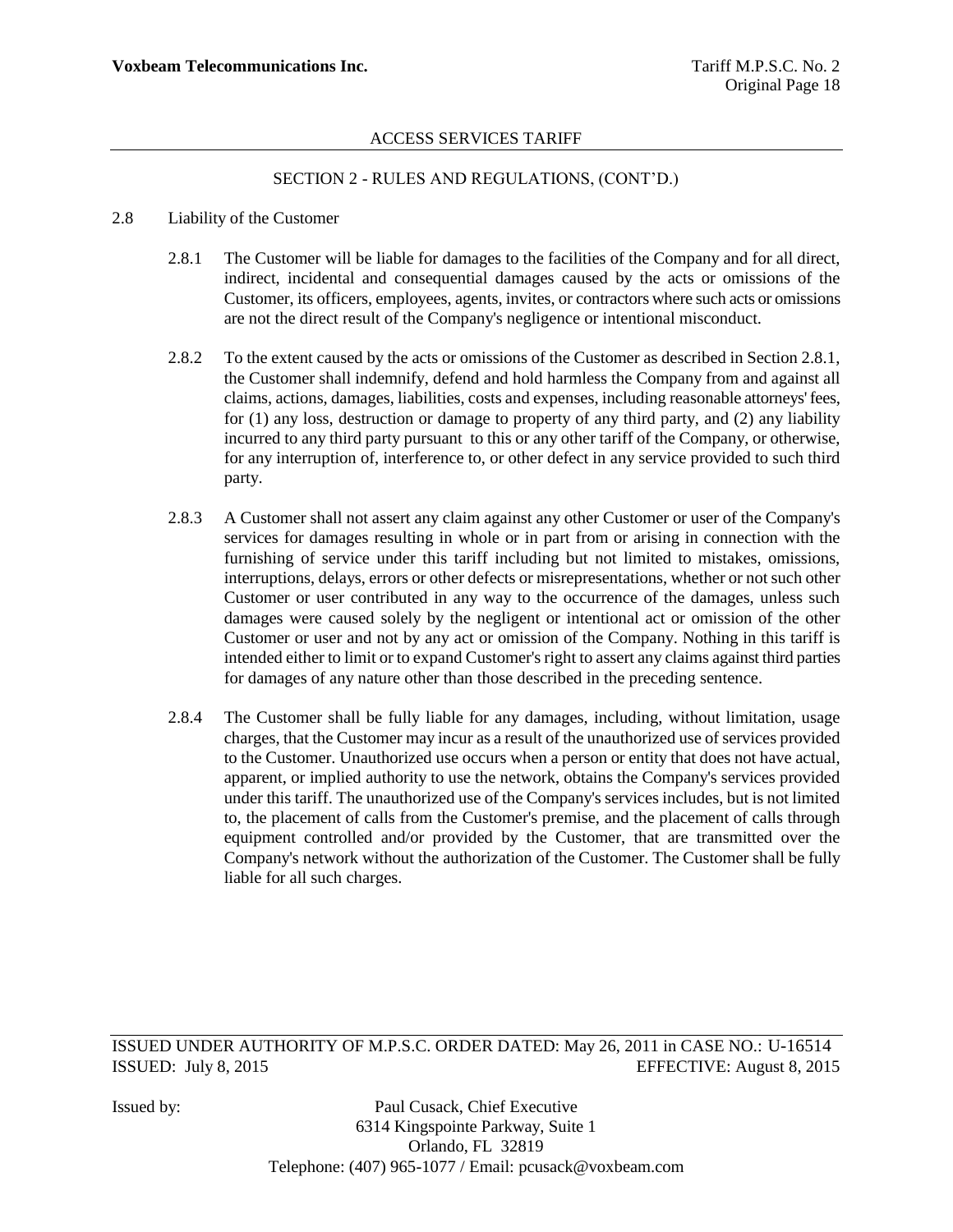## SECTION 2 - RULES AND REGULATIONS, (CONT'D.)

### 2.8 Liability of the Customer

2.8.1 The Customer will be liable for damages to the facilities of the Company and for all direct, indirect, incidental and consequential damages caused by the acts or omissions of the Customer, its officers, employees, agents, invites, or contractors where such acts or omissions are not the direct result of the Company's negligence or intentional misconduct.

2.8.2 To the extent caused by the acts or omissions of the Customer as described in Section 2.8.1, the Customer shall indemnify, defend and hold harmless the Company from and against all claims, actions, damages, liabilities, costs and expenses, including reasonable attorneys' fees, for (1) any loss, destruction or damage to property of any third party, and (2) any liability incurred to any third party pursuant to this or any other tariff of the Company, or otherwise, for any interruption of, interference to, or other defect in any service provided to such third party.

2.8.3 A Customer shall not assert any claim against any other Customer or user of the Company's services for damages resulting in whole or in part from or arising in connection with the furnishing of service under this tariff including but not limited to mistakes, omissions, interruptions, delays, errors or other defects or misrepresentations, whether or not such other Customer or user contributed in any way to the occurrence of the damages, unless such damages were caused solely by the negligent or intentional act or omission of the other Customer or user and not by any act or omission of the Company. Nothing in this tariff is intended either to limit or to expand Customer's right to assert any claims against third parties for damages of any nature other than those described in the preceding sentence.

2.8.4 The Customer shall be fully liable for any damages, including, without limitation, usage charges, that the Customer may incur as a result of the unauthorized use of services provided to the Customer. Unauthorized use occurs when a person or entity that does not have actual, apparent, or implied authority to use the network, obtains the Company's services provided under this tariff. The unauthorized use of the Company's services includes, but is not limited to, the placement of calls from the Customer's premise, and the placement of calls through equipment controlled and/or provided by the Customer, that are transmitted over the Company's network without the authorization of the Customer. The Customer shall be fully liable for all such charges.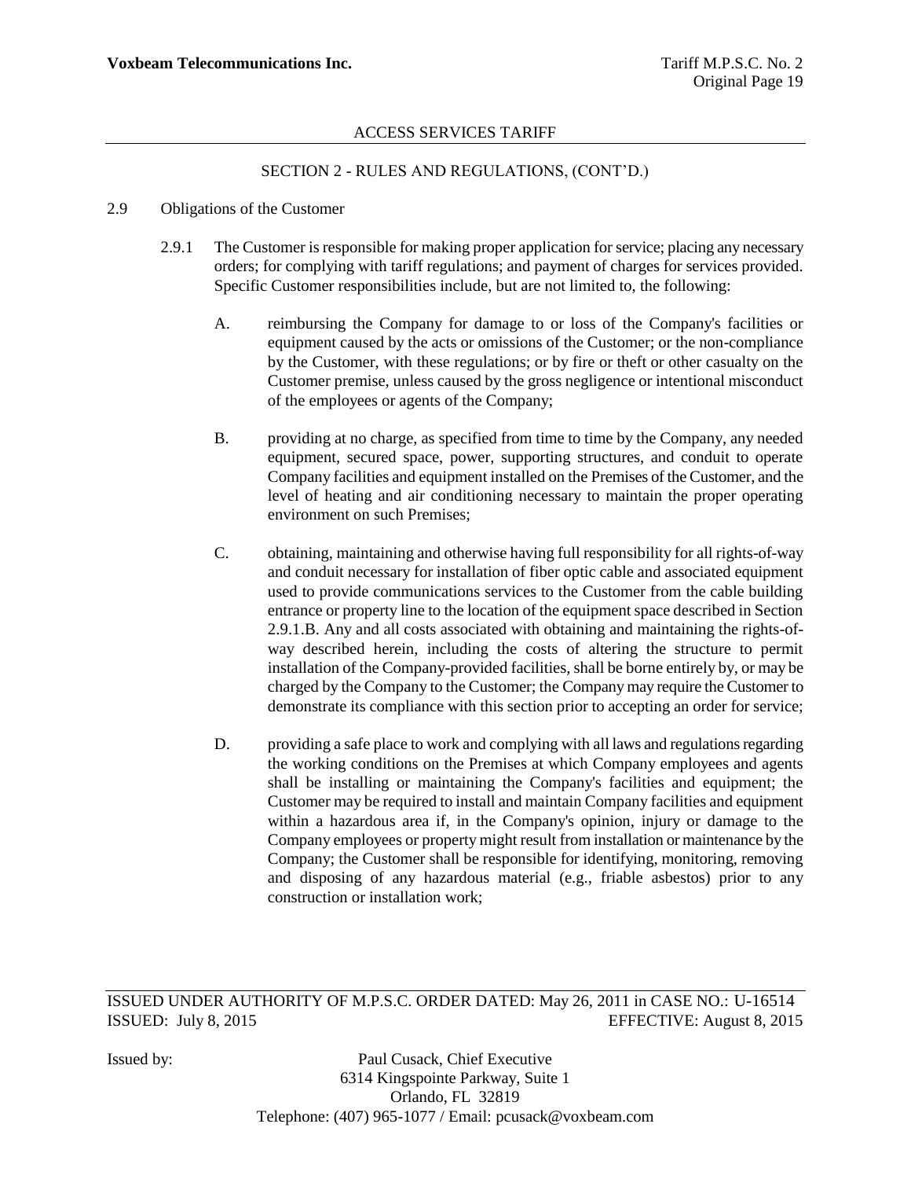## ACCESS SERVICES TARIFF

### SECTION 2 - RULES AND REGULATIONS, (CONT'D.)

2.9 Obligations of the Customer

2.9.1 The Customer is responsible for making proper application for service; placing any necessary orders; for complying with tariff regulations; and payment of charges for services provided. Specific Customer responsibilities include, but are not limited to, the following:

A. reimbursing the Company for damage to or loss of the Company's facilities or equipment caused by the acts or omissions of the Customer; or the non-compliance by the Customer, with these regulations; or by fire or theft or other casualty on the Customer premise, unless caused by the gross negligence or intentional misconduct of the employees or agents of the Company;

B. providing at no charge, as specified from time to time by the Company, any needed equipment, secured space, power, supporting structures, and conduit to operate Company facilities and equipment installed on the Premises of the Customer, and the level of heating and air conditioning necessary to maintain the proper operating environment on such Premises;

C. obtaining, maintaining and otherwise having full responsibility for all rights-of-way and conduit necessary for installation of fiber optic cable and associated equipment used to provide communications services to the Customer from the cable building entrance or property line to the location of the equipment space described in Section 2.9.1.B. Any and all costs associated with obtaining and maintaining the rights-of-way described herein, including the costs of altering the structure to permit installation of the Company-provided facilities, shall be borne entirely by, or may be charged by the Company to the Customer; the Company may require the Customer to demonstrate its compliance with this section prior to accepting an order for service;

D. providing a safe place to work and complying with all laws and regulations regarding the working conditions on the Premises at which Company employees and agents shall be installing or maintaining the Company's facilities and equipment; the Customer may be required to install and maintain Company facilities and equipment within a hazardous area if, in the Company's opinion, injury or damage to the Company employees or property might result from installation or maintenance by the Company; the Customer shall be responsible for identifying, monitoring, removing and disposing of any hazardous material (e.g., friable asbestos) prior to any construction or installation work;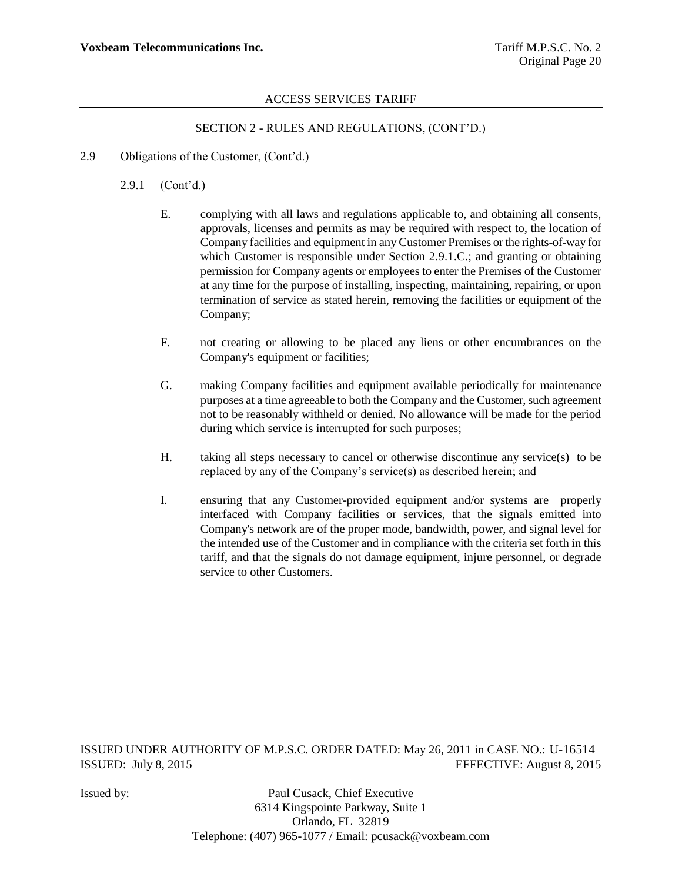SECTION 2 - RULES AND REGULATIONS, (CONT'D.)

2.9 Obligations of the Customer, (Cont'd.)

2.9.1 (Cont'd.)

E. complying with all laws and regulations applicable to, and obtaining all consents, approvals, licenses and permits as may be required with respect to, the location of Company facilities and equipment in any Customer Premises or the rights-of-way for which Customer is responsible under Section 2.9.1.C.; and granting or obtaining permission for Company agents or employees to enter the Premises of the Customer at any time for the purpose of installing, inspecting, maintaining, repairing, or upon termination of service as stated herein, removing the facilities or equipment of the Company;

F. not creating or allowing to be placed any liens or other encumbrances on the Company's equipment or facilities;

G. making Company facilities and equipment available periodically for maintenance purposes at a time agreeable to both the Company and the Customer, such agreement not to be reasonably withheld or denied. No allowance will be made for the period during which service is interrupted for such purposes;

H. taking all steps necessary to cancel or otherwise discontinue any service(s) to be replaced by any of the Company's service(s) as described herein; and

I. ensuring that any Customer-provided equipment and/or systems are properly interfaced with Company facilities or services, that the signals emitted into Company's network are of the proper mode, bandwidth, power, and signal level for the intended use of the Customer and in compliance with the criteria set forth in this tariff, and that the signals do not damage equipment, injure personnel, or degrade service to other Customers.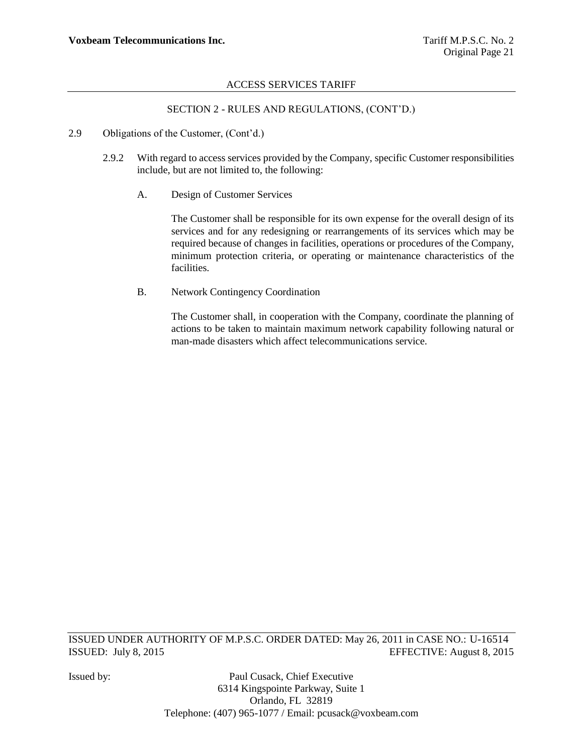SECTION 2 - RULES AND REGULATIONS, (CONT'D.)

2.9 Obligations of the Customer, (Cont'd.)

2.9.2 With regard to access services provided by the Company, specific Customer responsibilities include, but are not limited to, the following:

A. Design of Customer Services

The Customer shall be responsible for its own expense for the overall design of its services and for any redesigning or rearrangements of its services which may be required because of changes in facilities, operations or procedures of the Company, minimum protection criteria, or operating or maintenance characteristics of the facilities.

B. Network Contingency Coordination

The Customer shall, in cooperation with the Company, coordinate the planning of actions to be taken to maintain maximum network capability following natural or man-made disasters which affect telecommunications service.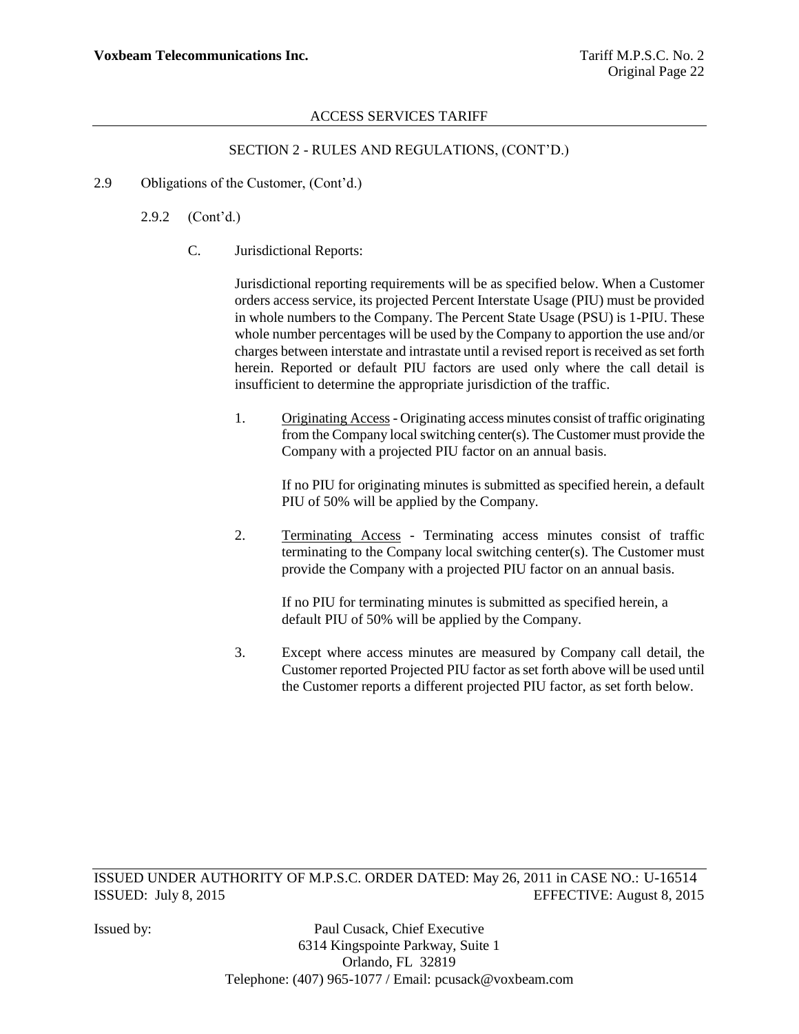ACCESS SERVICES TARIFF

SECTION 2 - RULES AND REGULATIONS, (CONT'D.)

2.9 Obligations of the Customer, (Cont'd.)

2.9.2 (Cont'd.)

C. Jurisdictional Reports:

Jurisdictional reporting requirements will be as specified below. When a Customer orders access service, its projected Percent Interstate Usage (PIU) must be provided in whole numbers to the Company. The Percent State Usage (PSU) is 1-PIU. These whole number percentages will be used by the Company to apportion the use and/or charges between interstate and intrastate until a revised report is received as set forth herein. Reported or default PIU factors are used only where the call detail is insufficient to determine the appropriate jurisdiction of the traffic.

1. Originating Access - Originating access minutes consist of traffic originating from the Company local switching center(s). The Customer must provide the Company with a projected PIU factor on an annual basis.

   If no PIU for originating minutes is submitted as specified herein, a default PIU of 50% will be applied by the Company.

2. Terminating Access - Terminating access minutes consist of traffic terminating to the Company local switching center(s). The Customer must provide the Company with a projected PIU factor on an annual basis.

   If no PIU for terminating minutes is submitted as specified herein, a default PIU of 50% will be applied by the Company.

3. Except where access minutes are measured by Company call detail, the Customer reported Projected PIU factor as set forth above will be used until the Customer reports a different projected PIU factor, as set forth below.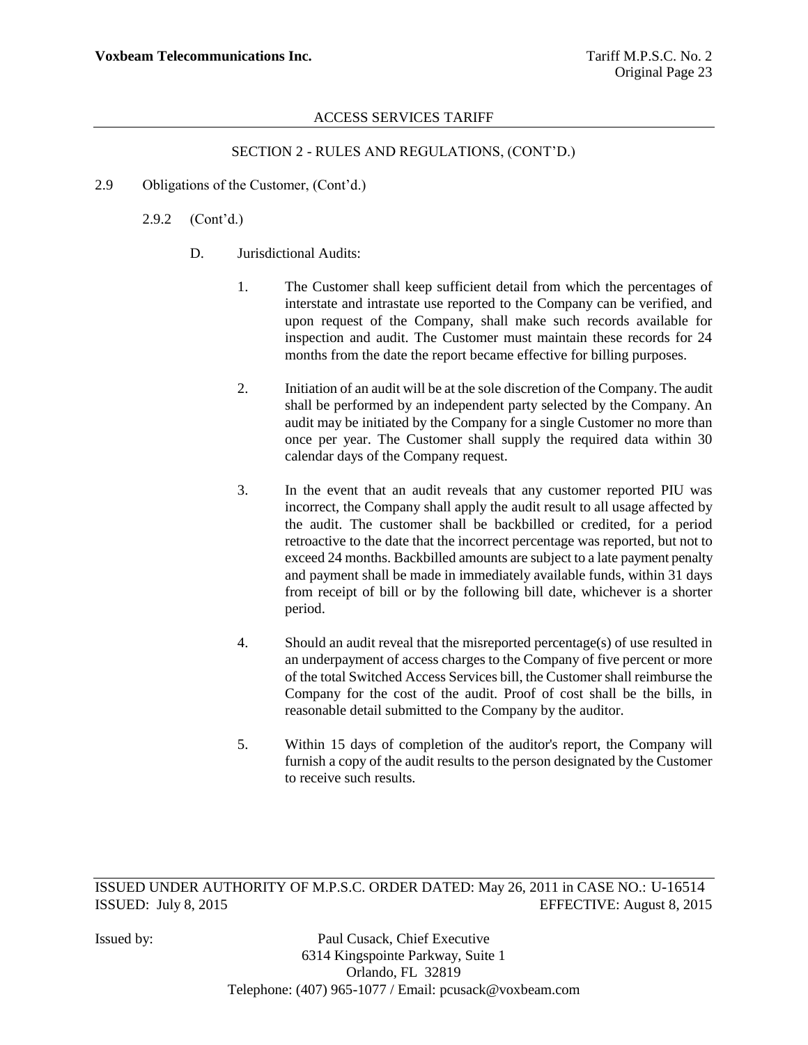## SECTION 2 - RULES AND REGULATIONS, (CONT'D.)

2.9 Obligations of the Customer, (Cont'd.)

2.9.2 (Cont'd.)

D. Jurisdictional Audits:

1. The Customer shall keep sufficient detail from which the percentages of interstate and intrastate use reported to the Company can be verified, and upon request of the Company, shall make such records available for inspection and audit. The Customer must maintain these records for 24 months from the date the report became effective for billing purposes.

2. Initiation of an audit will be at the sole discretion of the Company. The audit shall be performed by an independent party selected by the Company. An audit may be initiated by the Company for a single Customer no more than once per year. The Customer shall supply the required data within 30 calendar days of the Company request.

3. In the event that an audit reveals that any customer reported PIU was incorrect, the Company shall apply the audit result to all usage affected by the audit. The customer shall be backbilled or credited, for a period retroactive to the date that the incorrect percentage was reported, but not to exceed 24 months. Backbilled amounts are subject to a late payment penalty and payment shall be made in immediately available funds, within 31 days from receipt of bill or by the following bill date, whichever is a shorter period.

4. Should an audit reveal that the misreported percentage(s) of use resulted in an underpayment of access charges to the Company of five percent or more of the total Switched Access Services bill, the Customer shall reimburse the Company for the cost of the audit. Proof of cost shall be the bills, in reasonable detail submitted to the Company by the auditor.

5. Within 15 days of completion of the auditor's report, the Company will furnish a copy of the audit results to the person designated by the Customer to receive such results.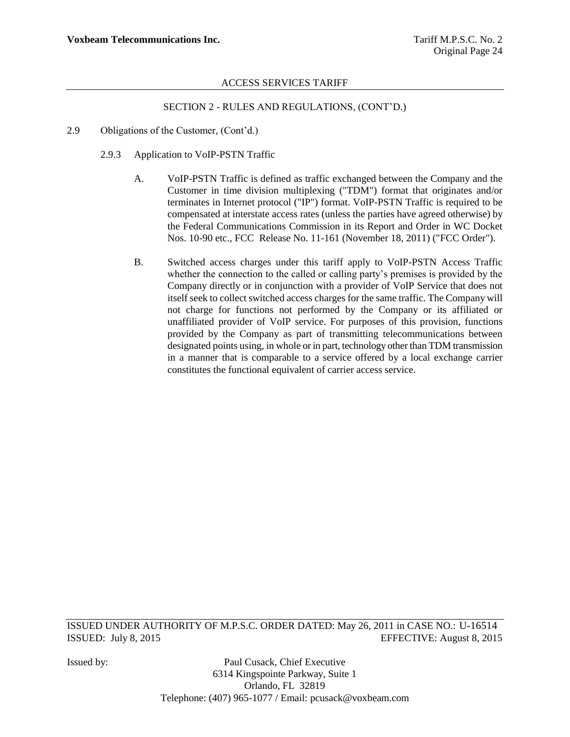ACCESS SERVICES TARIFF

SECTION 2 - RULES AND REGULATIONS, (CONT'D.)

2.9 Obligations of the Customer, (Cont'd.)

2.9.3 Application to VoIP-PSTN Traffic

A. VoIP-PSTN Traffic is defined as traffic exchanged between the Company and the Customer in time division multiplexing ("TDM") format that originates and/or terminates in Internet protocol ("IP") format. VoIP-PSTN Traffic is required to be compensated at interstate access rates (unless the parties have agreed otherwise) by the Federal Communications Commission in its Report and Order in WC Docket Nos. 10-90 etc., FCC Release No. 11-161 (November 18, 2011) ("FCC Order").

B. Switched access charges under this tariff apply to VoIP-PSTN Access Traffic whether the connection to the called or calling party's premises is provided by the Company directly or in conjunction with a provider of VoIP Service that does not itself seek to collect switched access charges for the same traffic. The Company will not charge for functions not performed by the Company or its affiliated or unaffiliated provider of VoIP service. For purposes of this provision, functions provided by the Company as part of transmitting telecommunications between designated points using, in whole or in part, technology other than TDM transmission in a manner that is comparable to a service offered by a local exchange carrier constitutes the functional equivalent of carrier access service.

ISSUED UNDER AUTHORITY OF M.P.S.C. ORDER DATED: May 26, 2011 in CASE NO.: U-16514
ISSUED: July 8, 2015 EFFECTIVE: August 8, 2015

Issued by: Paul Cusack, Chief Executive
6314 Kingspointe Parkway, Suite 1
Orlando, FL 32819
Telephone: (407) 965-1077 / Email: pcusack@voxbeam.com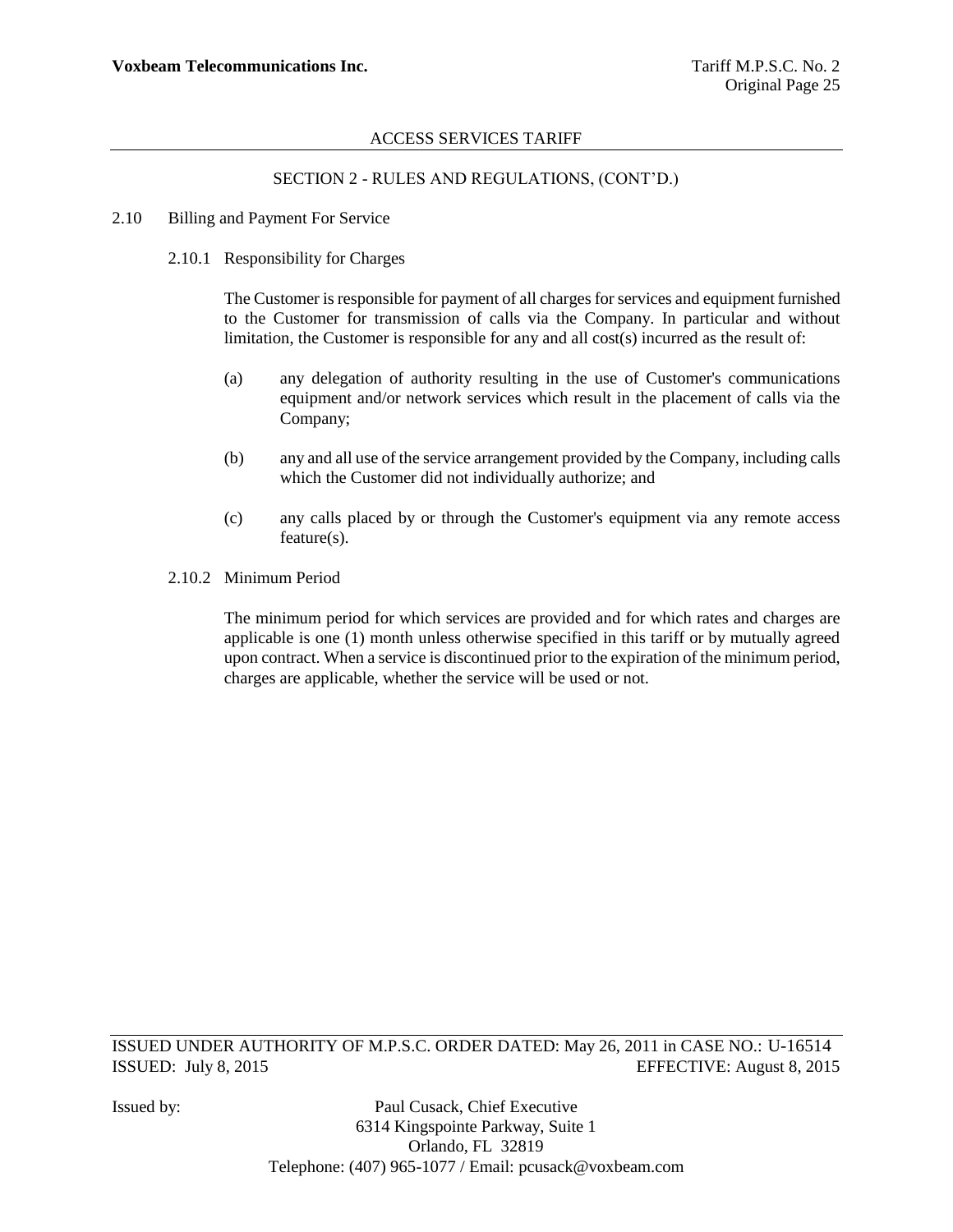## SECTION 2 - RULES AND REGULATIONS, (CONT'D.)

### 2.10 Billing and Payment For Service

#### 2.10.1 Responsibility for Charges

The Customer is responsible for payment of all charges for services and equipment furnished to the Customer for transmission of calls via the Company. In particular and without limitation, the Customer is responsible for any and all cost(s) incurred as the result of:

(a) any delegation of authority resulting in the use of Customer's communications equipment and/or network services which result in the placement of calls via the Company;

(b) any and all use of the service arrangement provided by the Company, including calls which the Customer did not individually authorize; and

(c) any calls placed by or through the Customer's equipment via any remote access feature(s).

#### 2.10.2 Minimum Period

The minimum period for which services are provided and for which rates and charges are applicable is one (1) month unless otherwise specified in this tariff or by mutually agreed upon contract. When a service is discontinued prior to the expiration of the minimum period, charges are applicable, whether the service will be used or not.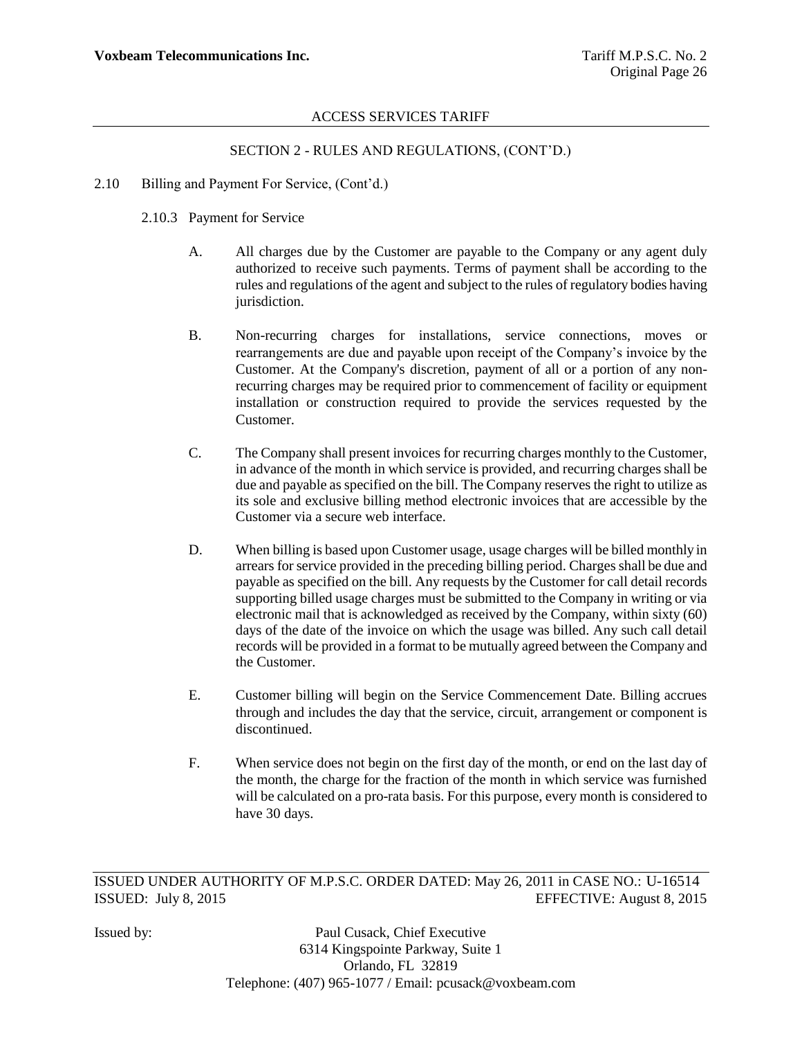SECTION 2 - RULES AND REGULATIONS, (CONT'D.)

2.10 Billing and Payment For Service, (Cont'd.)

2.10.3 Payment for Service

A. All charges due by the Customer are payable to the Company or any agent duly authorized to receive such payments. Terms of payment shall be according to the rules and regulations of the agent and subject to the rules of regulatory bodies having jurisdiction.

B. Non-recurring charges for installations, service connections, moves or rearrangements are due and payable upon receipt of the Company's invoice by the Customer. At the Company's discretion, payment of all or a portion of any non-recurring charges may be required prior to commencement of facility or equipment installation or construction required to provide the services requested by the Customer.

C. The Company shall present invoices for recurring charges monthly to the Customer, in advance of the month in which service is provided, and recurring charges shall be due and payable as specified on the bill. The Company reserves the right to utilize as its sole and exclusive billing method electronic invoices that are accessible by the Customer via a secure web interface.

D. When billing is based upon Customer usage, usage charges will be billed monthly in arrears for service provided in the preceding billing period. Charges shall be due and payable as specified on the bill. Any requests by the Customer for call detail records supporting billed usage charges must be submitted to the Company in writing or via electronic mail that is acknowledged as received by the Company, within sixty (60) days of the date of the invoice on which the usage was billed. Any such call detail records will be provided in a format to be mutually agreed between the Company and the Customer.

E. Customer billing will begin on the Service Commencement Date. Billing accrues through and includes the day that the service, circuit, arrangement or component is discontinued.

F. When service does not begin on the first day of the month, or end on the last day of the month, the charge for the fraction of the month in which service was furnished will be calculated on a pro-rata basis. For this purpose, every month is considered to have 30 days.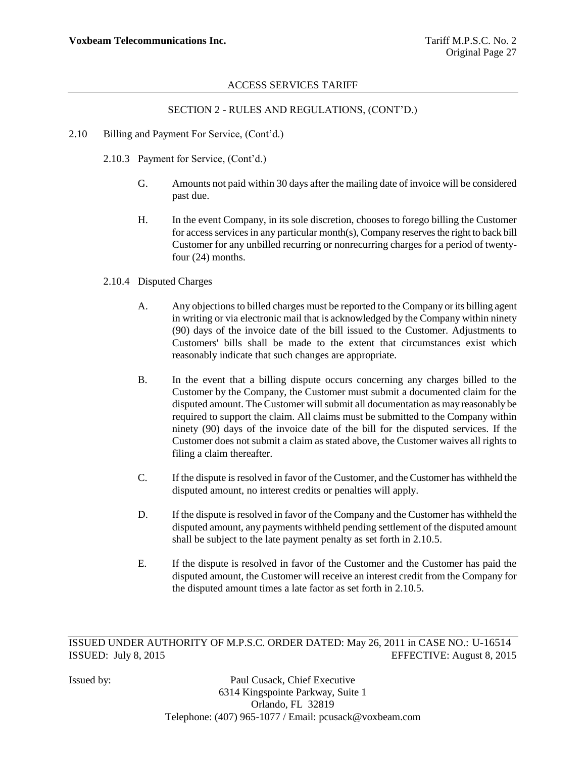SECTION 2 - RULES AND REGULATIONS, (CONT'D.)

2.10 Billing and Payment For Service, (Cont'd.)

2.10.3 Payment for Service, (Cont'd.)

G. Amounts not paid within 30 days after the mailing date of invoice will be considered past due.

H. In the event Company, in its sole discretion, chooses to forego billing the Customer for access services in any particular month(s), Company reserves the right to back bill Customer for any unbilled recurring or nonrecurring charges for a period of twenty-four (24) months.

2.10.4 Disputed Charges

A. Any objections to billed charges must be reported to the Company or its billing agent in writing or via electronic mail that is acknowledged by the Company within ninety (90) days of the invoice date of the bill issued to the Customer. Adjustments to Customers' bills shall be made to the extent that circumstances exist which reasonably indicate that such changes are appropriate.

B. In the event that a billing dispute occurs concerning any charges billed to the Customer by the Company, the Customer must submit a documented claim for the disputed amount. The Customer will submit all documentation as may reasonably be required to support the claim. All claims must be submitted to the Company within ninety (90) days of the invoice date of the bill for the disputed services. If the Customer does not submit a claim as stated above, the Customer waives all rights to filing a claim thereafter.

C. If the dispute is resolved in favor of the Customer, and the Customer has withheld the disputed amount, no interest credits or penalties will apply.

D. If the dispute is resolved in favor of the Company and the Customer has withheld the disputed amount, any payments withheld pending settlement of the disputed amount shall be subject to the late payment penalty as set forth in 2.10.5.

E. If the dispute is resolved in favor of the Customer and the Customer has paid the disputed amount, the Customer will receive an interest credit from the Company for the disputed amount times a late factor as set forth in 2.10.5.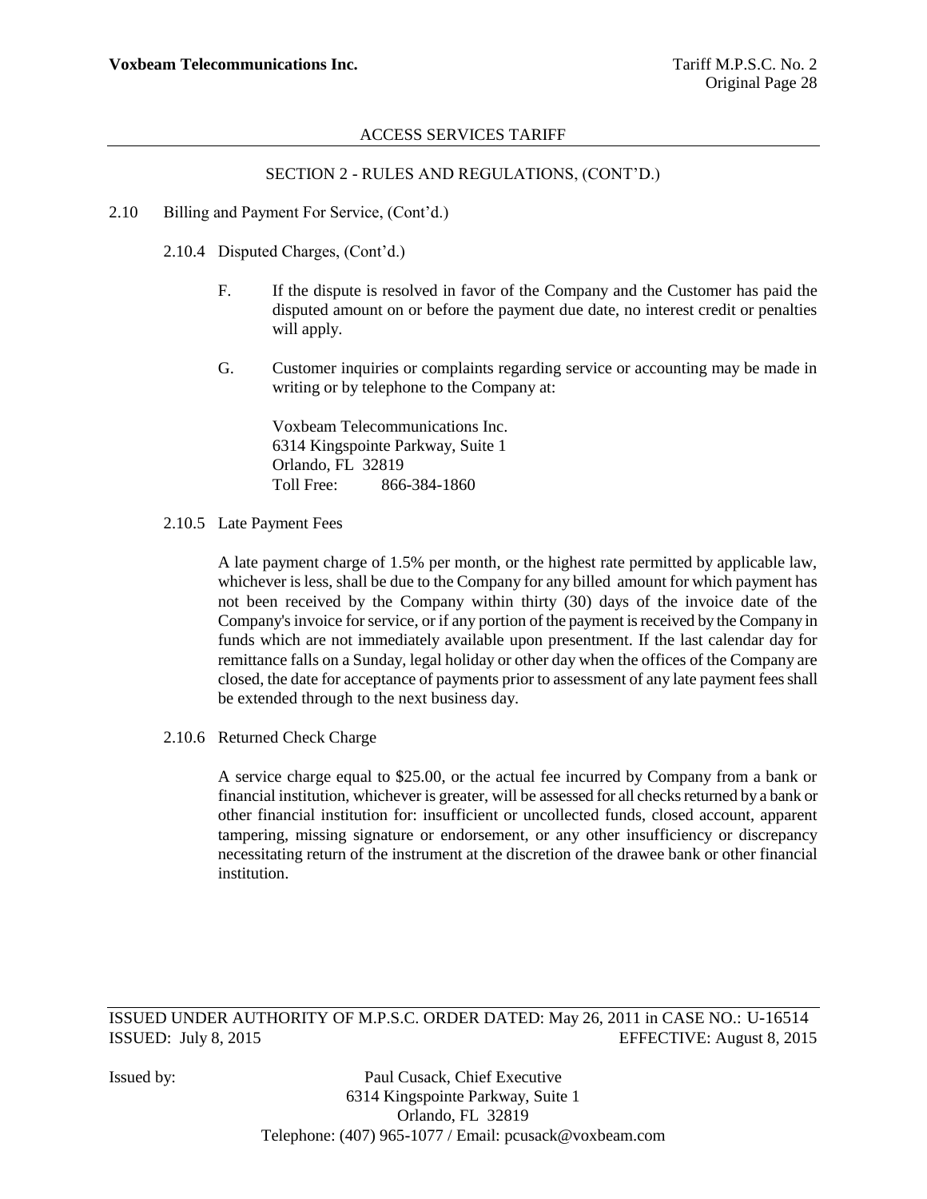SECTION 2 - RULES AND REGULATIONS, (CONT'D.)

2.10 Billing and Payment For Service, (Cont'd.)

2.10.4 Disputed Charges, (Cont'd.)

F. If the dispute is resolved in favor of the Company and the Customer has paid the disputed amount on or before the payment due date, no interest credit or penalties will apply.

G. Customer inquiries or complaints regarding service or accounting may be made in writing or by telephone to the Company at:

Voxbeam Telecommunications Inc.
6314 Kingspointe Parkway, Suite 1
Orlando, FL 32819
Toll Free: 866-384-1860

2.10.5 Late Payment Fees

A late payment charge of 1.5% per month, or the highest rate permitted by applicable law, whichever is less, shall be due to the Company for any billed amount for which payment has not been received by the Company within thirty (30) days of the invoice date of the Company's invoice for service, or if any portion of the payment is received by the Company in funds which are not immediately available upon presentment. If the last calendar day for remittance falls on a Sunday, legal holiday or other day when the offices of the Company are closed, the date for acceptance of payments prior to assessment of any late payment fees shall be extended through to the next business day.

2.10.6 Returned Check Charge

A service charge equal to $25.00, or the actual fee incurred by Company from a bank or financial institution, whichever is greater, will be assessed for all checks returned by a bank or other financial institution for: insufficient or uncollected funds, closed account, apparent tampering, missing signature or endorsement, or any other insufficiency or discrepancy necessitating return of the instrument at the discretion of the drawee bank or other financial institution.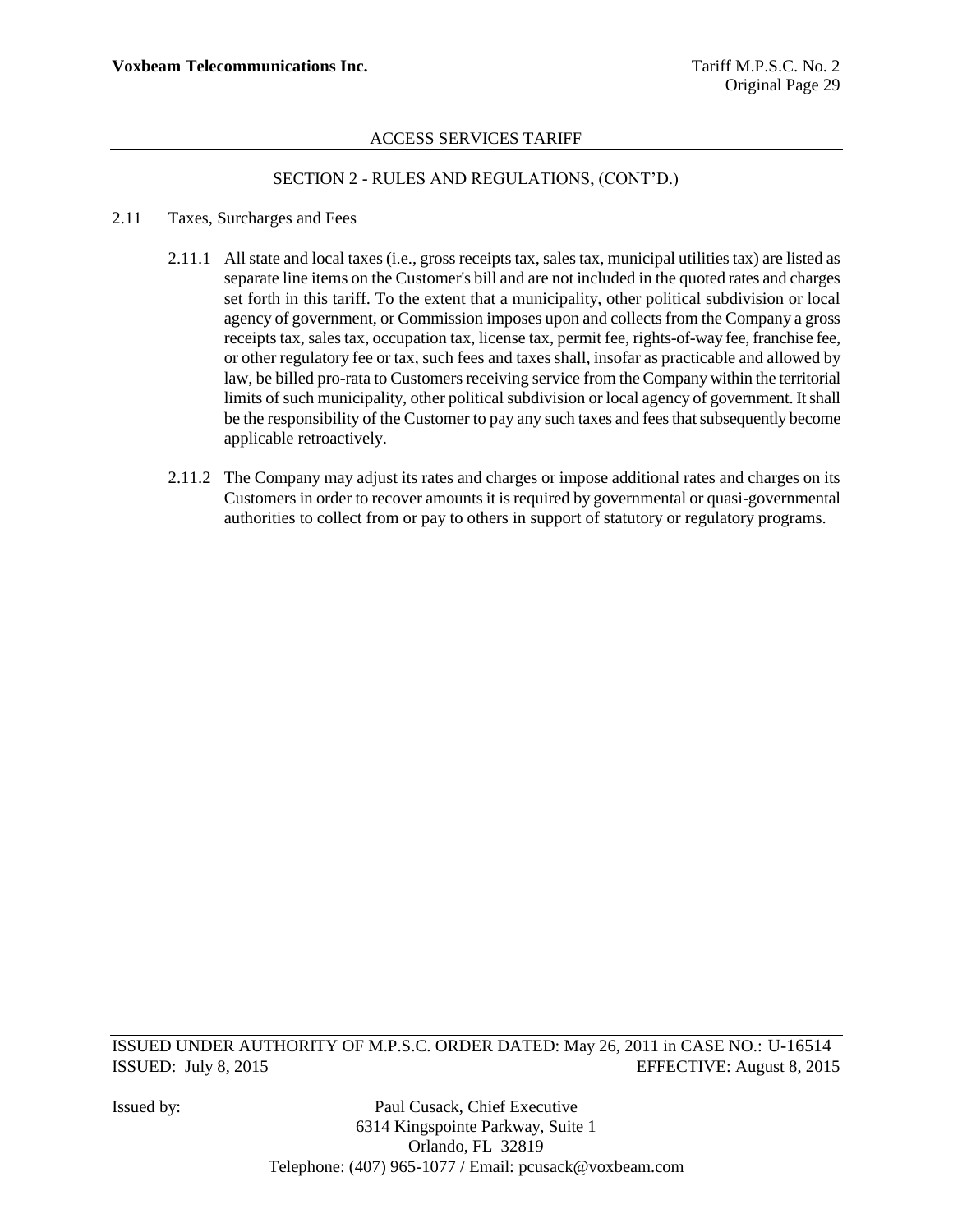## SECTION 2 - RULES AND REGULATIONS, (CONT'D.)

### 2.11 Taxes, Surcharges and Fees

2.11.1 All state and local taxes (i.e., gross receipts tax, sales tax, municipal utilities tax) are listed as separate line items on the Customer's bill and are not included in the quoted rates and charges set forth in this tariff. To the extent that a municipality, other political subdivision or local agency of government, or Commission imposes upon and collects from the Company a gross receipts tax, sales tax, occupation tax, license tax, permit fee, rights-of-way fee, franchise fee, or other regulatory fee or tax, such fees and taxes shall, insofar as practicable and allowed by law, be billed pro-rata to Customers receiving service from the Company within the territorial limits of such municipality, other political subdivision or local agency of government. It shall be the responsibility of the Customer to pay any such taxes and fees that subsequently become applicable retroactively.

2.11.2 The Company may adjust its rates and charges or impose additional rates and charges on its Customers in order to recover amounts it is required by governmental or quasi-governmental authorities to collect from or pay to others in support of statutory or regulatory programs.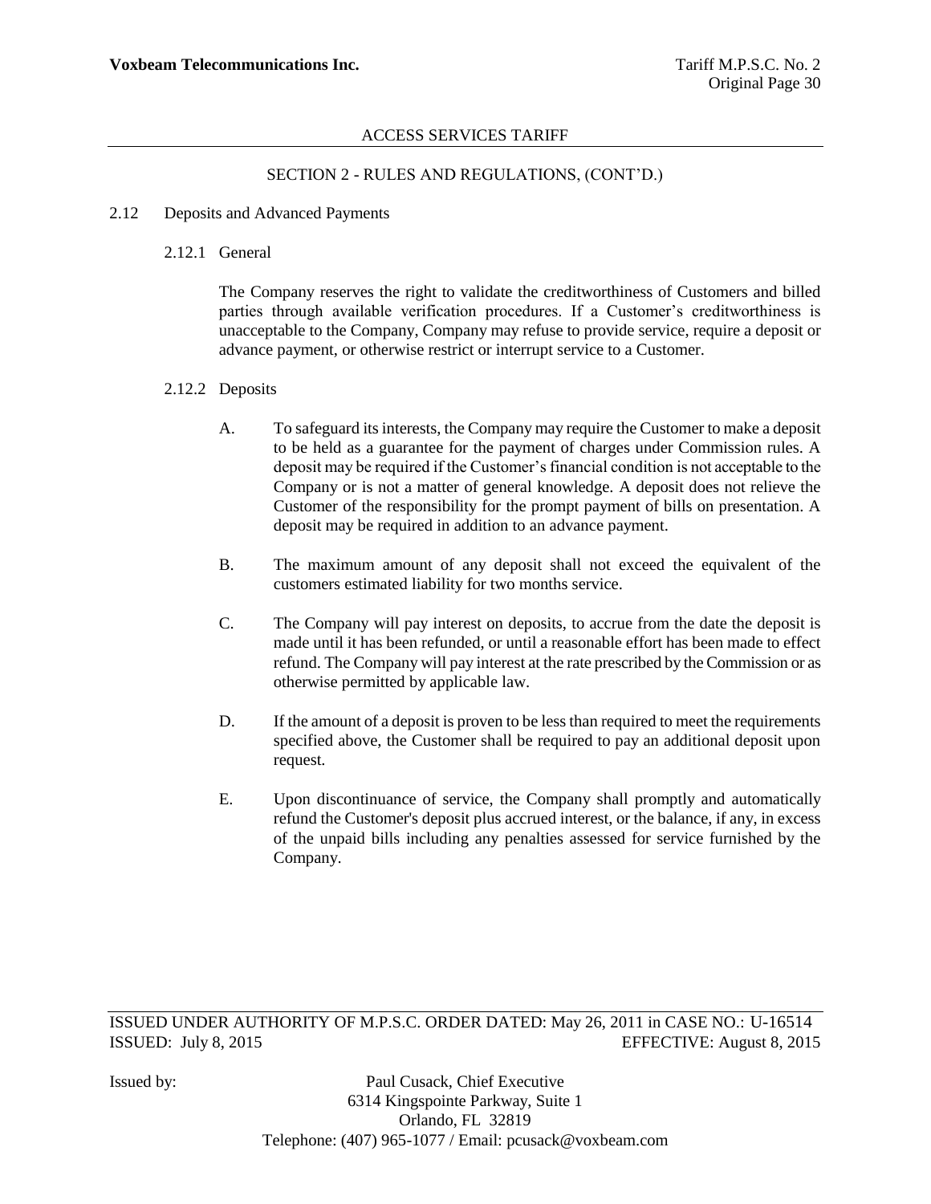## SECTION 2 - RULES AND REGULATIONS, (CONT'D.)

### 2.12 Deposits and Advanced Payments

#### 2.12.1 General

The Company reserves the right to validate the creditworthiness of Customers and billed parties through available verification procedures. If a Customer's creditworthiness is unacceptable to the Company, Company may refuse to provide service, require a deposit or advance payment, or otherwise restrict or interrupt service to a Customer.

#### 2.12.2 Deposits

A. To safeguard its interests, the Company may require the Customer to make a deposit to be held as a guarantee for the payment of charges under Commission rules. A deposit may be required if the Customer's financial condition is not acceptable to the Company or is not a matter of general knowledge. A deposit does not relieve the Customer of the responsibility for the prompt payment of bills on presentation. A deposit may be required in addition to an advance payment.

B. The maximum amount of any deposit shall not exceed the equivalent of the customers estimated liability for two months service.

C. The Company will pay interest on deposits, to accrue from the date the deposit is made until it has been refunded, or until a reasonable effort has been made to effect refund. The Company will pay interest at the rate prescribed by the Commission or as otherwise permitted by applicable law.

D. If the amount of a deposit is proven to be less than required to meet the requirements specified above, the Customer shall be required to pay an additional deposit upon request.

E. Upon discontinuance of service, the Company shall promptly and automatically refund the Customer's deposit plus accrued interest, or the balance, if any, in excess of the unpaid bills including any penalties assessed for service furnished by the Company.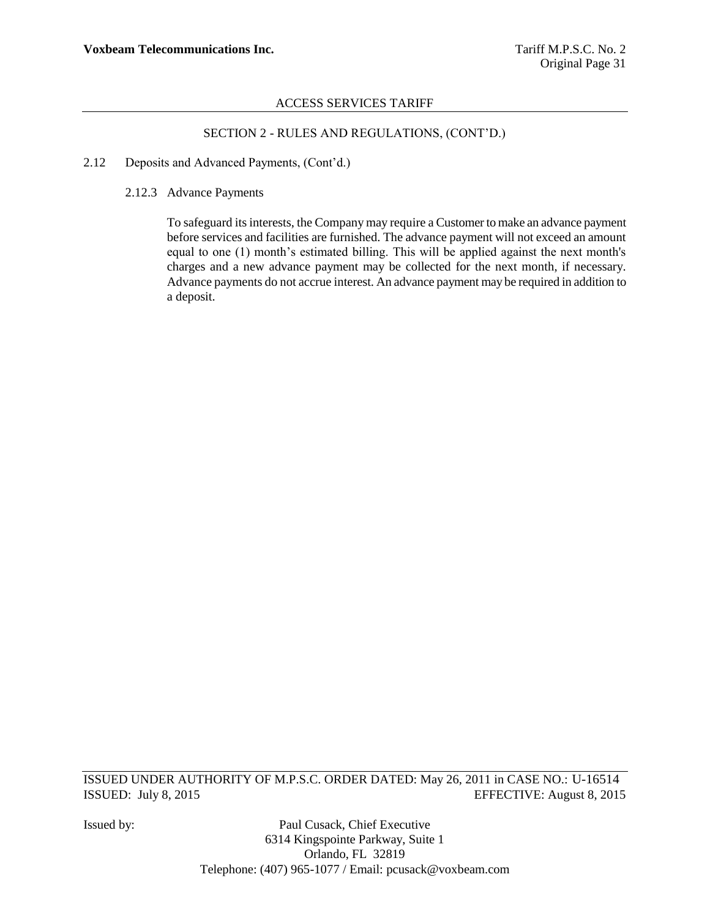## SECTION 2 - RULES AND REGULATIONS, (CONT'D.)

2.12 Deposits and Advanced Payments, (Cont'd.)

### 2.12.3 Advance Payments

To safeguard its interests, the Company may require a Customer to make an advance payment before services and facilities are furnished. The advance payment will not exceed an amount equal to one (1) month's estimated billing. This will be applied against the next month's charges and a new advance payment may be collected for the next month, if necessary. Advance payments do not accrue interest. An advance payment may be required in addition to a deposit.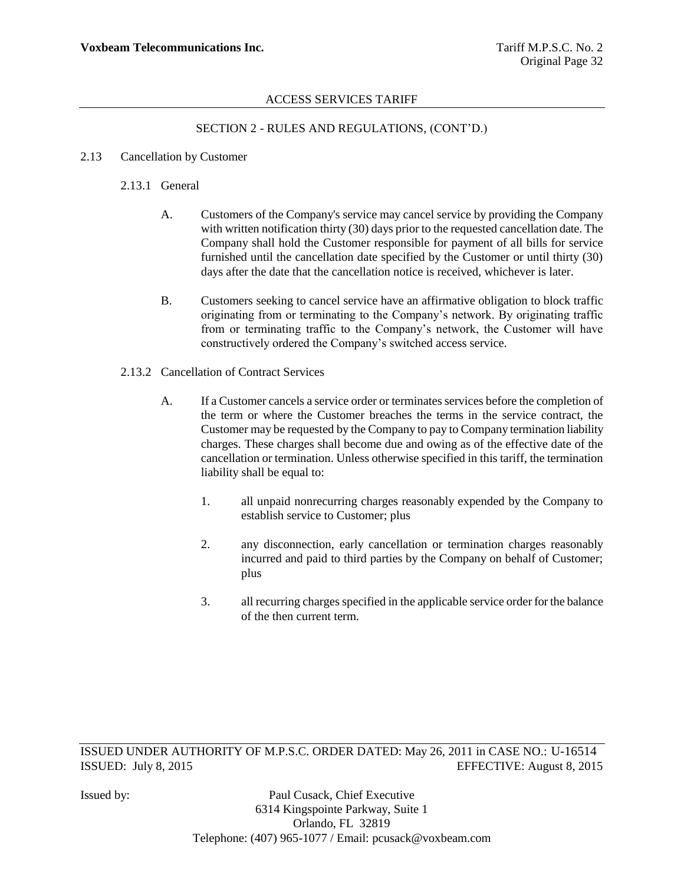ACCESS SERVICES TARIFF

SECTION 2 - RULES AND REGULATIONS, (CONT'D.)

2.13 Cancellation by Customer

2.13.1 General

A. Customers of the Company's service may cancel service by providing the Company with written notification thirty (30) days prior to the requested cancellation date. The Company shall hold the Customer responsible for payment of all bills for service furnished until the cancellation date specified by the Customer or until thirty (30) days after the date that the cancellation notice is received, whichever is later.

B. Customers seeking to cancel service have an affirmative obligation to block traffic originating from or terminating to the Company's network. By originating traffic from or terminating traffic to the Company's network, the Customer will have constructively ordered the Company's switched access service.

2.13.2 Cancellation of Contract Services

A. If a Customer cancels a service order or terminates services before the completion of the term or where the Customer breaches the terms in the service contract, the Customer may be requested by the Company to pay to Company termination liability charges. These charges shall become due and owing as of the effective date of the cancellation or termination. Unless otherwise specified in this tariff, the termination liability shall be equal to:

1. all unpaid nonrecurring charges reasonably expended by the Company to establish service to Customer; plus

2. any disconnection, early cancellation or termination charges reasonably incurred and paid to third parties by the Company on behalf of Customer; plus

3. all recurring charges specified in the applicable service order for the balance of the then current term.

ISSUED UNDER AUTHORITY OF M.P.S.C. ORDER DATED: May 26, 2011 in CASE NO.: U-16514
ISSUED: July 8, 2015 EFFECTIVE: August 8, 2015

Issued by: Paul Cusack, Chief Executive
6314 Kingspointe Parkway, Suite 1
Orlando, FL 32819
Telephone: (407) 965-1077 / Email: pcusack@voxbeam.com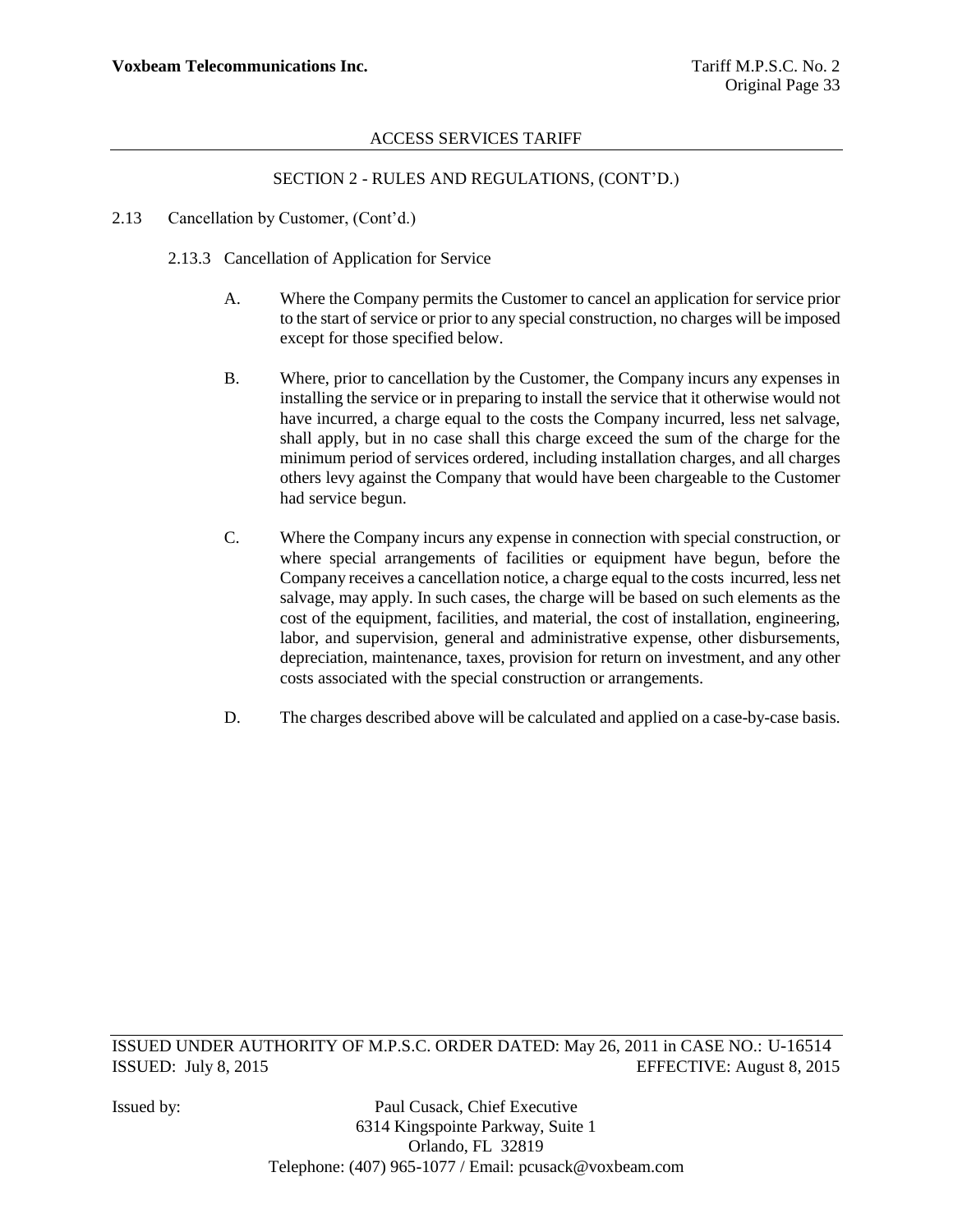SECTION 2 - RULES AND REGULATIONS, (CONT'D.)

2.13 Cancellation by Customer, (Cont'd.)

2.13.3 Cancellation of Application for Service

A. Where the Company permits the Customer to cancel an application for service prior to the start of service or prior to any special construction, no charges will be imposed except for those specified below.

B. Where, prior to cancellation by the Customer, the Company incurs any expenses in installing the service or in preparing to install the service that it otherwise would not have incurred, a charge equal to the costs the Company incurred, less net salvage, shall apply, but in no case shall this charge exceed the sum of the charge for the minimum period of services ordered, including installation charges, and all charges others levy against the Company that would have been chargeable to the Customer had service begun.

C. Where the Company incurs any expense in connection with special construction, or where special arrangements of facilities or equipment have begun, before the Company receives a cancellation notice, a charge equal to the costs incurred, less net salvage, may apply. In such cases, the charge will be based on such elements as the cost of the equipment, facilities, and material, the cost of installation, engineering, labor, and supervision, general and administrative expense, other disbursements, depreciation, maintenance, taxes, provision for return on investment, and any other costs associated with the special construction or arrangements.

D. The charges described above will be calculated and applied on a case-by-case basis.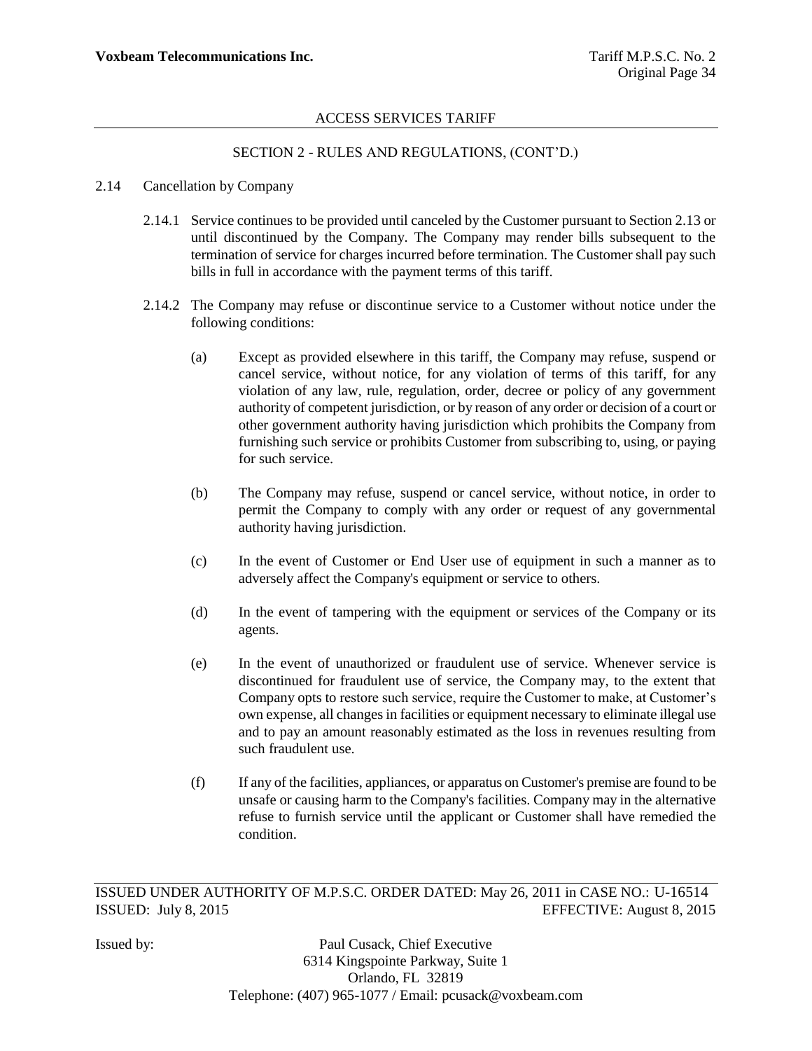## SECTION 2 - RULES AND REGULATIONS, (CONT'D.)

2.14 Cancellation by Company

2.14.1 Service continues to be provided until canceled by the Customer pursuant to Section 2.13 or until discontinued by the Company. The Company may render bills subsequent to the termination of service for charges incurred before termination. The Customer shall pay such bills in full in accordance with the payment terms of this tariff.

2.14.2 The Company may refuse or discontinue service to a Customer without notice under the following conditions:

(a) Except as provided elsewhere in this tariff, the Company may refuse, suspend or cancel service, without notice, for any violation of terms of this tariff, for any violation of any law, rule, regulation, order, decree or policy of any government authority of competent jurisdiction, or by reason of any order or decision of a court or other government authority having jurisdiction which prohibits the Company from furnishing such service or prohibits Customer from subscribing to, using, or paying for such service.

(b) The Company may refuse, suspend or cancel service, without notice, in order to permit the Company to comply with any order or request of any governmental authority having jurisdiction.

(c) In the event of Customer or End User use of equipment in such a manner as to adversely affect the Company's equipment or service to others.

(d) In the event of tampering with the equipment or services of the Company or its agents.

(e) In the event of unauthorized or fraudulent use of service. Whenever service is discontinued for fraudulent use of service, the Company may, to the extent that Company opts to restore such service, require the Customer to make, at Customer's own expense, all changes in facilities or equipment necessary to eliminate illegal use and to pay an amount reasonably estimated as the loss in revenues resulting from such fraudulent use.

(f) If any of the facilities, appliances, or apparatus on Customer's premise are found to be unsafe or causing harm to the Company's facilities. Company may in the alternative refuse to furnish service until the applicant or Customer shall have remedied the condition.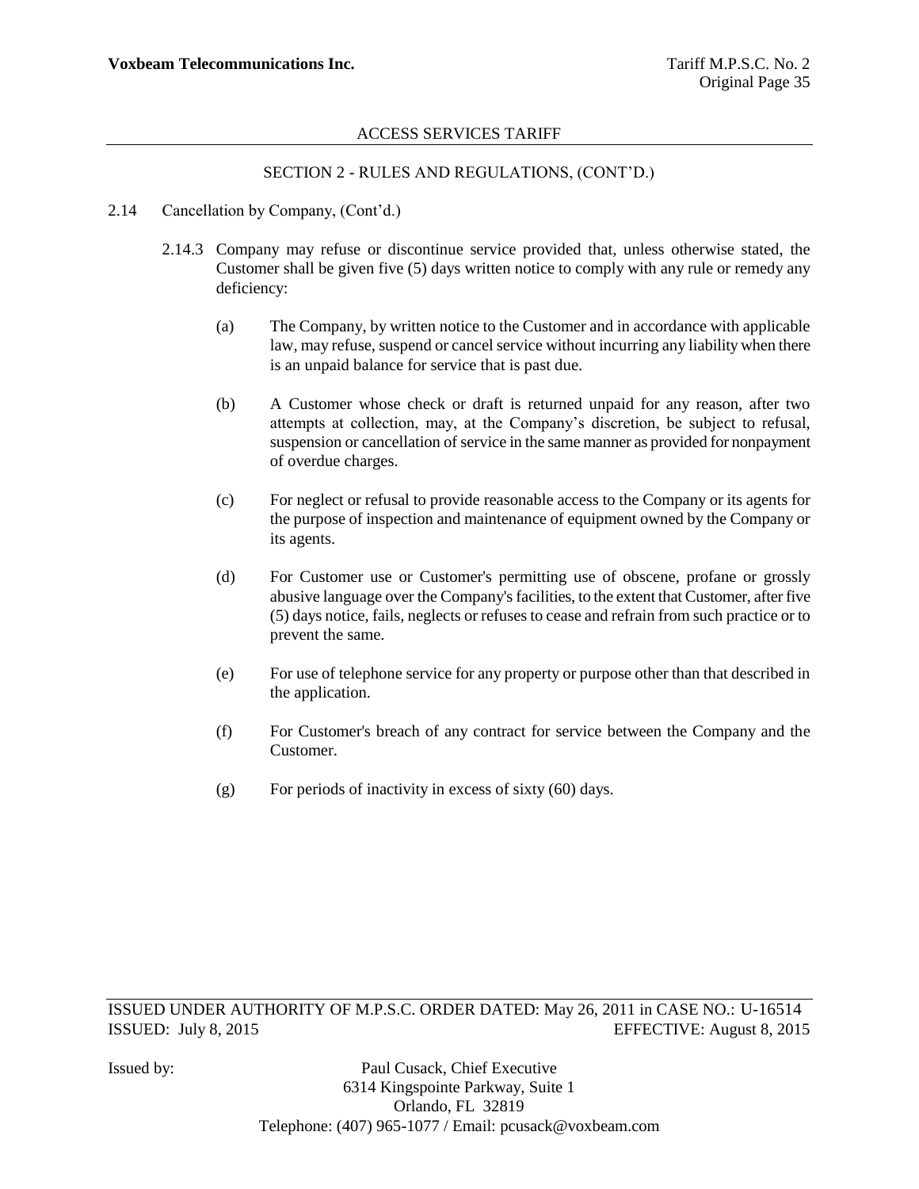## SECTION 2 - RULES AND REGULATIONS, (CONT'D.)

2.14 Cancellation by Company, (Cont'd.)

2.14.3 Company may refuse or discontinue service provided that, unless otherwise stated, the Customer shall be given five (5) days written notice to comply with any rule or remedy any deficiency:

(a) The Company, by written notice to the Customer and in accordance with applicable law, may refuse, suspend or cancel service without incurring any liability when there is an unpaid balance for service that is past due.

(b) A Customer whose check or draft is returned unpaid for any reason, after two attempts at collection, may, at the Company's discretion, be subject to refusal, suspension or cancellation of service in the same manner as provided for nonpayment of overdue charges.

(c) For neglect or refusal to provide reasonable access to the Company or its agents for the purpose of inspection and maintenance of equipment owned by the Company or its agents.

(d) For Customer use or Customer's permitting use of obscene, profane or grossly abusive language over the Company's facilities, to the extent that Customer, after five (5) days notice, fails, neglects or refuses to cease and refrain from such practice or to prevent the same.

(e) For use of telephone service for any property or purpose other than that described in the application.

(f) For Customer's breach of any contract for service between the Company and the Customer.

(g) For periods of inactivity in excess of sixty (60) days.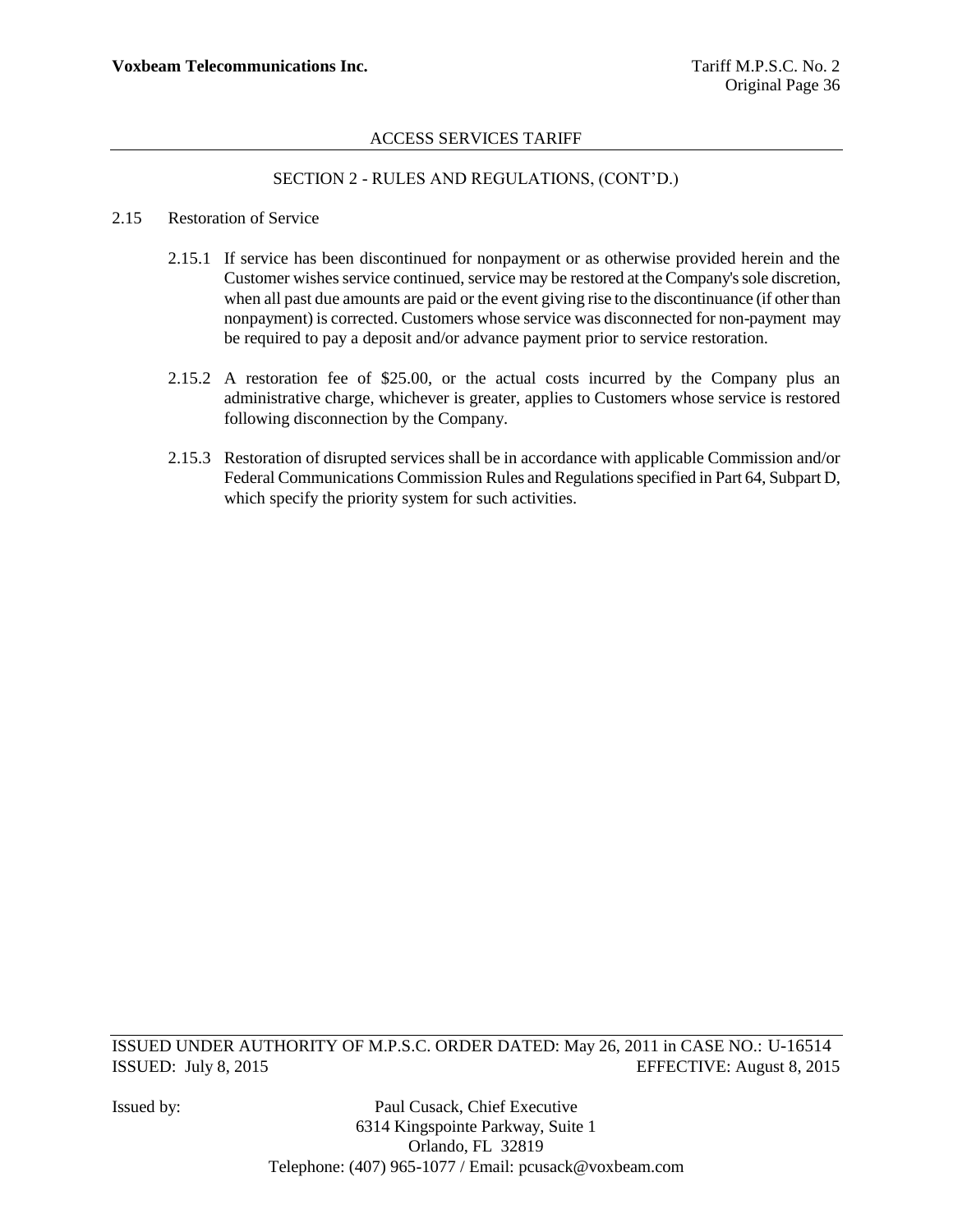## SECTION 2 - RULES AND REGULATIONS, (CONT'D.)

### 2.15 Restoration of Service

2.15.1 If service has been discontinued for nonpayment or as otherwise provided herein and the Customer wishes service continued, service may be restored at the Company's sole discretion, when all past due amounts are paid or the event giving rise to the discontinuance (if other than nonpayment) is corrected. Customers whose service was disconnected for non-payment may be required to pay a deposit and/or advance payment prior to service restoration.

2.15.2 A restoration fee of $25.00, or the actual costs incurred by the Company plus an administrative charge, whichever is greater, applies to Customers whose service is restored following disconnection by the Company.

2.15.3 Restoration of disrupted services shall be in accordance with applicable Commission and/or Federal Communications Commission Rules and Regulations specified in Part 64, Subpart D, which specify the priority system for such activities.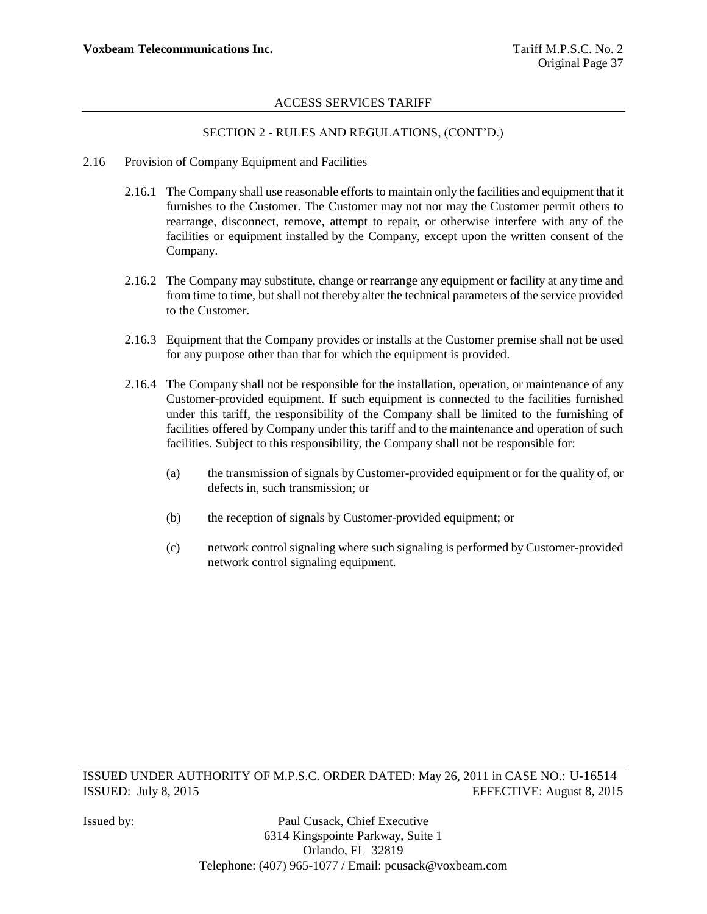## SECTION 2 - RULES AND REGULATIONS, (CONT'D.)

2.16 Provision of Company Equipment and Facilities

2.16.1 The Company shall use reasonable efforts to maintain only the facilities and equipment that it furnishes to the Customer. The Customer may not nor may the Customer permit others to rearrange, disconnect, remove, attempt to repair, or otherwise interfere with any of the facilities or equipment installed by the Company, except upon the written consent of the Company.

2.16.2 The Company may substitute, change or rearrange any equipment or facility at any time and from time to time, but shall not thereby alter the technical parameters of the service provided to the Customer.

2.16.3 Equipment that the Company provides or installs at the Customer premise shall not be used for any purpose other than that for which the equipment is provided.

2.16.4 The Company shall not be responsible for the installation, operation, or maintenance of any Customer-provided equipment. If such equipment is connected to the facilities furnished under this tariff, the responsibility of the Company shall be limited to the furnishing of facilities offered by Company under this tariff and to the maintenance and operation of such facilities. Subject to this responsibility, the Company shall not be responsible for:

(a) the transmission of signals by Customer-provided equipment or for the quality of, or defects in, such transmission; or

(b) the reception of signals by Customer-provided equipment; or

(c) network control signaling where such signaling is performed by Customer-provided network control signaling equipment.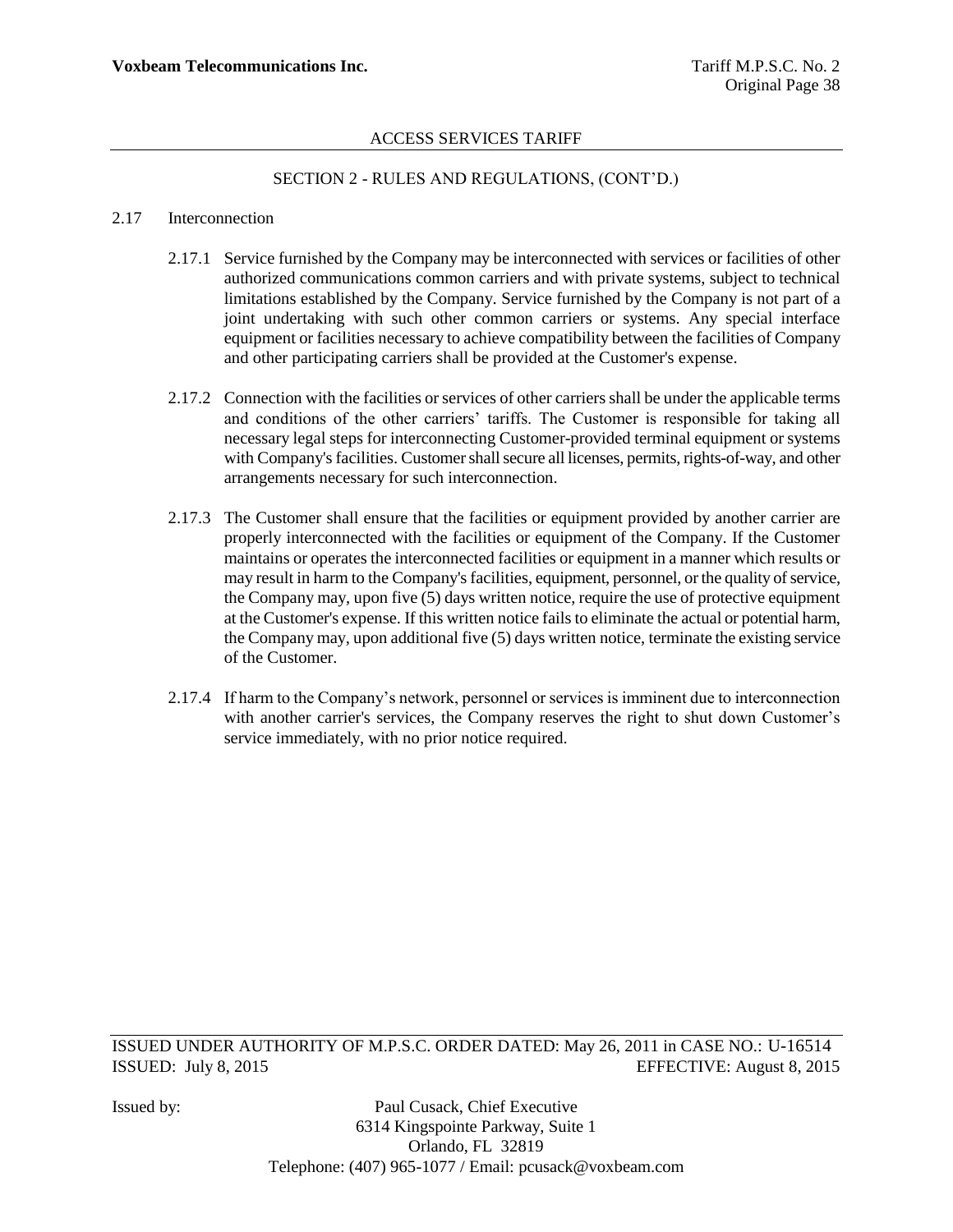## ACCESS SERVICES TARIFF

### SECTION 2 - RULES AND REGULATIONS, (CONT'D.)

2.17 Interconnection

2.17.1 Service furnished by the Company may be interconnected with services or facilities of other authorized communications common carriers and with private systems, subject to technical limitations established by the Company. Service furnished by the Company is not part of a joint undertaking with such other common carriers or systems. Any special interface equipment or facilities necessary to achieve compatibility between the facilities of Company and other participating carriers shall be provided at the Customer's expense.

2.17.2 Connection with the facilities or services of other carriers shall be under the applicable terms and conditions of the other carriers' tariffs. The Customer is responsible for taking all necessary legal steps for interconnecting Customer-provided terminal equipment or systems with Company's facilities. Customer shall secure all licenses, permits, rights-of-way, and other arrangements necessary for such interconnection.

2.17.3 The Customer shall ensure that the facilities or equipment provided by another carrier are properly interconnected with the facilities or equipment of the Company. If the Customer maintains or operates the interconnected facilities or equipment in a manner which results or may result in harm to the Company's facilities, equipment, personnel, or the quality of service, the Company may, upon five (5) days written notice, require the use of protective equipment at the Customer's expense. If this written notice fails to eliminate the actual or potential harm, the Company may, upon additional five (5) days written notice, terminate the existing service of the Customer.

2.17.4 If harm to the Company's network, personnel or services is imminent due to interconnection with another carrier's services, the Company reserves the right to shut down Customer's service immediately, with no prior notice required.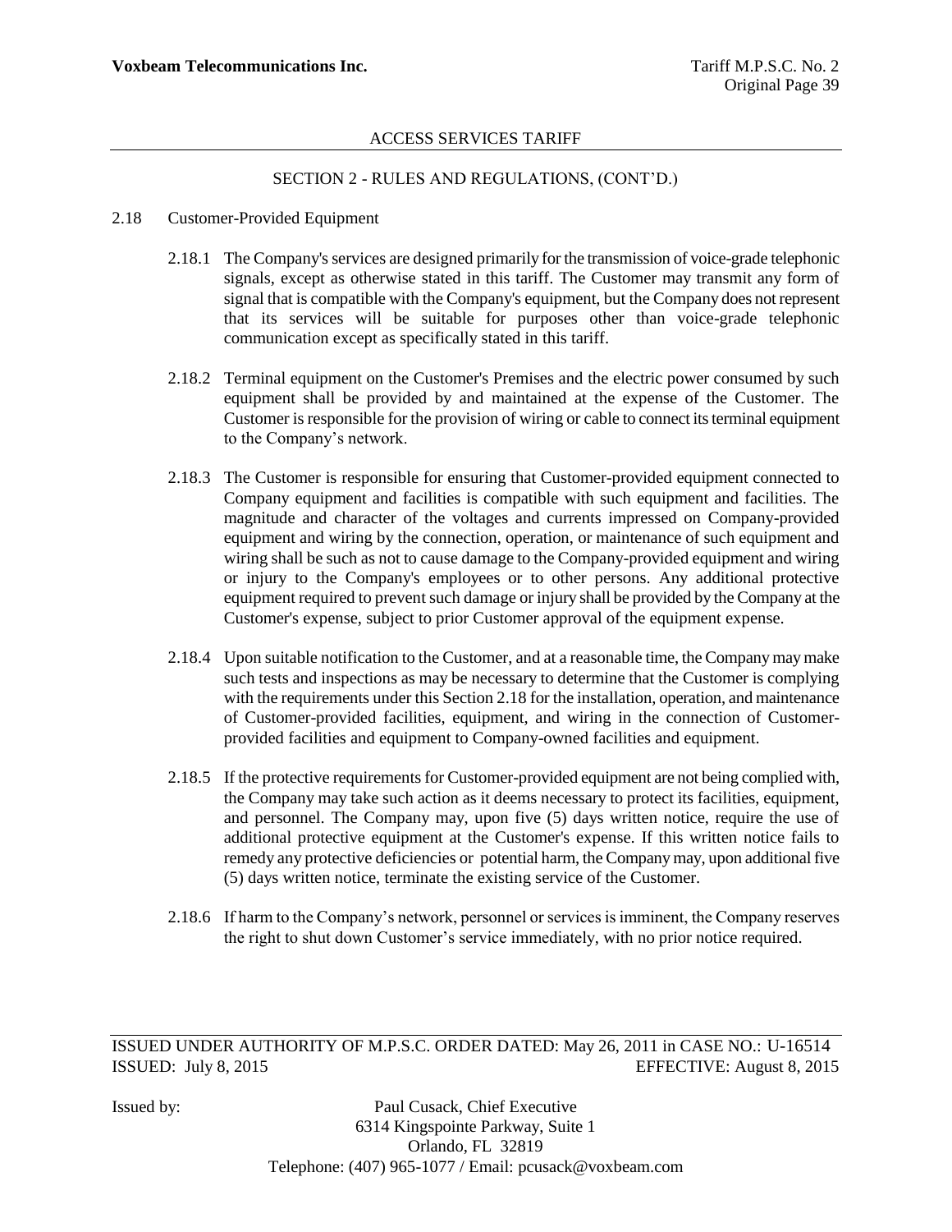## SECTION 2 - RULES AND REGULATIONS, (CONT'D.)

### 2.18 Customer-Provided Equipment

2.18.1 The Company's services are designed primarily for the transmission of voice-grade telephonic signals, except as otherwise stated in this tariff. The Customer may transmit any form of signal that is compatible with the Company's equipment, but the Company does not represent that its services will be suitable for purposes other than voice-grade telephonic communication except as specifically stated in this tariff.

2.18.2 Terminal equipment on the Customer's Premises and the electric power consumed by such equipment shall be provided by and maintained at the expense of the Customer. The Customer is responsible for the provision of wiring or cable to connect its terminal equipment to the Company's network.

2.18.3 The Customer is responsible for ensuring that Customer-provided equipment connected to Company equipment and facilities is compatible with such equipment and facilities. The magnitude and character of the voltages and currents impressed on Company-provided equipment and wiring by the connection, operation, or maintenance of such equipment and wiring shall be such as not to cause damage to the Company-provided equipment and wiring or injury to the Company's employees or to other persons. Any additional protective equipment required to prevent such damage or injury shall be provided by the Company at the Customer's expense, subject to prior Customer approval of the equipment expense.

2.18.4 Upon suitable notification to the Customer, and at a reasonable time, the Company may make such tests and inspections as may be necessary to determine that the Customer is complying with the requirements under this Section 2.18 for the installation, operation, and maintenance of Customer-provided facilities, equipment, and wiring in the connection of Customer-provided facilities and equipment to Company-owned facilities and equipment.

2.18.5 If the protective requirements for Customer-provided equipment are not being complied with, the Company may take such action as it deems necessary to protect its facilities, equipment, and personnel. The Company may, upon five (5) days written notice, require the use of additional protective equipment at the Customer's expense. If this written notice fails to remedy any protective deficiencies or potential harm, the Company may, upon additional five (5) days written notice, terminate the existing service of the Customer.

2.18.6 If harm to the Company's network, personnel or services is imminent, the Company reserves the right to shut down Customer's service immediately, with no prior notice required.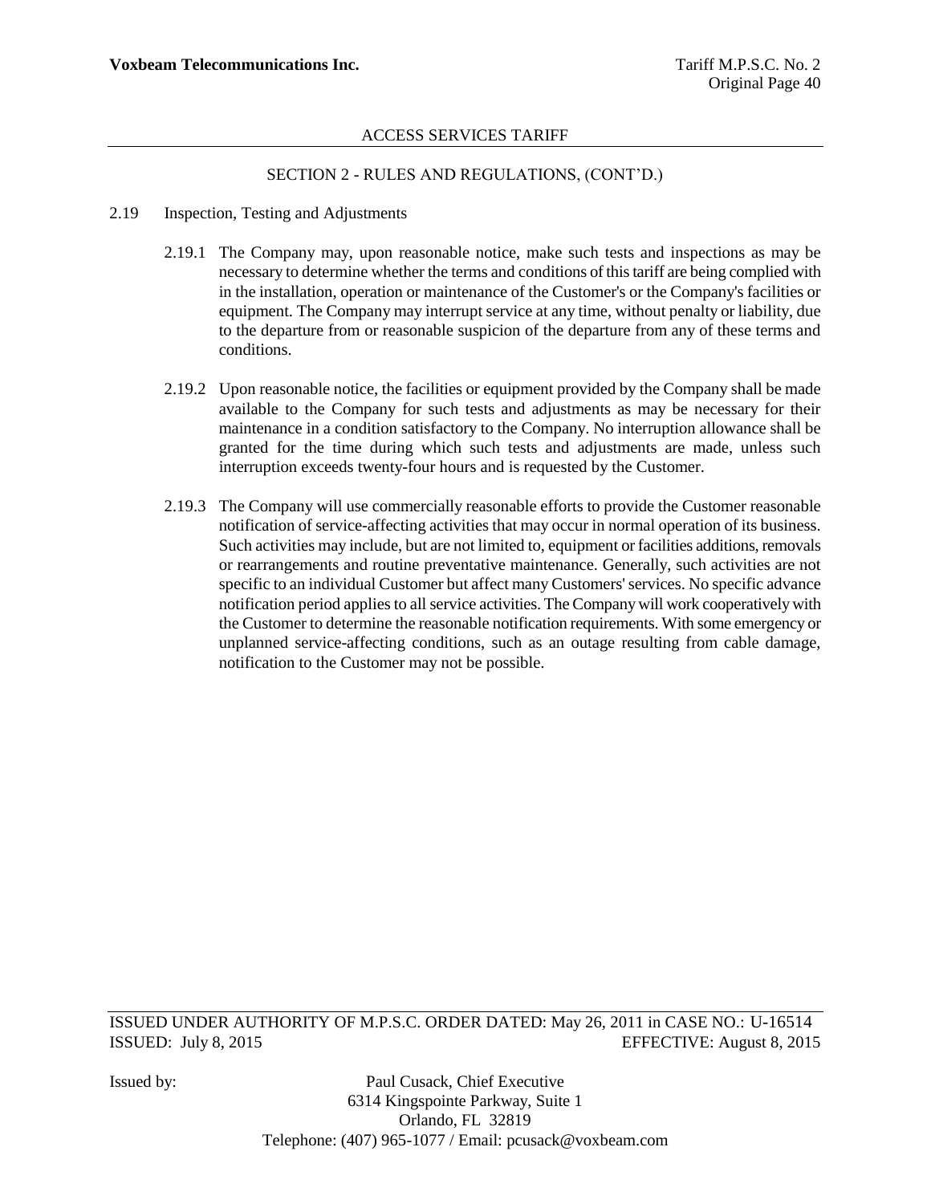## SECTION 2 - RULES AND REGULATIONS, (CONT'D.)

### 2.19 Inspection, Testing and Adjustments

2.19.1 The Company may, upon reasonable notice, make such tests and inspections as may be necessary to determine whether the terms and conditions of this tariff are being complied with in the installation, operation or maintenance of the Customer's or the Company's facilities or equipment. The Company may interrupt service at any time, without penalty or liability, due to the departure from or reasonable suspicion of the departure from any of these terms and conditions.

2.19.2 Upon reasonable notice, the facilities or equipment provided by the Company shall be made available to the Company for such tests and adjustments as may be necessary for their maintenance in a condition satisfactory to the Company. No interruption allowance shall be granted for the time during which such tests and adjustments are made, unless such interruption exceeds twenty-four hours and is requested by the Customer.

2.19.3 The Company will use commercially reasonable efforts to provide the Customer reasonable notification of service-affecting activities that may occur in normal operation of its business. Such activities may include, but are not limited to, equipment or facilities additions, removals or rearrangements and routine preventative maintenance. Generally, such activities are not specific to an individual Customer but affect many Customers' services. No specific advance notification period applies to all service activities. The Company will work cooperatively with the Customer to determine the reasonable notification requirements. With some emergency or unplanned service-affecting conditions, such as an outage resulting from cable damage, notification to the Customer may not be possible.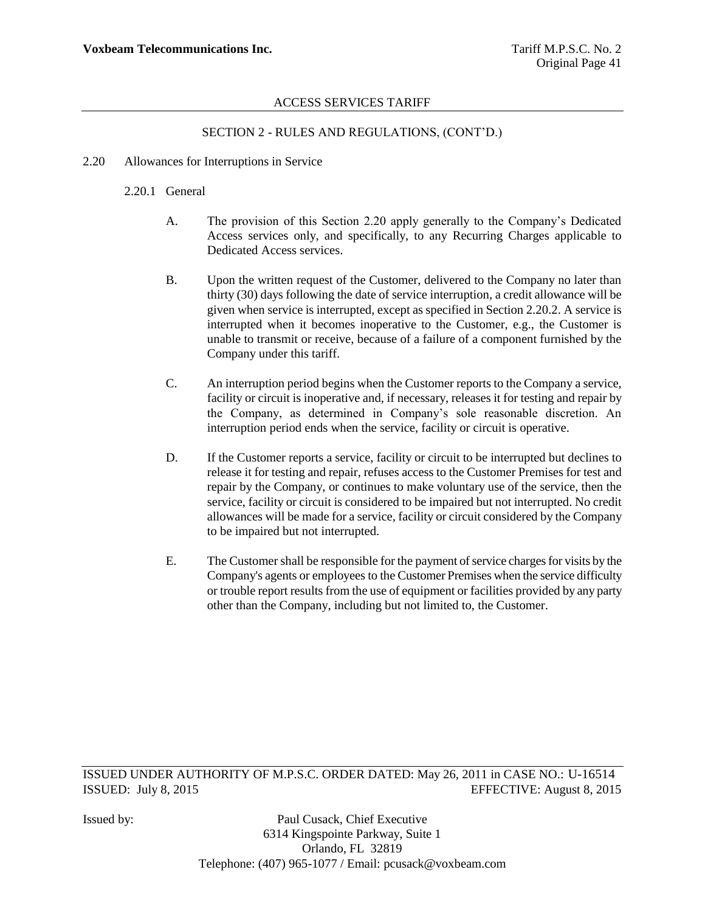## 2.20 Allowances for Interruptions in Service

### 2.20.1 General

A. The provision of this Section 2.20 apply generally to the Company's Dedicated Access services only, and specifically, to any Recurring Charges applicable to Dedicated Access services.

B. Upon the written request of the Customer, delivered to the Company no later than thirty (30) days following the date of service interruption, a credit allowance will be given when service is interrupted, except as specified in Section 2.20.2. A service is interrupted when it becomes inoperative to the Customer, e.g., the Customer is unable to transmit or receive, because of a failure of a component furnished by the Company under this tariff.

C. An interruption period begins when the Customer reports to the Company a service, facility or circuit is inoperative and, if necessary, releases it for testing and repair by the Company, as determined in Company's sole reasonable discretion. An interruption period ends when the service, facility or circuit is operative.

D. If the Customer reports a service, facility or circuit to be interrupted but declines to release it for testing and repair, refuses access to the Customer Premises for test and repair by the Company, or continues to make voluntary use of the service, then the service, facility or circuit is considered to be impaired but not interrupted. No credit allowances will be made for a service, facility or circuit considered by the Company to be impaired but not interrupted.

E. The Customer shall be responsible for the payment of service charges for visits by the Company's agents or employees to the Customer Premises when the service difficulty or trouble report results from the use of equipment or facilities provided by any party other than the Company, including but not limited to, the Customer.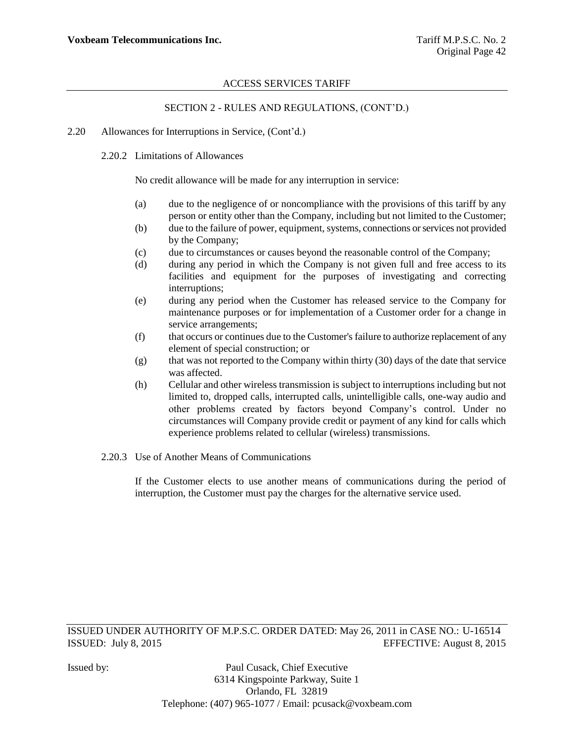SECTION 2 - RULES AND REGULATIONS, (CONT'D.)

2.20 Allowances for Interruptions in Service, (Cont'd.)

2.20.2 Limitations of Allowances

No credit allowance will be made for any interruption in service:

(a) due to the negligence of or noncompliance with the provisions of this tariff by any person or entity other than the Company, including but not limited to the Customer;
(b) due to the failure of power, equipment, systems, connections or services not provided by the Company;
(c) due to circumstances or causes beyond the reasonable control of the Company;
(d) during any period in which the Company is not given full and free access to its facilities and equipment for the purposes of investigating and correcting interruptions;
(e) during any period when the Customer has released service to the Company for maintenance purposes or for implementation of a Customer order for a change in service arrangements;
(f) that occurs or continues due to the Customer's failure to authorize replacement of any element of special construction; or
(g) that was not reported to the Company within thirty (30) days of the date that service was affected.
(h) Cellular and other wireless transmission is subject to interruptions including but not limited to, dropped calls, interrupted calls, unintelligible calls, one-way audio and other problems created by factors beyond Company's control. Under no circumstances will Company provide credit or payment of any kind for calls which experience problems related to cellular (wireless) transmissions.

2.20.3 Use of Another Means of Communications

If the Customer elects to use another means of communications during the period of interruption, the Customer must pay the charges for the alternative service used.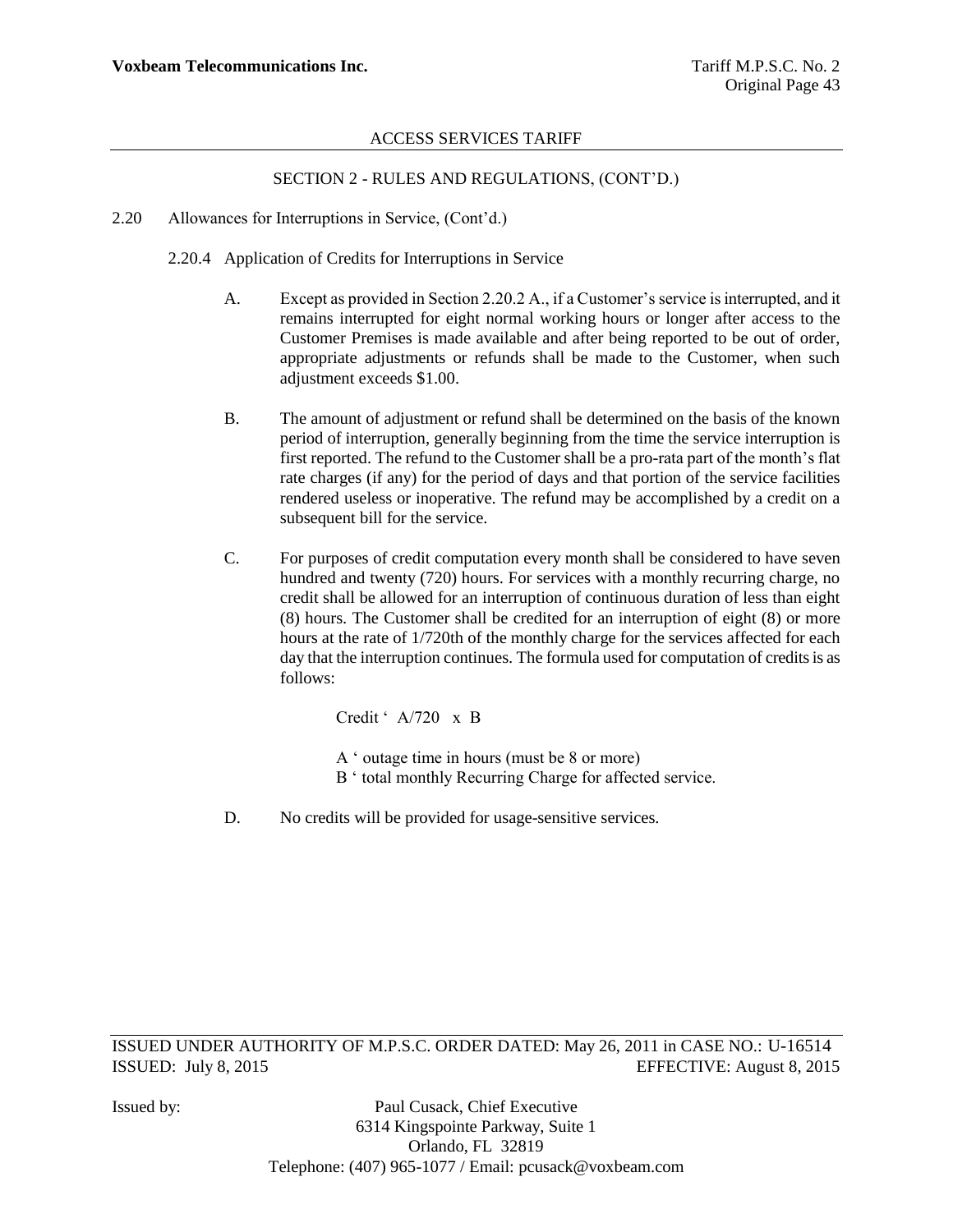ACCESS SERVICES TARIFF

SECTION 2 - RULES AND REGULATIONS, (CONT'D.)

2.20 Allowances for Interruptions in Service, (Cont'd.)

2.20.4 Application of Credits for Interruptions in Service

A. Except as provided in Section 2.20.2 A., if a Customer's service is interrupted, and it remains interrupted for eight normal working hours or longer after access to the Customer Premises is made available and after being reported to be out of order, appropriate adjustments or refunds shall be made to the Customer, when such adjustment exceeds $1.00.

B. The amount of adjustment or refund shall be determined on the basis of the known period of interruption, generally beginning from the time the service interruption is first reported. The refund to the Customer shall be a pro-rata part of the month's flat rate charges (if any) for the period of days and that portion of the service facilities rendered useless or inoperative. The refund may be accomplished by a credit on a subsequent bill for the service.

C. For purposes of credit computation every month shall be considered to have seven hundred and twenty (720) hours. For services with a monthly recurring charge, no credit shall be allowed for an interruption of continuous duration of less than eight (8) hours. The Customer shall be credited for an interruption of eight (8) or more hours at the rate of 1/720th of the monthly charge for the services affected for each day that the interruption continues. The formula used for computation of credits is as follows:

Credit ' A/720 x B

A ' outage time in hours (must be 8 or more)
B ' total monthly Recurring Charge for affected service.

D. No credits will be provided for usage-sensitive services.

ISSUED UNDER AUTHORITY OF M.P.S.C. ORDER DATED: May 26, 2011 in CASE NO.: U-16514
ISSUED: July 8, 2015 EFFECTIVE: August 8, 2015

Issued by: Paul Cusack, Chief Executive
6314 Kingspointe Parkway, Suite 1
Orlando, FL 32819
Telephone: (407) 965-1077 / Email: pcusack@voxbeam.com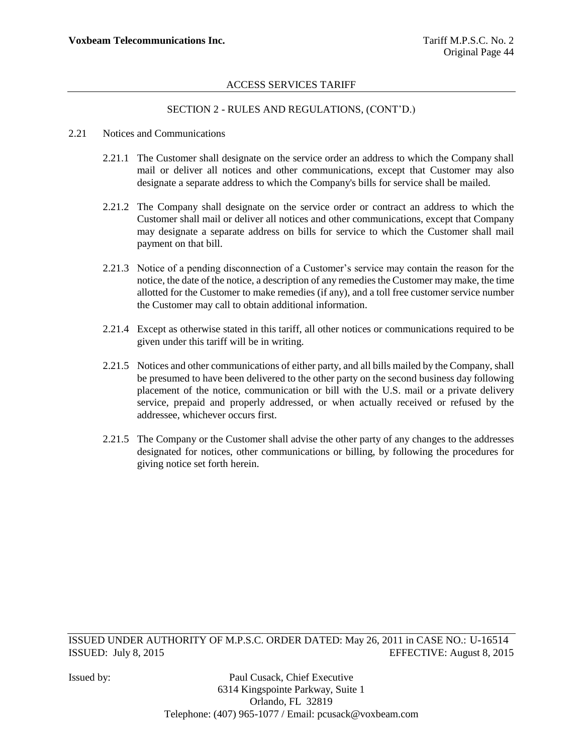ACCESS SERVICES TARIFF

SECTION 2 - RULES AND REGULATIONS, (CONT'D.)

2.21 Notices and Communications

2.21.1 The Customer shall designate on the service order an address to which the Company shall mail or deliver all notices and other communications, except that Customer may also designate a separate address to which the Company's bills for service shall be mailed.

2.21.2 The Company shall designate on the service order or contract an address to which the Customer shall mail or deliver all notices and other communications, except that Company may designate a separate address on bills for service to which the Customer shall mail payment on that bill.

2.21.3 Notice of a pending disconnection of a Customer's service may contain the reason for the notice, the date of the notice, a description of any remedies the Customer may make, the time allotted for the Customer to make remedies (if any), and a toll free customer service number the Customer may call to obtain additional information.

2.21.4 Except as otherwise stated in this tariff, all other notices or communications required to be given under this tariff will be in writing.

2.21.5 Notices and other communications of either party, and all bills mailed by the Company, shall be presumed to have been delivered to the other party on the second business day following placement of the notice, communication or bill with the U.S. mail or a private delivery service, prepaid and properly addressed, or when actually received or refused by the addressee, whichever occurs first.

2.21.5 The Company or the Customer shall advise the other party of any changes to the addresses designated for notices, other communications or billing, by following the procedures for giving notice set forth herein.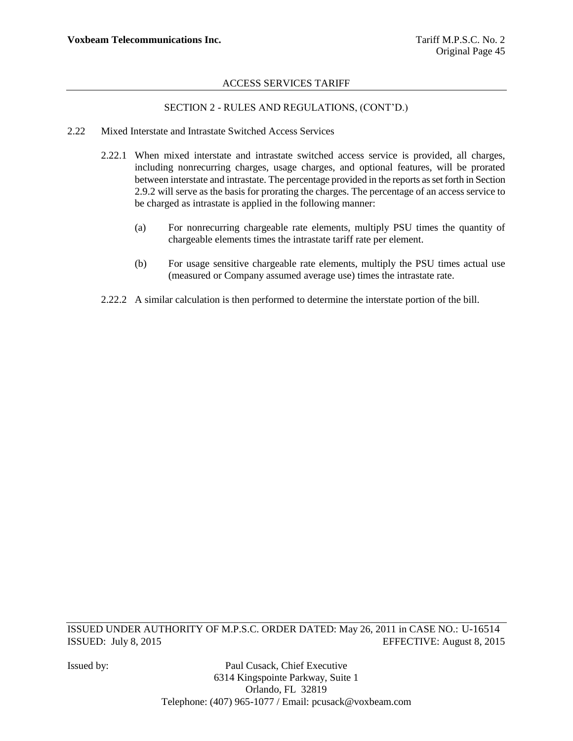## SECTION 2 - RULES AND REGULATIONS, (CONT'D.)

### 2.22 Mixed Interstate and Intrastate Switched Access Services

2.22.1 When mixed interstate and intrastate switched access service is provided, all charges, including nonrecurring charges, usage charges, and optional features, will be prorated between interstate and intrastate. The percentage provided in the reports as set forth in Section 2.9.2 will serve as the basis for prorating the charges. The percentage of an access service to be charged as intrastate is applied in the following manner:

(a) For nonrecurring chargeable rate elements, multiply PSU times the quantity of chargeable elements times the intrastate tariff rate per element.

(b) For usage sensitive chargeable rate elements, multiply the PSU times actual use (measured or Company assumed average use) times the intrastate rate.

2.22.2 A similar calculation is then performed to determine the interstate portion of the bill.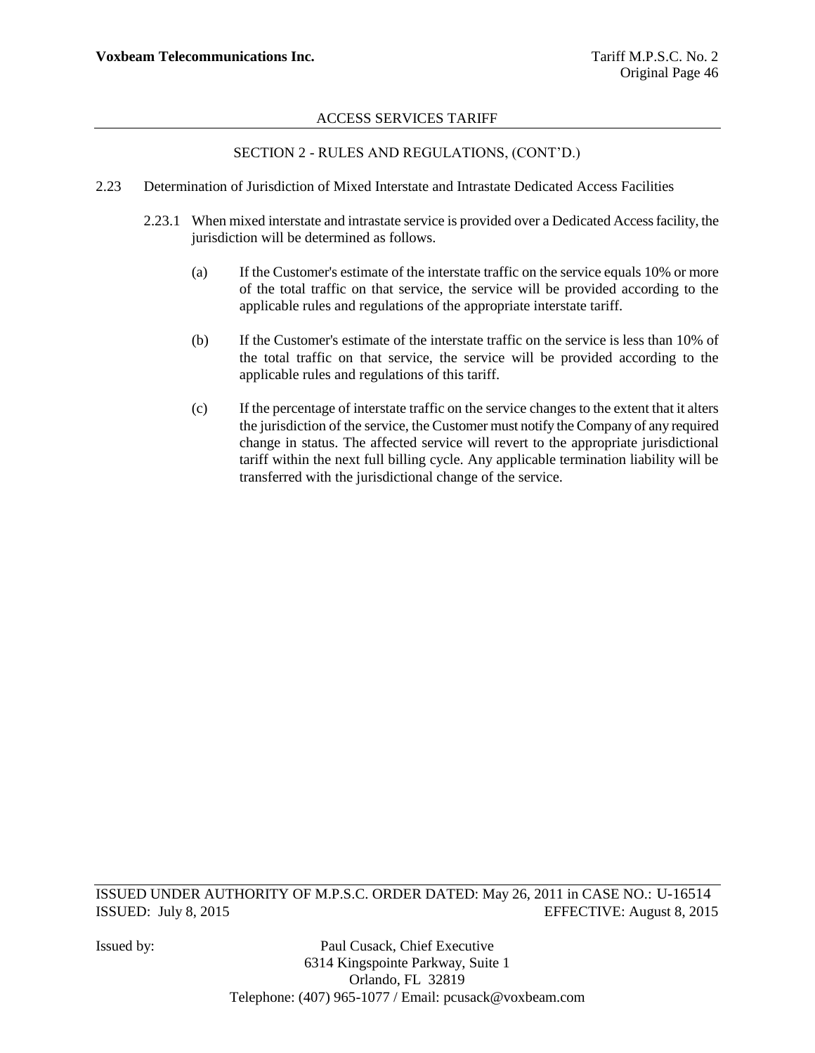SECTION 2 - RULES AND REGULATIONS, (CONT'D.)

2.23 Determination of Jurisdiction of Mixed Interstate and Intrastate Dedicated Access Facilities

2.23.1 When mixed interstate and intrastate service is provided over a Dedicated Access facility, the jurisdiction will be determined as follows.

(a) If the Customer's estimate of the interstate traffic on the service equals 10% or more of the total traffic on that service, the service will be provided according to the applicable rules and regulations of the appropriate interstate tariff.

(b) If the Customer's estimate of the interstate traffic on the service is less than 10% of the total traffic on that service, the service will be provided according to the applicable rules and regulations of this tariff.

(c) If the percentage of interstate traffic on the service changes to the extent that it alters the jurisdiction of the service, the Customer must notify the Company of any required change in status. The affected service will revert to the appropriate jurisdictional tariff within the next full billing cycle. Any applicable termination liability will be transferred with the jurisdictional change of the service.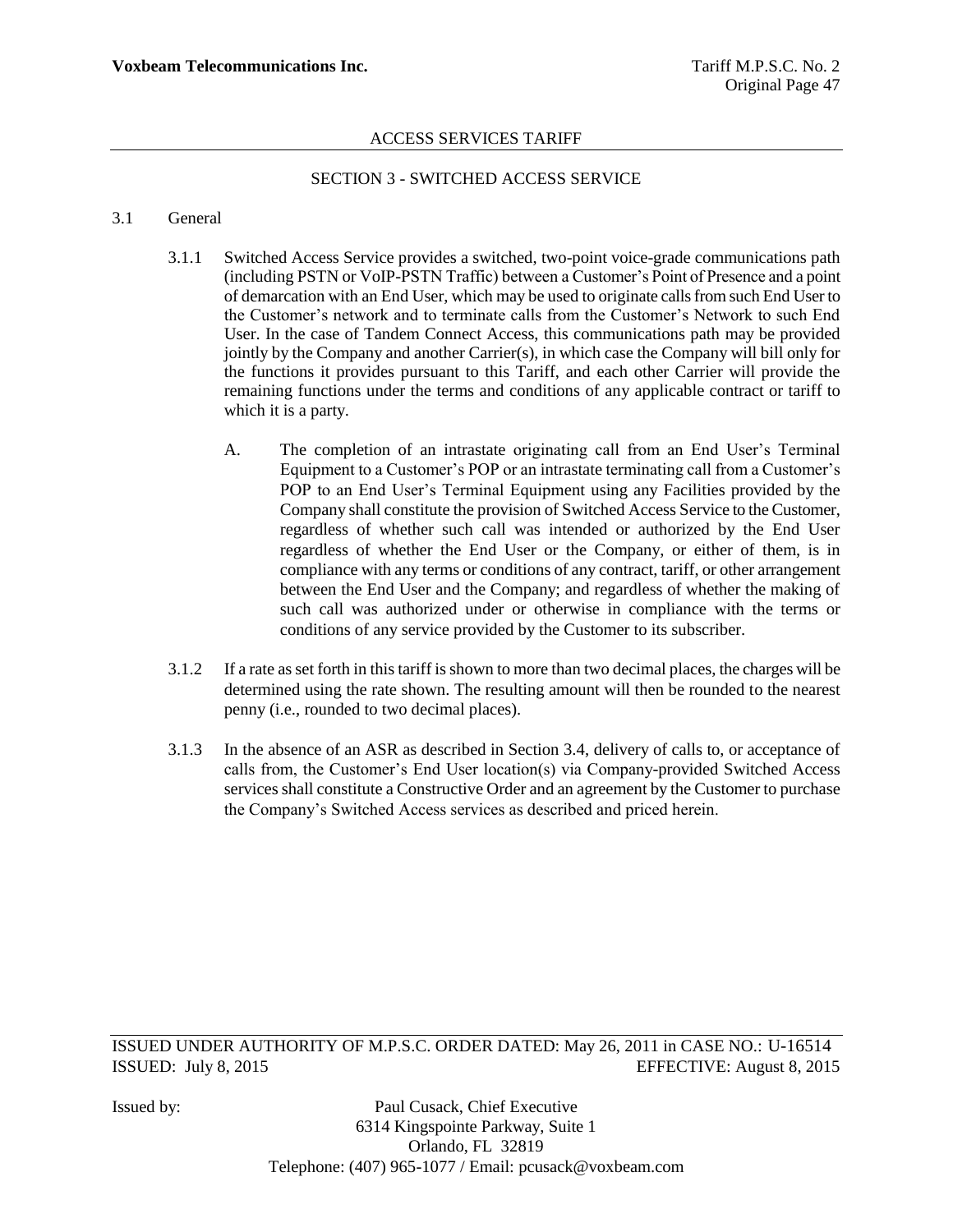## SECTION 3 - SWITCHED ACCESS SERVICE

3.1 General

3.1.1 Switched Access Service provides a switched, two-point voice-grade communications path (including PSTN or VoIP-PSTN Traffic) between a Customer's Point of Presence and a point of demarcation with an End User, which may be used to originate calls from such End User to the Customer's network and to terminate calls from the Customer's Network to such End User. In the case of Tandem Connect Access, this communications path may be provided jointly by the Company and another Carrier(s), in which case the Company will bill only for the functions it provides pursuant to this Tariff, and each other Carrier will provide the remaining functions under the terms and conditions of any applicable contract or tariff to which it is a party.

A. The completion of an intrastate originating call from an End User's Terminal Equipment to a Customer's POP or an intrastate terminating call from a Customer's POP to an End User's Terminal Equipment using any Facilities provided by the Company shall constitute the provision of Switched Access Service to the Customer, regardless of whether such call was intended or authorized by the End User regardless of whether the End User or the Company, or either of them, is in compliance with any terms or conditions of any contract, tariff, or other arrangement between the End User and the Company; and regardless of whether the making of such call was authorized under or otherwise in compliance with the terms or conditions of any service provided by the Customer to its subscriber.

3.1.2 If a rate as set forth in this tariff is shown to more than two decimal places, the charges will be determined using the rate shown. The resulting amount will then be rounded to the nearest penny (i.e., rounded to two decimal places).

3.1.3 In the absence of an ASR as described in Section 3.4, delivery of calls to, or acceptance of calls from, the Customer's End User location(s) via Company-provided Switched Access services shall constitute a Constructive Order and an agreement by the Customer to purchase the Company's Switched Access services as described and priced herein.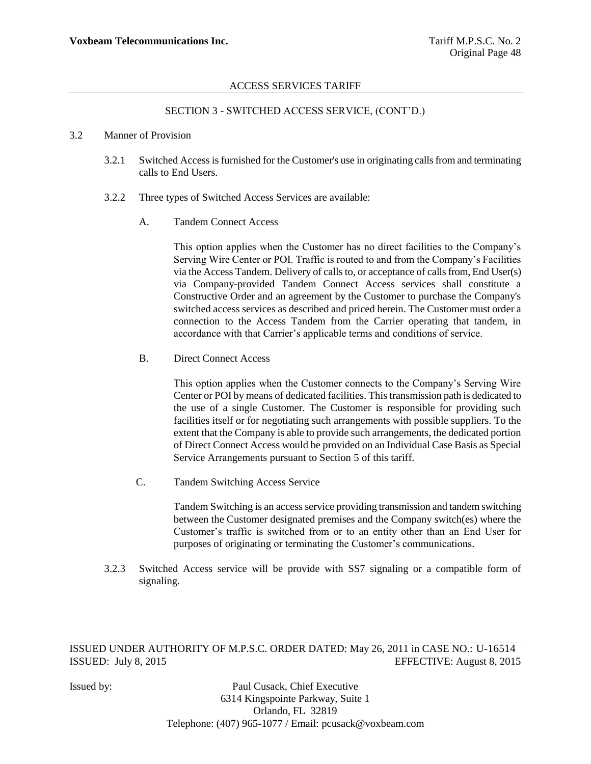SECTION 3 - SWITCHED ACCESS SERVICE, (CONT'D.)

3.2 Manner of Provision

3.2.1 Switched Access is furnished for the Customer's use in originating calls from and terminating calls to End Users.

3.2.2 Three types of Switched Access Services are available:

A. Tandem Connect Access

This option applies when the Customer has no direct facilities to the Company's Serving Wire Center or POI. Traffic is routed to and from the Company's Facilities via the Access Tandem. Delivery of calls to, or acceptance of calls from, End User(s) via Company-provided Tandem Connect Access services shall constitute a Constructive Order and an agreement by the Customer to purchase the Company's switched access services as described and priced herein. The Customer must order a connection to the Access Tandem from the Carrier operating that tandem, in accordance with that Carrier's applicable terms and conditions of service.

B. Direct Connect Access

This option applies when the Customer connects to the Company's Serving Wire Center or POI by means of dedicated facilities. This transmission path is dedicated to the use of a single Customer. The Customer is responsible for providing such facilities itself or for negotiating such arrangements with possible suppliers. To the extent that the Company is able to provide such arrangements, the dedicated portion of Direct Connect Access would be provided on an Individual Case Basis as Special Service Arrangements pursuant to Section 5 of this tariff.

C. Tandem Switching Access Service

Tandem Switching is an access service providing transmission and tandem switching between the Customer designated premises and the Company switch(es) where the Customer's traffic is switched from or to an entity other than an End User for purposes of originating or terminating the Customer's communications.

3.2.3 Switched Access service will be provide with SS7 signaling or a compatible form of signaling.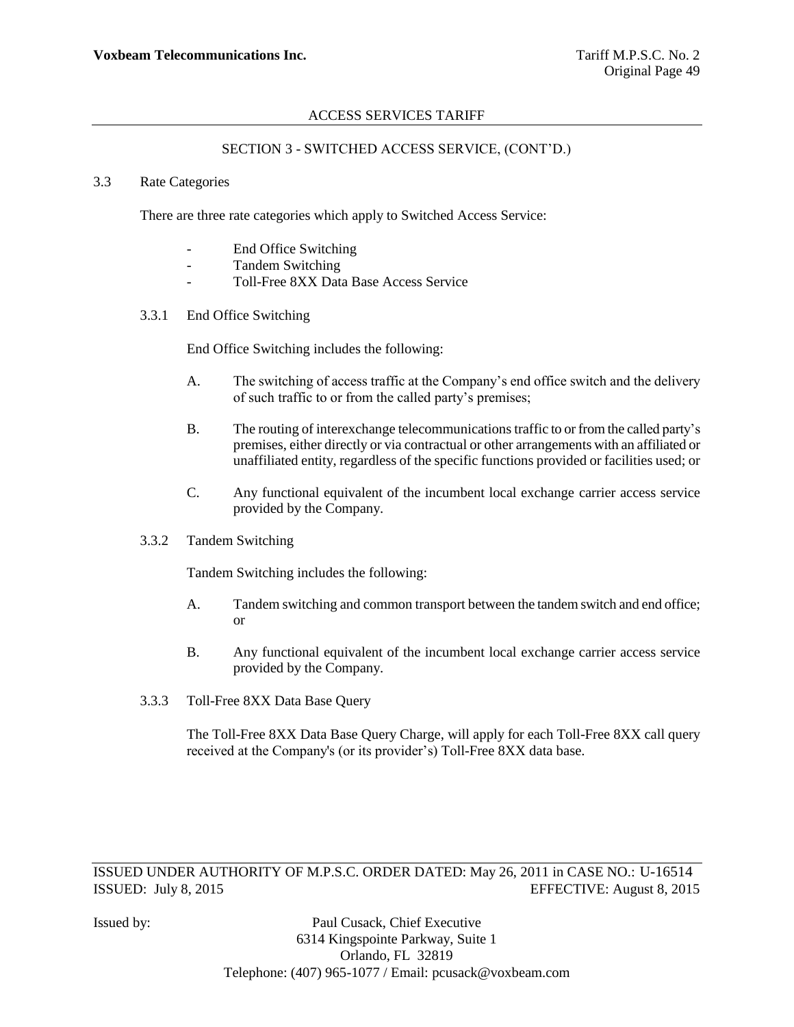ACCESS SERVICES TARIFF

SECTION 3 - SWITCHED ACCESS SERVICE, (CONT'D.)

## 3.3 Rate Categories

There are three rate categories which apply to Switched Access Service:

- End Office Switching
- Tandem Switching
- Toll-Free 8XX Data Base Access Service

### 3.3.1 End Office Switching

End Office Switching includes the following:

A. The switching of access traffic at the Company's end office switch and the delivery of such traffic to or from the called party's premises;

B. The routing of interexchange telecommunications traffic to or from the called party's premises, either directly or via contractual or other arrangements with an affiliated or unaffiliated entity, regardless of the specific functions provided or facilities used; or

C. Any functional equivalent of the incumbent local exchange carrier access service provided by the Company.

### 3.3.2 Tandem Switching

Tandem Switching includes the following:

A. Tandem switching and common transport between the tandem switch and end office; or

B. Any functional equivalent of the incumbent local exchange carrier access service provided by the Company.

### 3.3.3 Toll-Free 8XX Data Base Query

The Toll-Free 8XX Data Base Query Charge, will apply for each Toll-Free 8XX call query received at the Company's (or its provider's) Toll-Free 8XX data base.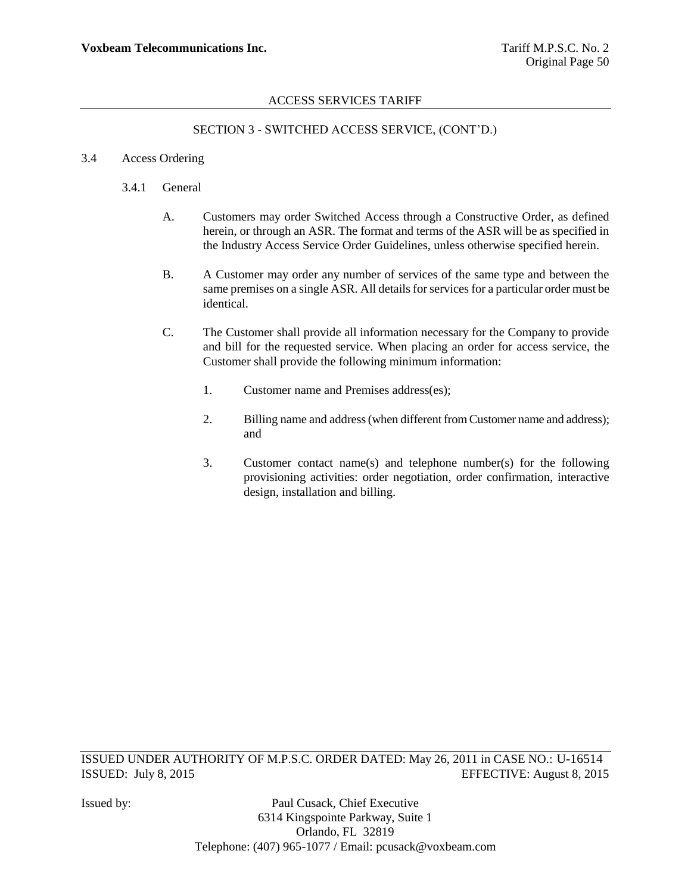SECTION 3 - SWITCHED ACCESS SERVICE, (CONT'D.)

3.4 Access Ordering

3.4.1 General

A. Customers may order Switched Access through a Constructive Order, as defined herein, or through an ASR. The format and terms of the ASR will be as specified in the Industry Access Service Order Guidelines, unless otherwise specified herein.

B. A Customer may order any number of services of the same type and between the same premises on a single ASR. All details for services for a particular order must be identical.

C. The Customer shall provide all information necessary for the Company to provide and bill for the requested service. When placing an order for access service, the Customer shall provide the following minimum information:

1. Customer name and Premises address(es);

2. Billing name and address (when different from Customer name and address); and

3. Customer contact name(s) and telephone number(s) for the following provisioning activities: order negotiation, order confirmation, interactive design, installation and billing.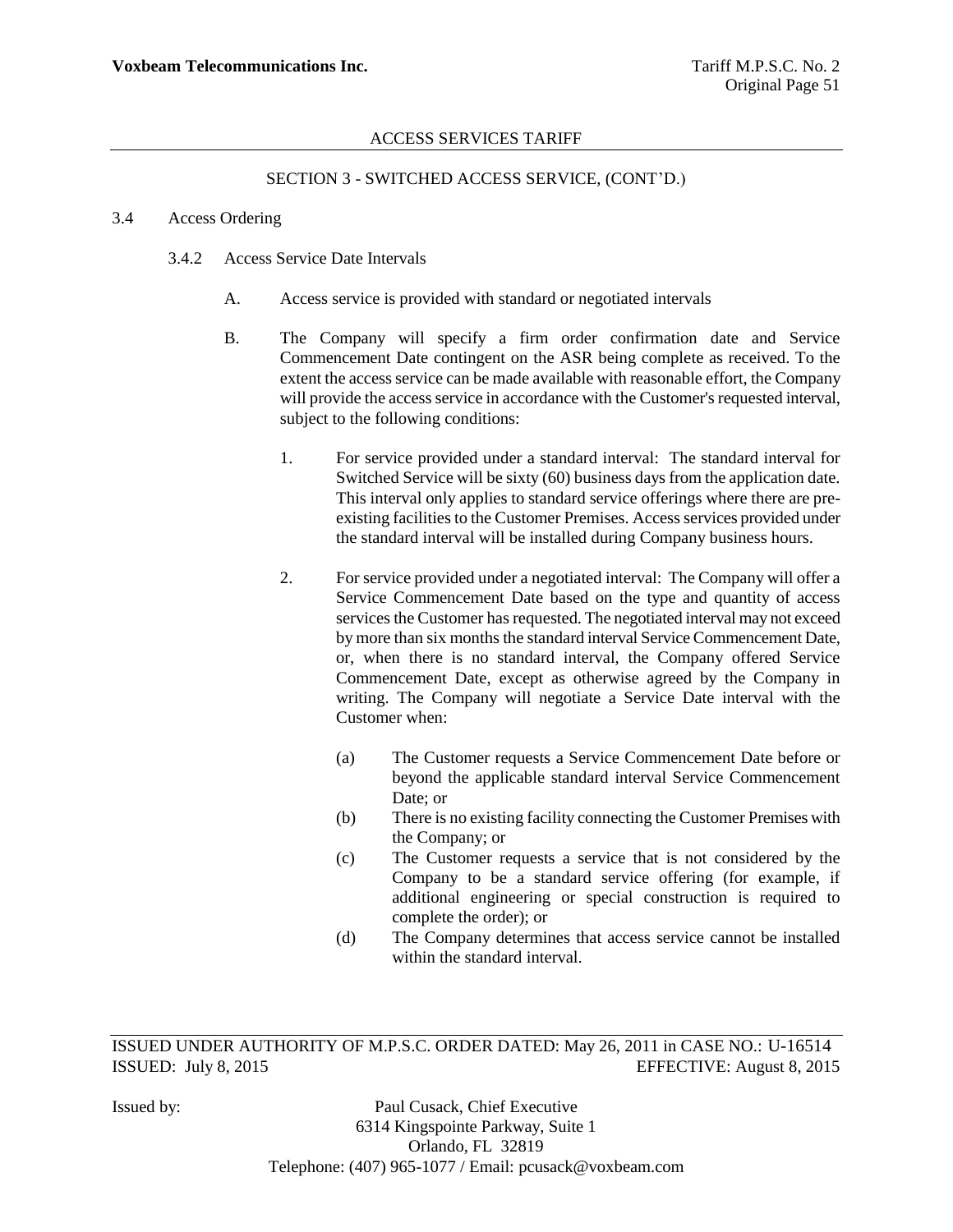ACCESS SERVICES TARIFF

SECTION 3 - SWITCHED ACCESS SERVICE, (CONT'D.)

3.4 Access Ordering

3.4.2 Access Service Date Intervals

A. Access service is provided with standard or negotiated intervals

B. The Company will specify a firm order confirmation date and Service Commencement Date contingent on the ASR being complete as received. To the extent the access service can be made available with reasonable effort, the Company will provide the access service in accordance with the Customer's requested interval, subject to the following conditions:

1. For service provided under a standard interval: The standard interval for Switched Service will be sixty (60) business days from the application date. This interval only applies to standard service offerings where there are pre-existing facilities to the Customer Premises. Access services provided under the standard interval will be installed during Company business hours.

2. For service provided under a negotiated interval: The Company will offer a Service Commencement Date based on the type and quantity of access services the Customer has requested. The negotiated interval may not exceed by more than six months the standard interval Service Commencement Date, or, when there is no standard interval, the Company offered Service Commencement Date, except as otherwise agreed by the Company in writing. The Company will negotiate a Service Date interval with the Customer when:

   (a) The Customer requests a Service Commencement Date before or beyond the applicable standard interval Service Commencement Date; or
   
   (b) There is no existing facility connecting the Customer Premises with the Company; or
   
   (c) The Customer requests a service that is not considered by the Company to be a standard service offering (for example, if additional engineering or special construction is required to complete the order); or
   
   (d) The Company determines that access service cannot be installed within the standard interval.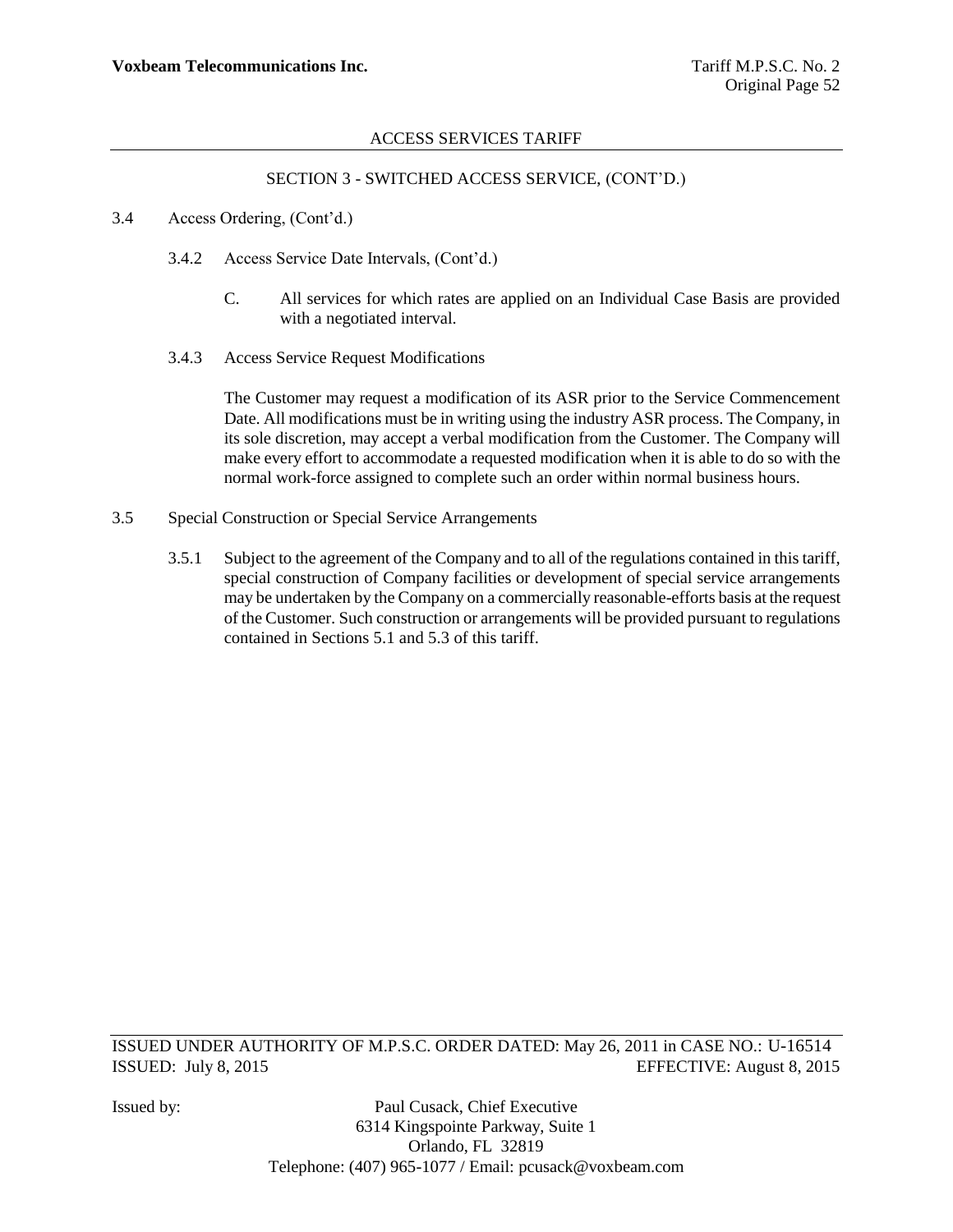## SECTION 3 - SWITCHED ACCESS SERVICE, (CONT'D.)

3.4 Access Ordering, (Cont'd.)

3.4.2 Access Service Date Intervals, (Cont'd.)

C. All services for which rates are applied on an Individual Case Basis are provided with a negotiated interval.

3.4.3 Access Service Request Modifications

The Customer may request a modification of its ASR prior to the Service Commencement Date. All modifications must be in writing using the industry ASR process. The Company, in its sole discretion, may accept a verbal modification from the Customer. The Company will make every effort to accommodate a requested modification when it is able to do so with the normal work-force assigned to complete such an order within normal business hours.

3.5 Special Construction or Special Service Arrangements

3.5.1 Subject to the agreement of the Company and to all of the regulations contained in this tariff, special construction of Company facilities or development of special service arrangements may be undertaken by the Company on a commercially reasonable-efforts basis at the request of the Customer. Such construction or arrangements will be provided pursuant to regulations contained in Sections 5.1 and 5.3 of this tariff.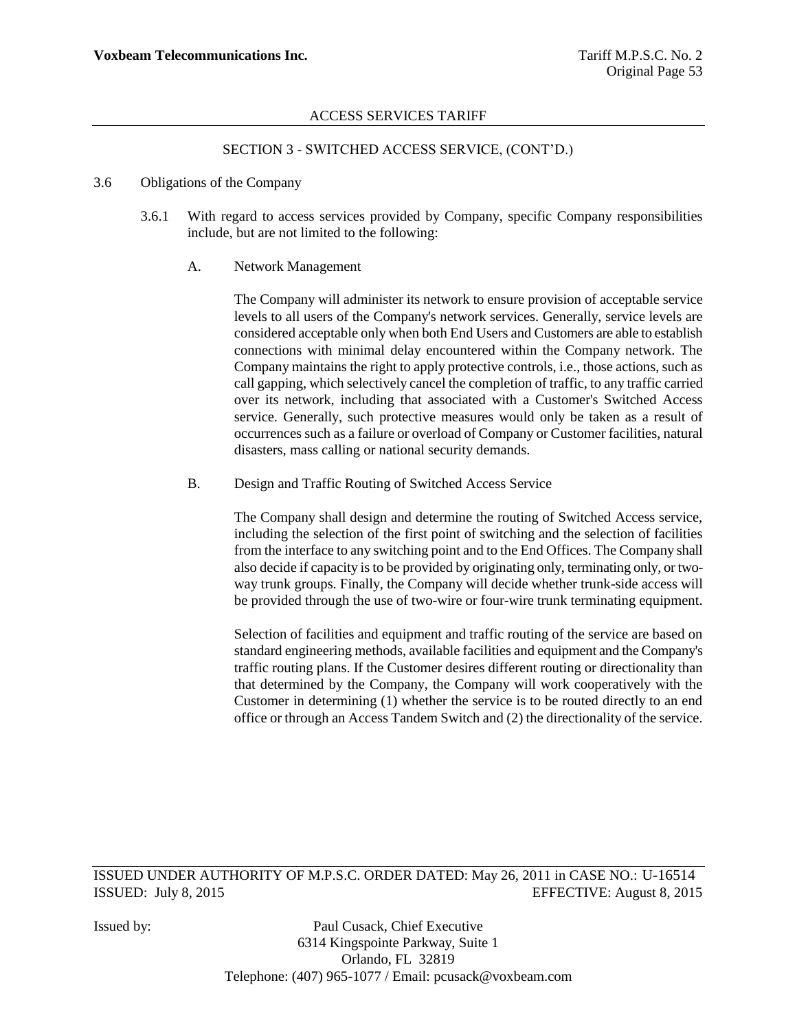ACCESS SERVICES TARIFF

SECTION 3 - SWITCHED ACCESS SERVICE, (CONT'D.)

3.6 Obligations of the Company

3.6.1 With regard to access services provided by Company, specific Company responsibilities include, but are not limited to the following:

A. Network Management

The Company will administer its network to ensure provision of acceptable service levels to all users of the Company's network services. Generally, service levels are considered acceptable only when both End Users and Customers are able to establish connections with minimal delay encountered within the Company network. The Company maintains the right to apply protective controls, i.e., those actions, such as call gapping, which selectively cancel the completion of traffic, to any traffic carried over its network, including that associated with a Customer's Switched Access service. Generally, such protective measures would only be taken as a result of occurrences such as a failure or overload of Company or Customer facilities, natural disasters, mass calling or national security demands.

B. Design and Traffic Routing of Switched Access Service

The Company shall design and determine the routing of Switched Access service, including the selection of the first point of switching and the selection of facilities from the interface to any switching point and to the End Offices. The Company shall also decide if capacity is to be provided by originating only, terminating only, or two-way trunk groups. Finally, the Company will decide whether trunk-side access will be provided through the use of two-wire or four-wire trunk terminating equipment.

Selection of facilities and equipment and traffic routing of the service are based on standard engineering methods, available facilities and equipment and the Company's traffic routing plans. If the Customer desires different routing or directionality than that determined by the Company, the Company will work cooperatively with the Customer in determining (1) whether the service is to be routed directly to an end office or through an Access Tandem Switch and (2) the directionality of the service.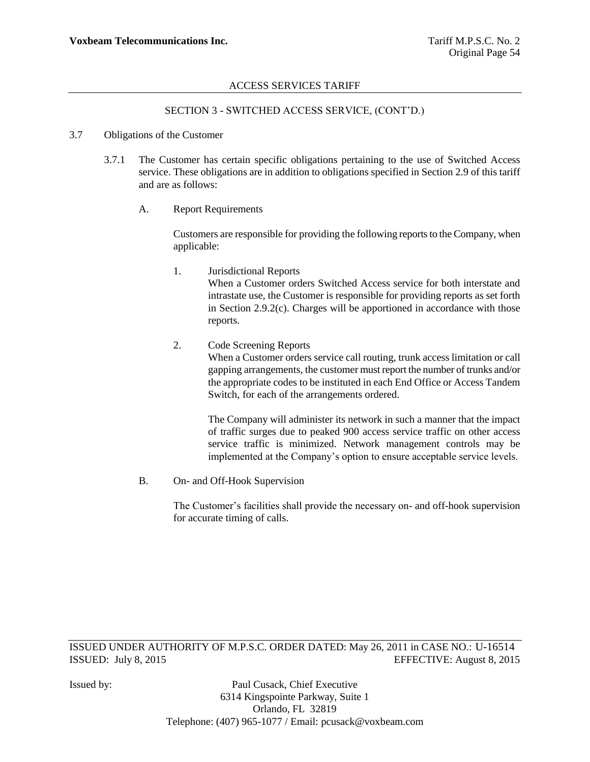SECTION 3 - SWITCHED ACCESS SERVICE, (CONT'D.)

3.7 Obligations of the Customer

3.7.1 The Customer has certain specific obligations pertaining to the use of Switched Access service. These obligations are in addition to obligations specified in Section 2.9 of this tariff and are as follows:

A. Report Requirements

Customers are responsible for providing the following reports to the Company, when applicable:

1. Jurisdictional Reports
When a Customer orders Switched Access service for both interstate and intrastate use, the Customer is responsible for providing reports as set forth in Section 2.9.2(c). Charges will be apportioned in accordance with those reports.

2. Code Screening Reports
When a Customer orders service call routing, trunk access limitation or call gapping arrangements, the customer must report the number of trunks and/or the appropriate codes to be instituted in each End Office or Access Tandem Switch, for each of the arrangements ordered.

The Company will administer its network in such a manner that the impact of traffic surges due to peaked 900 access service traffic on other access service traffic is minimized. Network management controls may be implemented at the Company's option to ensure acceptable service levels.

B. On- and Off-Hook Supervision

The Customer's facilities shall provide the necessary on- and off-hook supervision for accurate timing of calls.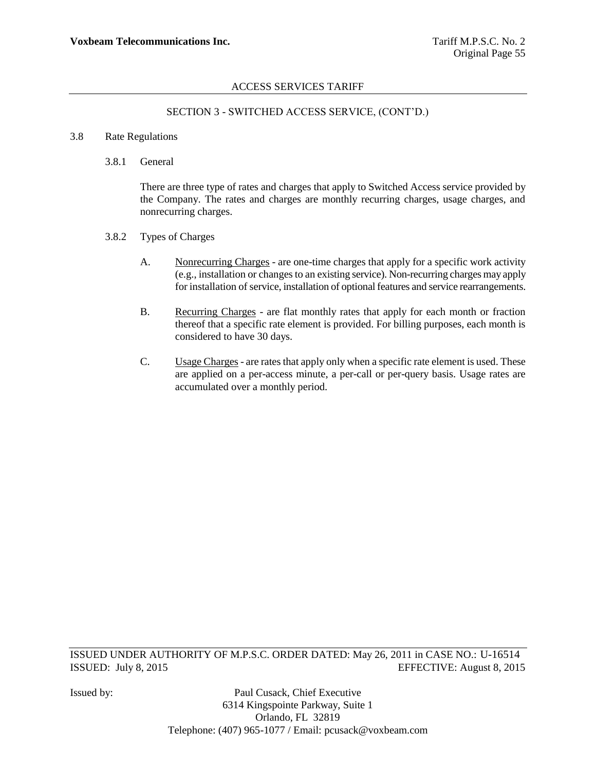## SECTION 3 - SWITCHED ACCESS SERVICE, (CONT'D.)

3.8 Rate Regulations

3.8.1 General

There are three type of rates and charges that apply to Switched Access service provided by the Company. The rates and charges are monthly recurring charges, usage charges, and nonrecurring charges.

3.8.2 Types of Charges

A. Nonrecurring Charges - are one-time charges that apply for a specific work activity (e.g., installation or changes to an existing service). Non-recurring charges may apply for installation of service, installation of optional features and service rearrangements.

B. Recurring Charges - are flat monthly rates that apply for each month or fraction thereof that a specific rate element is provided. For billing purposes, each month is considered to have 30 days.

C. Usage Charges - are rates that apply only when a specific rate element is used. These are applied on a per-access minute, a per-call or per-query basis. Usage rates are accumulated over a monthly period.

ISSUED UNDER AUTHORITY OF M.P.S.C. ORDER DATED: May 26, 2011 in CASE NO.: U-16514
ISSUED: July 8, 2015 EFFECTIVE: August 8, 2015

Issued by: Paul Cusack, Chief Executive
6314 Kingspointe Parkway, Suite 1
Orlando, FL 32819
Telephone: (407) 965-1077 / Email: pcusack@voxbeam.com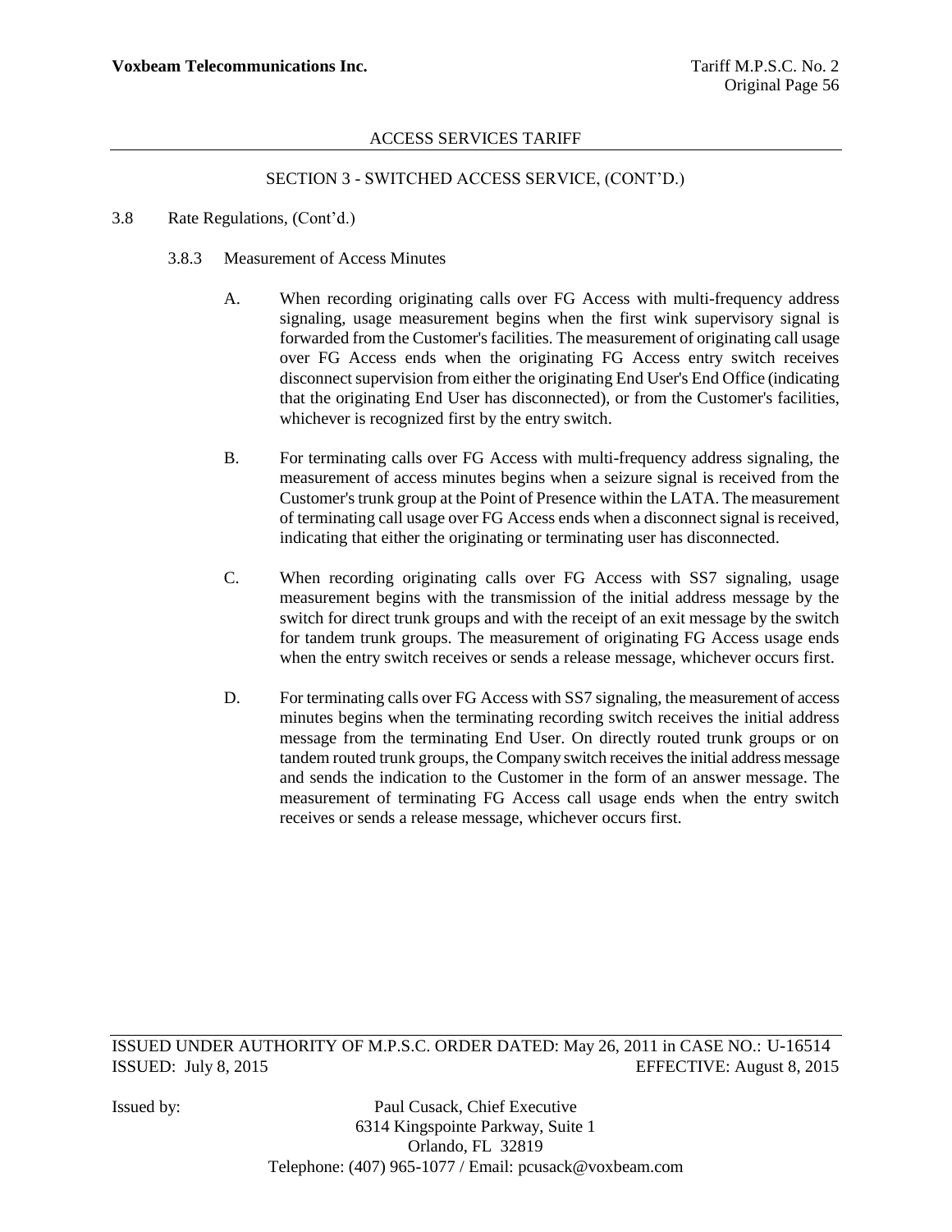ACCESS SERVICES TARIFF

SECTION 3 - SWITCHED ACCESS SERVICE, (CONT'D.)

3.8 Rate Regulations, (Cont'd.)

3.8.3 Measurement of Access Minutes

A. When recording originating calls over FG Access with multi-frequency address signaling, usage measurement begins when the first wink supervisory signal is forwarded from the Customer's facilities. The measurement of originating call usage over FG Access ends when the originating FG Access entry switch receives disconnect supervision from either the originating End User's End Office (indicating that the originating End User has disconnected), or from the Customer's facilities, whichever is recognized first by the entry switch.

B. For terminating calls over FG Access with multi-frequency address signaling, the measurement of access minutes begins when a seizure signal is received from the Customer's trunk group at the Point of Presence within the LATA. The measurement of terminating call usage over FG Access ends when a disconnect signal is received, indicating that either the originating or terminating user has disconnected.

C. When recording originating calls over FG Access with SS7 signaling, usage measurement begins with the transmission of the initial address message by the switch for direct trunk groups and with the receipt of an exit message by the switch for tandem trunk groups. The measurement of originating FG Access usage ends when the entry switch receives or sends a release message, whichever occurs first.

D. For terminating calls over FG Access with SS7 signaling, the measurement of access minutes begins when the terminating recording switch receives the initial address message from the terminating End User. On directly routed trunk groups or on tandem routed trunk groups, the Company switch receives the initial address message and sends the indication to the Customer in the form of an answer message. The measurement of terminating FG Access call usage ends when the entry switch receives or sends a release message, whichever occurs first.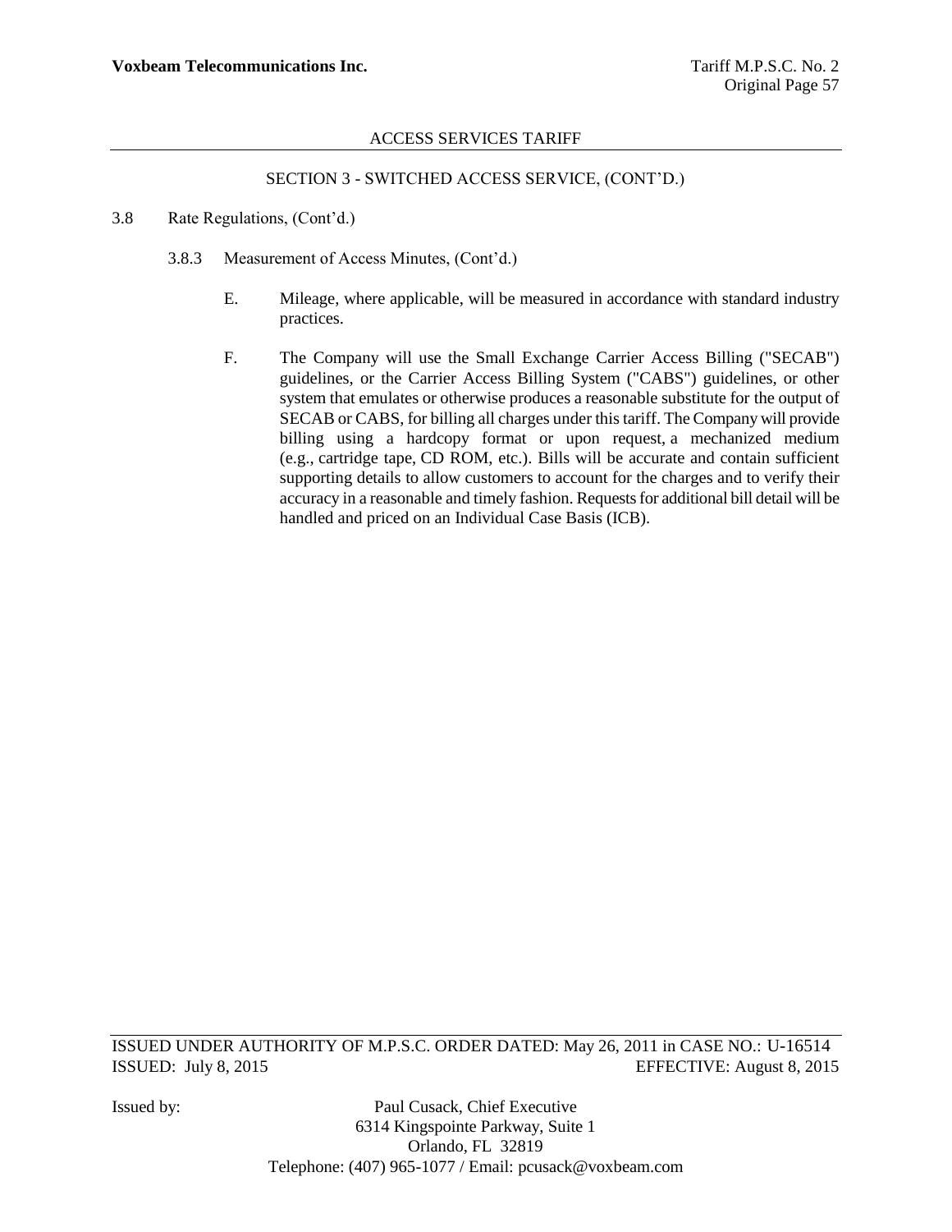ACCESS SERVICES TARIFF

SECTION 3 - SWITCHED ACCESS SERVICE, (CONT'D.)

3.8 Rate Regulations, (Cont'd.)

3.8.3 Measurement of Access Minutes, (Cont'd.)

E. Mileage, where applicable, will be measured in accordance with standard industry practices.

F. The Company will use the Small Exchange Carrier Access Billing ("SECAB") guidelines, or the Carrier Access Billing System ("CABS") guidelines, or other system that emulates or otherwise produces a reasonable substitute for the output of SECAB or CABS, for billing all charges under this tariff. The Company will provide billing using a hardcopy format or upon request, a mechanized medium (e.g., cartridge tape, CD ROM, etc.). Bills will be accurate and contain sufficient supporting details to allow customers to account for the charges and to verify their accuracy in a reasonable and timely fashion. Requests for additional bill detail will be handled and priced on an Individual Case Basis (ICB).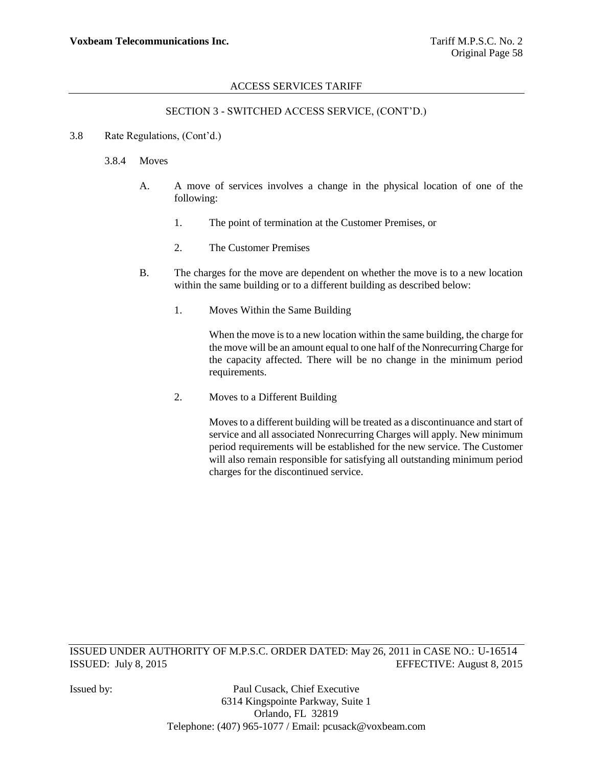SECTION 3 - SWITCHED ACCESS SERVICE, (CONT'D.)

3.8 Rate Regulations, (Cont'd.)

3.8.4 Moves

A. A move of services involves a change in the physical location of one of the following:

1. The point of termination at the Customer Premises, or

2. The Customer Premises

B. The charges for the move are dependent on whether the move is to a new location within the same building or to a different building as described below:

1. Moves Within the Same Building

When the move is to a new location within the same building, the charge for the move will be an amount equal to one half of the Nonrecurring Charge for the capacity affected. There will be no change in the minimum period requirements.

2. Moves to a Different Building

Moves to a different building will be treated as a discontinuance and start of service and all associated Nonrecurring Charges will apply. New minimum period requirements will be established for the new service. The Customer will also remain responsible for satisfying all outstanding minimum period charges for the discontinued service.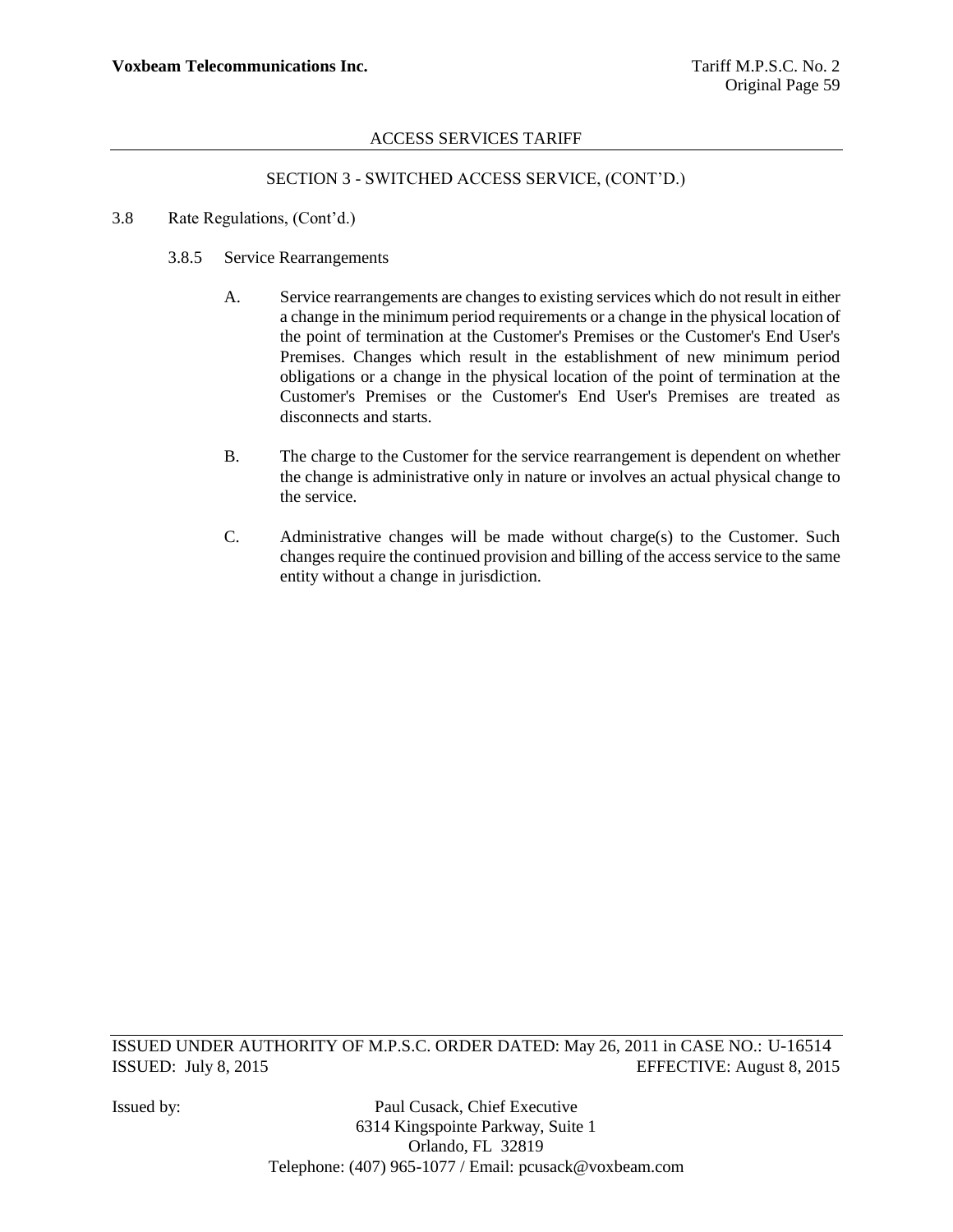### SECTION 3 - SWITCHED ACCESS SERVICE, (CONT'D.)

3.8 Rate Regulations, (Cont'd.)

3.8.5 Service Rearrangements

A. Service rearrangements are changes to existing services which do not result in either a change in the minimum period requirements or a change in the physical location of the point of termination at the Customer's Premises or the Customer's End User's Premises. Changes which result in the establishment of new minimum period obligations or a change in the physical location of the point of termination at the Customer's Premises or the Customer's End User's Premises are treated as disconnects and starts.

B. The charge to the Customer for the service rearrangement is dependent on whether the change is administrative only in nature or involves an actual physical change to the service.

C. Administrative changes will be made without charge(s) to the Customer. Such changes require the continued provision and billing of the access service to the same entity without a change in jurisdiction.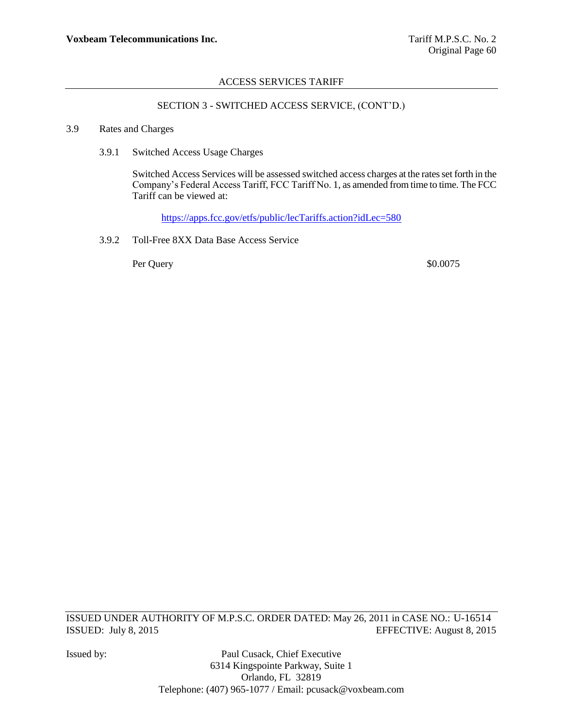## SECTION 3 - SWITCHED ACCESS SERVICE, (CONT'D.)

### 3.9 Rates and Charges

#### 3.9.1 Switched Access Usage Charges

Switched Access Services will be assessed switched access charges at the rates set forth in the Company's Federal Access Tariff, FCC Tariff No. 1, as amended from time to time. The FCC Tariff can be viewed at:

https://apps.fcc.gov/etfs/public/lecTariffs.action?idLec=580

#### 3.9.2 Toll-Free 8XX Data Base Access Service

| | |
|---|---|
| Per Query | $0.0075 |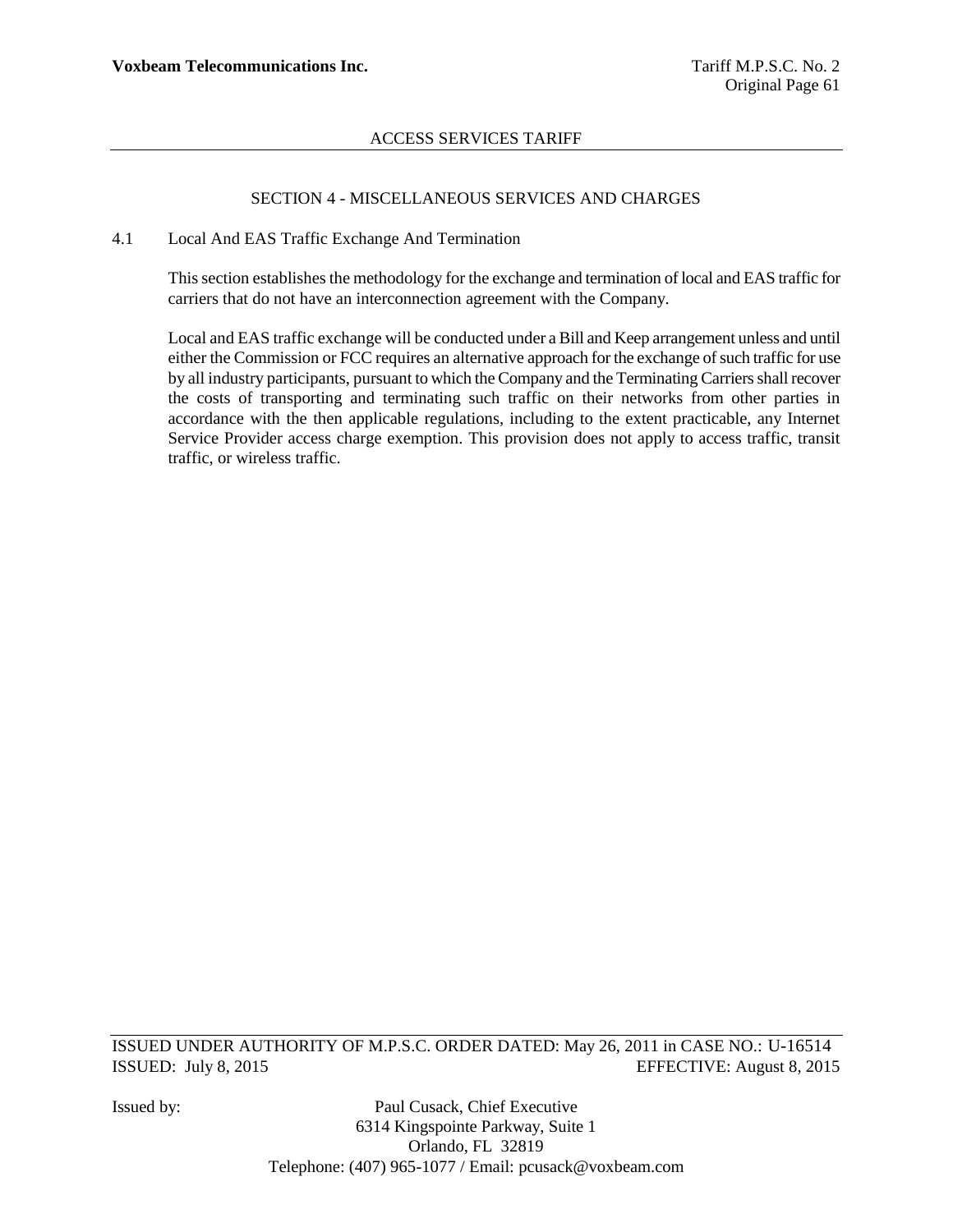## SECTION 4 - MISCELLANEOUS SERVICES AND CHARGES

### 4.1 Local And EAS Traffic Exchange And Termination

This section establishes the methodology for the exchange and termination of local and EAS traffic for carriers that do not have an interconnection agreement with the Company.

Local and EAS traffic exchange will be conducted under a Bill and Keep arrangement unless and until either the Commission or FCC requires an alternative approach for the exchange of such traffic for use by all industry participants, pursuant to which the Company and the Terminating Carriers shall recover the costs of transporting and terminating such traffic on their networks from other parties in accordance with the then applicable regulations, including to the extent practicable, any Internet Service Provider access charge exemption. This provision does not apply to access traffic, transit traffic, or wireless traffic.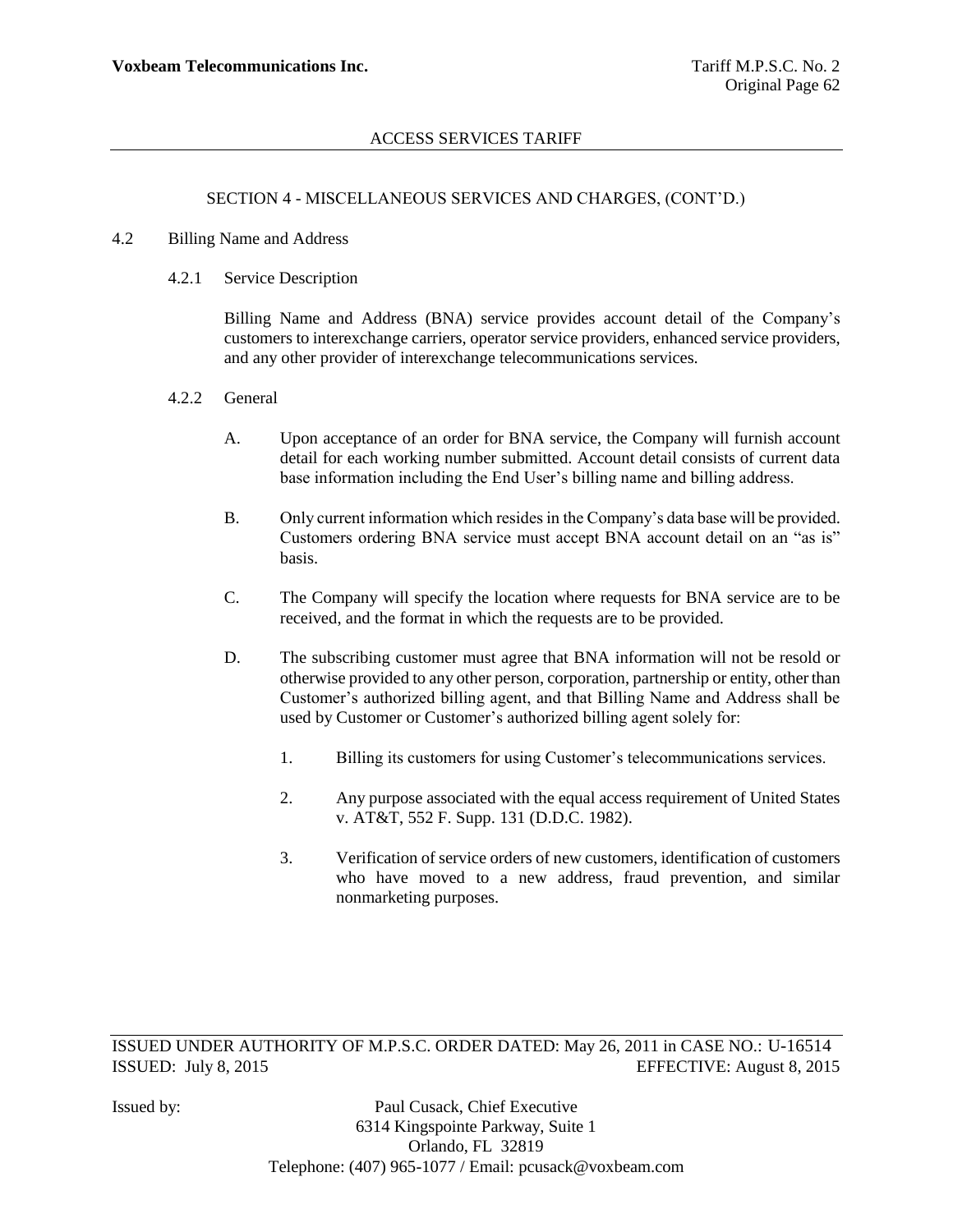SECTION 4 - MISCELLANEOUS SERVICES AND CHARGES, (CONT'D.)

## 4.2 Billing Name and Address

### 4.2.1 Service Description

Billing Name and Address (BNA) service provides account detail of the Company's customers to interexchange carriers, operator service providers, enhanced service providers, and any other provider of interexchange telecommunications services.

### 4.2.2 General

A. Upon acceptance of an order for BNA service, the Company will furnish account detail for each working number submitted. Account detail consists of current data base information including the End User's billing name and billing address.

B. Only current information which resides in the Company's data base will be provided. Customers ordering BNA service must accept BNA account detail on an "as is" basis.

C. The Company will specify the location where requests for BNA service are to be received, and the format in which the requests are to be provided.

D. The subscribing customer must agree that BNA information will not be resold or otherwise provided to any other person, corporation, partnership or entity, other than Customer's authorized billing agent, and that Billing Name and Address shall be used by Customer or Customer's authorized billing agent solely for:

1. Billing its customers for using Customer's telecommunications services.
2. Any purpose associated with the equal access requirement of United States v. AT&T, 552 F. Supp. 131 (D.D.C. 1982).
3. Verification of service orders of new customers, identification of customers who have moved to a new address, fraud prevention, and similar nonmarketing purposes.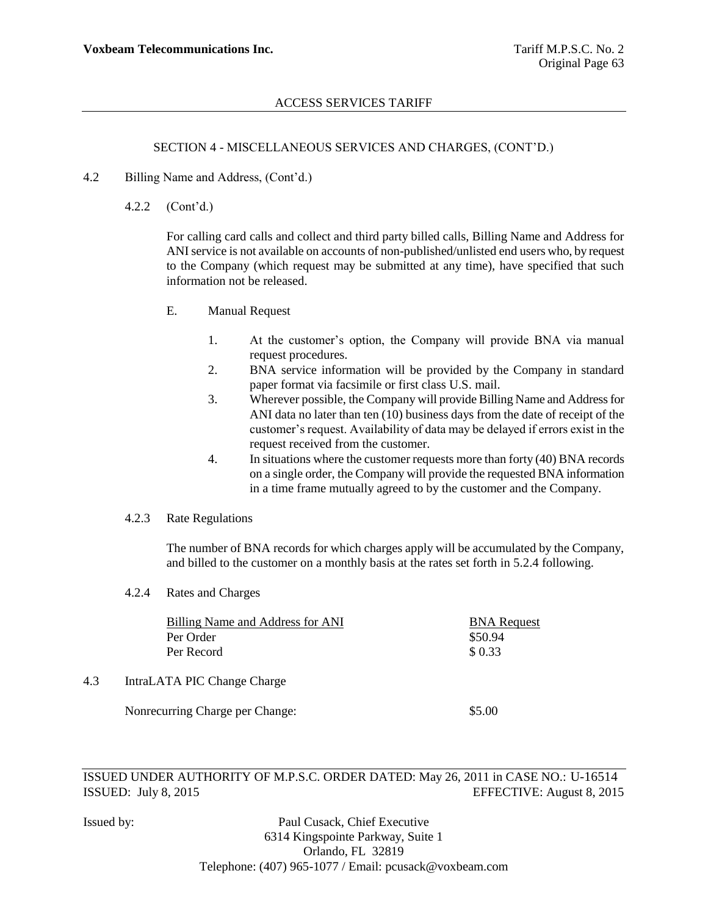SECTION 4 - MISCELLANEOUS SERVICES AND CHARGES, (CONT'D.)

4.2 Billing Name and Address, (Cont'd.)

4.2.2 (Cont'd.)

For calling card calls and collect and third party billed calls, Billing Name and Address for ANI service is not available on accounts of non-published/unlisted end users who, by request to the Company (which request may be submitted at any time), have specified that such information not be released.

E. Manual Request

1. At the customer's option, the Company will provide BNA via manual request procedures.
2. BNA service information will be provided by the Company in standard paper format via facsimile or first class U.S. mail.
3. Wherever possible, the Company will provide Billing Name and Address for ANI data no later than ten (10) business days from the date of receipt of the customer's request. Availability of data may be delayed if errors exist in the request received from the customer.
4. In situations where the customer requests more than forty (40) BNA records on a single order, the Company will provide the requested BNA information in a time frame mutually agreed to by the customer and the Company.

4.2.3 Rate Regulations

The number of BNA records for which charges apply will be accumulated by the Company, and billed to the customer on a monthly basis at the rates set forth in 5.2.4 following.

4.2.4 Rates and Charges

| Billing Name and Address for ANI | BNA Request |
|---|---|
| Per Order | \$50.94 |
| Per Record | \$ 0.33 |

4.3 IntraLATA PIC Change Charge

Nonrecurring Charge per Change: \$5.00

ISSUED UNDER AUTHORITY OF M.P.S.C. ORDER DATED: May 26, 2011 in CASE NO.: U-16514
ISSUED: July 8, 2015 EFFECTIVE: August 8, 2015

Issued by: Paul Cusack, Chief Executive
6314 Kingspointe Parkway, Suite 1
Orlando, FL 32819
Telephone: (407) 965-1077 / Email: pcusack@voxbeam.com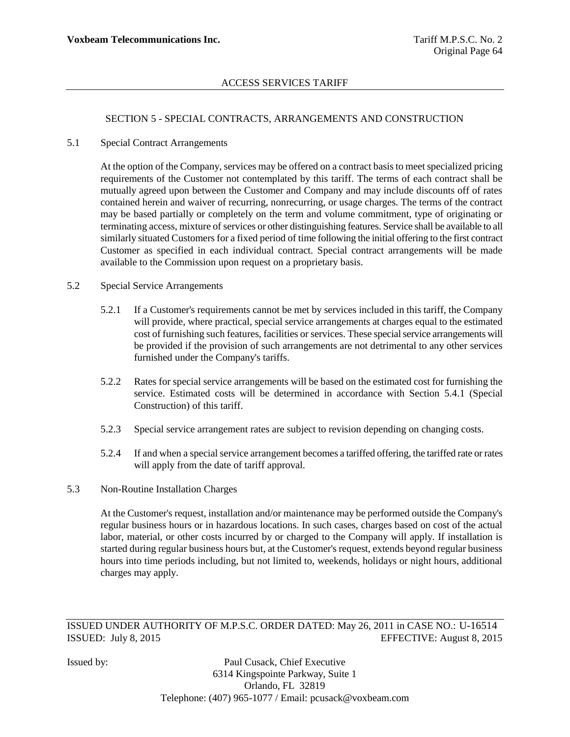## SECTION 5 - SPECIAL CONTRACTS, ARRANGEMENTS AND CONSTRUCTION

### 5.1 Special Contract Arrangements

At the option of the Company, services may be offered on a contract basis to meet specialized pricing requirements of the Customer not contemplated by this tariff. The terms of each contract shall be mutually agreed upon between the Customer and Company and may include discounts off of rates contained herein and waiver of recurring, nonrecurring, or usage charges. The terms of the contract may be based partially or completely on the term and volume commitment, type of originating or terminating access, mixture of services or other distinguishing features. Service shall be available to all similarly situated Customers for a fixed period of time following the initial offering to the first contract Customer as specified in each individual contract. Special contract arrangements will be made available to the Commission upon request on a proprietary basis.

### 5.2 Special Service Arrangements

5.2.1 If a Customer's requirements cannot be met by services included in this tariff, the Company will provide, where practical, special service arrangements at charges equal to the estimated cost of furnishing such features, facilities or services. These special service arrangements will be provided if the provision of such arrangements are not detrimental to any other services furnished under the Company's tariffs.

5.2.2 Rates for special service arrangements will be based on the estimated cost for furnishing the service. Estimated costs will be determined in accordance with Section 5.4.1 (Special Construction) of this tariff.

5.2.3 Special service arrangement rates are subject to revision depending on changing costs.

5.2.4 If and when a special service arrangement becomes a tariffed offering, the tariffed rate or rates will apply from the date of tariff approval.

### 5.3 Non-Routine Installation Charges

At the Customer's request, installation and/or maintenance may be performed outside the Company's regular business hours or in hazardous locations. In such cases, charges based on cost of the actual labor, material, or other costs incurred by or charged to the Company will apply. If installation is started during regular business hours but, at the Customer's request, extends beyond regular business hours into time periods including, but not limited to, weekends, holidays or night hours, additional charges may apply.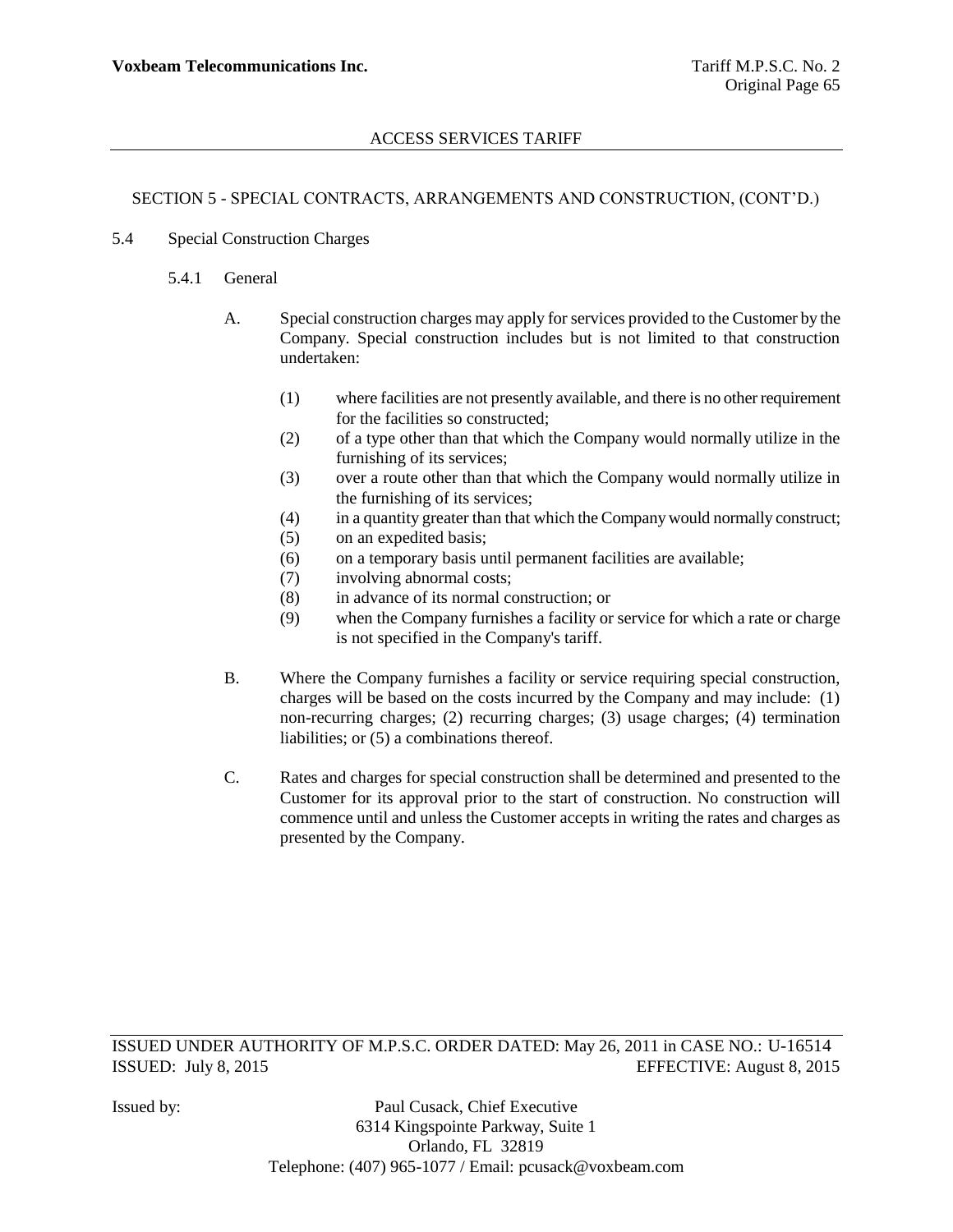SECTION 5 - SPECIAL CONTRACTS, ARRANGEMENTS AND CONSTRUCTION, (CONT'D.)

## 5.4 Special Construction Charges

### 5.4.1 General

A. Special construction charges may apply for services provided to the Customer by the Company. Special construction includes but is not limited to that construction undertaken:

(1) where facilities are not presently available, and there is no other requirement for the facilities so constructed;
(2) of a type other than that which the Company would normally utilize in the furnishing of its services;
(3) over a route other than that which the Company would normally utilize in the furnishing of its services;
(4) in a quantity greater than that which the Company would normally construct;
(5) on an expedited basis;
(6) on a temporary basis until permanent facilities are available;
(7) involving abnormal costs;
(8) in advance of its normal construction; or
(9) when the Company furnishes a facility or service for which a rate or charge is not specified in the Company's tariff.

B. Where the Company furnishes a facility or service requiring special construction, charges will be based on the costs incurred by the Company and may include: (1) non-recurring charges; (2) recurring charges; (3) usage charges; (4) termination liabilities; or (5) a combinations thereof.

C. Rates and charges for special construction shall be determined and presented to the Customer for its approval prior to the start of construction. No construction will commence until and unless the Customer accepts in writing the rates and charges as presented by the Company.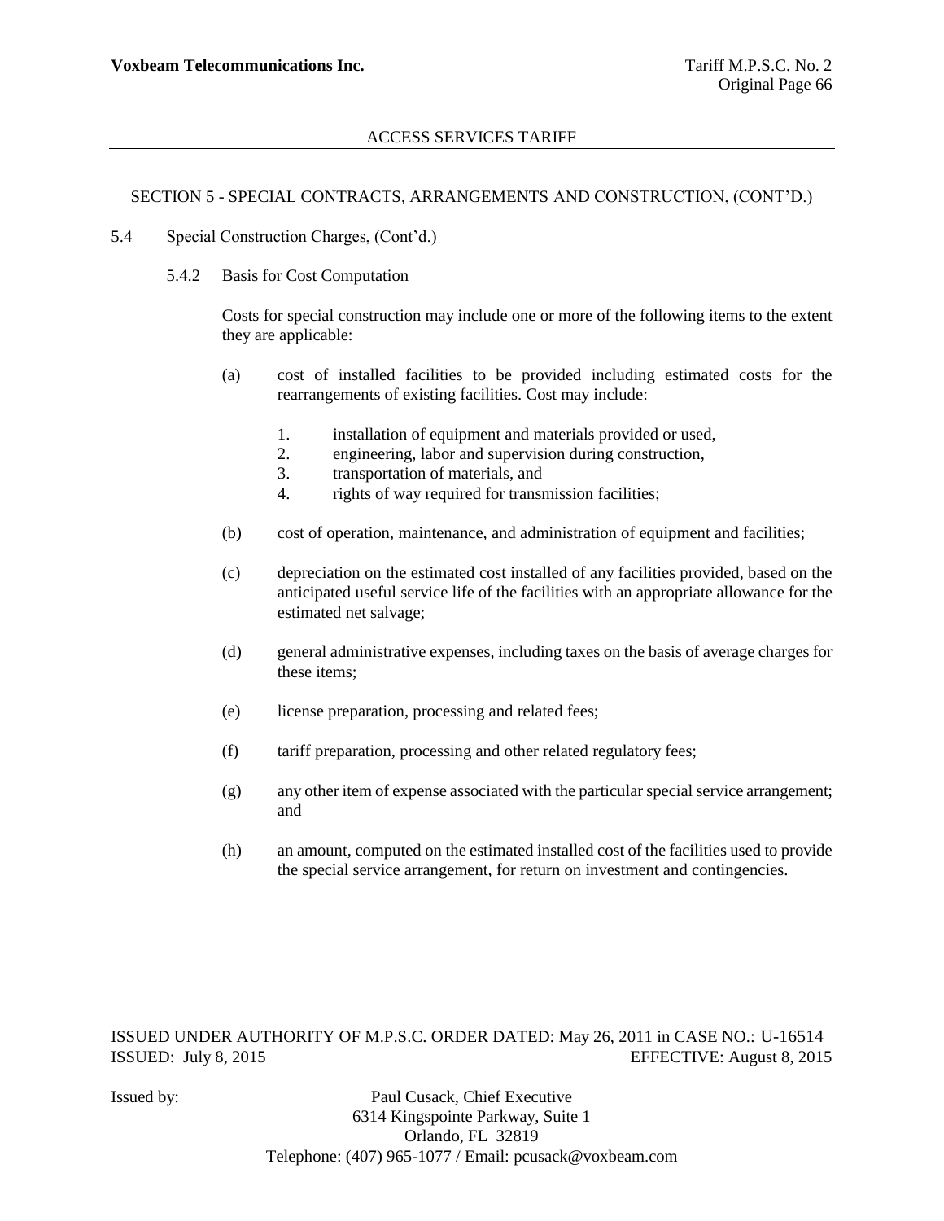ACCESS SERVICES TARIFF

SECTION 5 - SPECIAL CONTRACTS, ARRANGEMENTS AND CONSTRUCTION, (CONT'D.)

5.4 Special Construction Charges, (Cont'd.)

5.4.2 Basis for Cost Computation

Costs for special construction may include one or more of the following items to the extent they are applicable:

(a) cost of installed facilities to be provided including estimated costs for the rearrangements of existing facilities. Cost may include:

1. installation of equipment and materials provided or used,
2. engineering, labor and supervision during construction,
3. transportation of materials, and
4. rights of way required for transmission facilities;

(b) cost of operation, maintenance, and administration of equipment and facilities;

(c) depreciation on the estimated cost installed of any facilities provided, based on the anticipated useful service life of the facilities with an appropriate allowance for the estimated net salvage;

(d) general administrative expenses, including taxes on the basis of average charges for these items;

(e) license preparation, processing and related fees;

(f) tariff preparation, processing and other related regulatory fees;

(g) any other item of expense associated with the particular special service arrangement; and

(h) an amount, computed on the estimated installed cost of the facilities used to provide the special service arrangement, for return on investment and contingencies.

ISSUED UNDER AUTHORITY OF M.P.S.C. ORDER DATED: May 26, 2011 in CASE NO.: U-16514
ISSUED: July 8, 2015 EFFECTIVE: August 8, 2015

Issued by: Paul Cusack, Chief Executive
6314 Kingspointe Parkway, Suite 1
Orlando, FL 32819
Telephone: (407) 965-1077 / Email: pcusack@voxbeam.com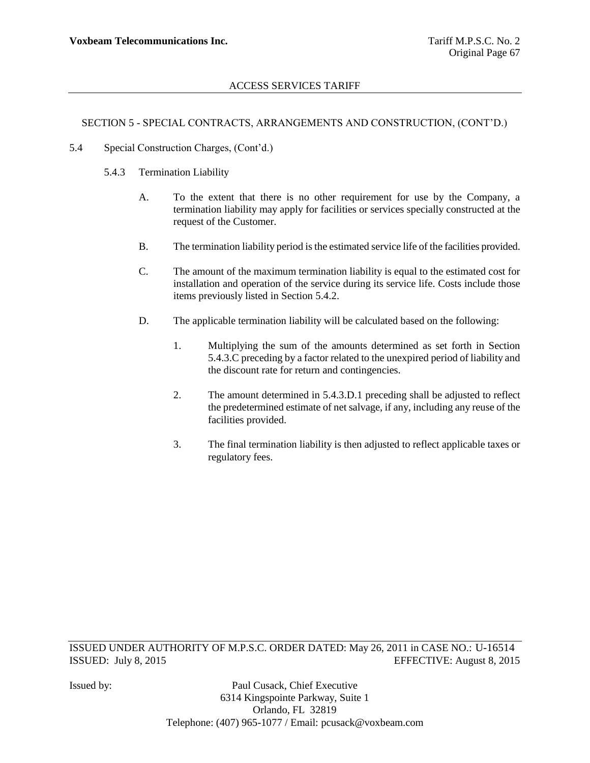## SECTION 5 - SPECIAL CONTRACTS, ARRANGEMENTS AND CONSTRUCTION, (CONT'D.)

5.4 Special Construction Charges, (Cont'd.)

5.4.3 Termination Liability

A. To the extent that there is no other requirement for use by the Company, a termination liability may apply for facilities or services specially constructed at the request of the Customer.

B. The termination liability period is the estimated service life of the facilities provided.

C. The amount of the maximum termination liability is equal to the estimated cost for installation and operation of the service during its service life. Costs include those items previously listed in Section 5.4.2.

D. The applicable termination liability will be calculated based on the following:

1. Multiplying the sum of the amounts determined as set forth in Section 5.4.3.C preceding by a factor related to the unexpired period of liability and the discount rate for return and contingencies.

2. The amount determined in 5.4.3.D.1 preceding shall be adjusted to reflect the predetermined estimate of net salvage, if any, including any reuse of the facilities provided.

3. The final termination liability is then adjusted to reflect applicable taxes or regulatory fees.